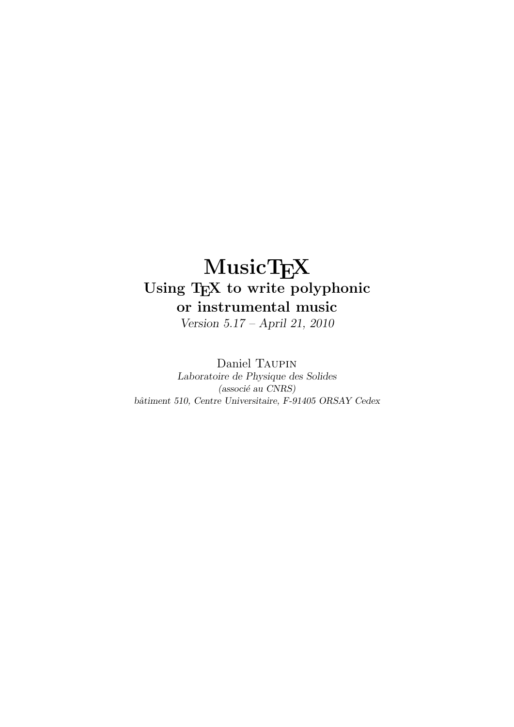# MusicTEX

## Using TEX to write polyphonic or instrumental music

*Version 5.17 – April 21, 2010*

Daniel Taupin

*Laboratoire de Physique des Solides*

*(associé au CNRS)*

*bâtiment 510, Centre Universitaire, F-91405 ORSAY Cedex*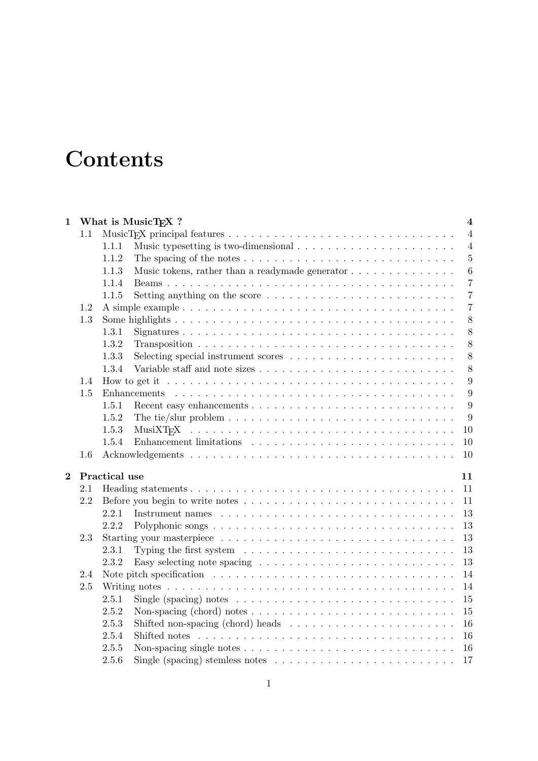# Contents

**1 What is MusicTEX ? 4**

- 1.1 MusicTEX principal features . . . 4
  - 1.1.1 Music typesetting is two-dimensional . . . 4
  - 1.1.2 The spacing of the notes . . . 5
  - 1.1.3 Music tokens, rather than a readymade generator . . . 6
  - 1.1.4 Beams . . . 7
  - 1.1.5 Setting anything on the score . . . 7
- 1.2 A simple example . . . 7
- 1.3 Some highlights . . . 8
  - 1.3.1 Signatures . . . 8
  - 1.3.2 Transposition . . . 8
  - 1.3.3 Selecting special instrument scores . . . 8
  - 1.3.4 Variable staff and note sizes . . . 8
- 1.4 How to get it . . . 9
- 1.5 Enhancements . . . 9
  - 1.5.1 Recent easy enhancements . . . 9
  - 1.5.2 The tie/slur problem . . . 9
  - 1.5.3 MusiXTEX . . . 10
  - 1.5.4 Enhancement limitations . . . 10
- 1.6 Acknowledgements . . . 10

**2 Practical use 11**

- 2.1 Heading statements . . . 11
- 2.2 Before you begin to write notes . . . 11
  - 2.2.1 Instrument names . . . 13
  - 2.2.2 Polyphonic songs . . . 13
- 2.3 Starting your masterpiece . . . 13
  - 2.3.1 Typing the first system . . . 13
  - 2.3.2 Easy selecting note spacing . . . 13
- 2.4 Note pitch specification . . . 14
- 2.5 Writing notes . . . 14
  - 2.5.1 Single (spacing) notes . . . 15
  - 2.5.2 Non-spacing (chord) notes . . . 15
  - 2.5.3 Shifted non-spacing (chord) heads . . . 16
  - 2.5.4 Shifted notes . . . 16
  - 2.5.5 Non-spacing single notes . . . 16
  - 2.5.6 Single (spacing) stemless notes . . . 17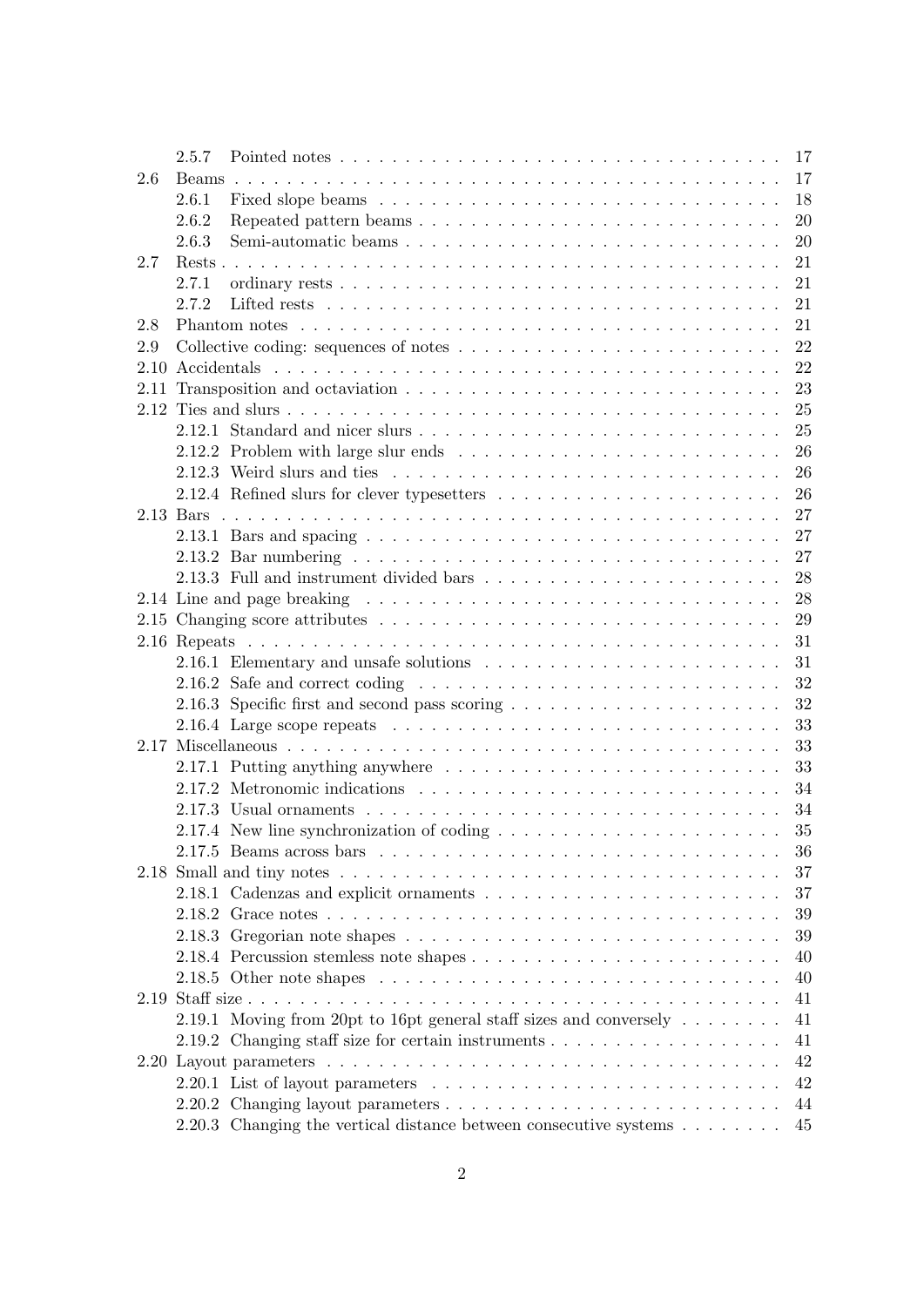- 2.5.7 Pointed notes . . . 17
- 2.6 Beams . . . 17
  - 2.6.1 Fixed slope beams . . . 18
  - 2.6.2 Repeated pattern beams . . . 20
  - 2.6.3 Semi-automatic beams . . . 20
- 2.7 Rests . . . 21
  - 2.7.1 ordinary rests . . . 21
  - 2.7.2 Lifted rests . . . 21
- 2.8 Phantom notes . . . 21
- 2.9 Collective coding: sequences of notes . . . 22
- 2.10 Accidentals . . . 22
- 2.11 Transposition and octaviation . . . 23
- 2.12 Ties and slurs . . . 25
  - 2.12.1 Standard and nicer slurs . . . 25
  - 2.12.2 Problem with large slur ends . . . 26
  - 2.12.3 Weird slurs and ties . . . 26
  - 2.12.4 Refined slurs for clever typesetters . . . 26
- 2.13 Bars . . . 27
  - 2.13.1 Bars and spacing . . . 27
  - 2.13.2 Bar numbering . . . 27
  - 2.13.3 Full and instrument divided bars . . . 28
- 2.14 Line and page breaking . . . 28
- 2.15 Changing score attributes . . . 29
- 2.16 Repeats . . . 31
  - 2.16.1 Elementary and unsafe solutions . . . 31
  - 2.16.2 Safe and correct coding . . . 32
  - 2.16.3 Specific first and second pass scoring . . . 32
  - 2.16.4 Large scope repeats . . . 33
- 2.17 Miscellaneous . . . 33
  - 2.17.1 Putting anything anywhere . . . 33
  - 2.17.2 Metronomic indications . . . 34
  - 2.17.3 Usual ornaments . . . 34
  - 2.17.4 New line synchronization of coding . . . 35
  - 2.17.5 Beams across bars . . . 36
- 2.18 Small and tiny notes . . . 37
  - 2.18.1 Cadenzas and explicit ornaments . . . 37
  - 2.18.2 Grace notes . . . 39
  - 2.18.3 Gregorian note shapes . . . 39
  - 2.18.4 Percussion stemless note shapes . . . 40
  - 2.18.5 Other note shapes . . . 40
- 2.19 Staff size . . . 41
  - 2.19.1 Moving from 20pt to 16pt general staff sizes and conversely . . . 41
  - 2.19.2 Changing staff size for certain instruments . . . 41
- 2.20 Layout parameters . . . 42
  - 2.20.1 List of layout parameters . . . 42
  - 2.20.2 Changing layout parameters . . . 44
  - 2.20.3 Changing the vertical distance between consecutive systems . . . 45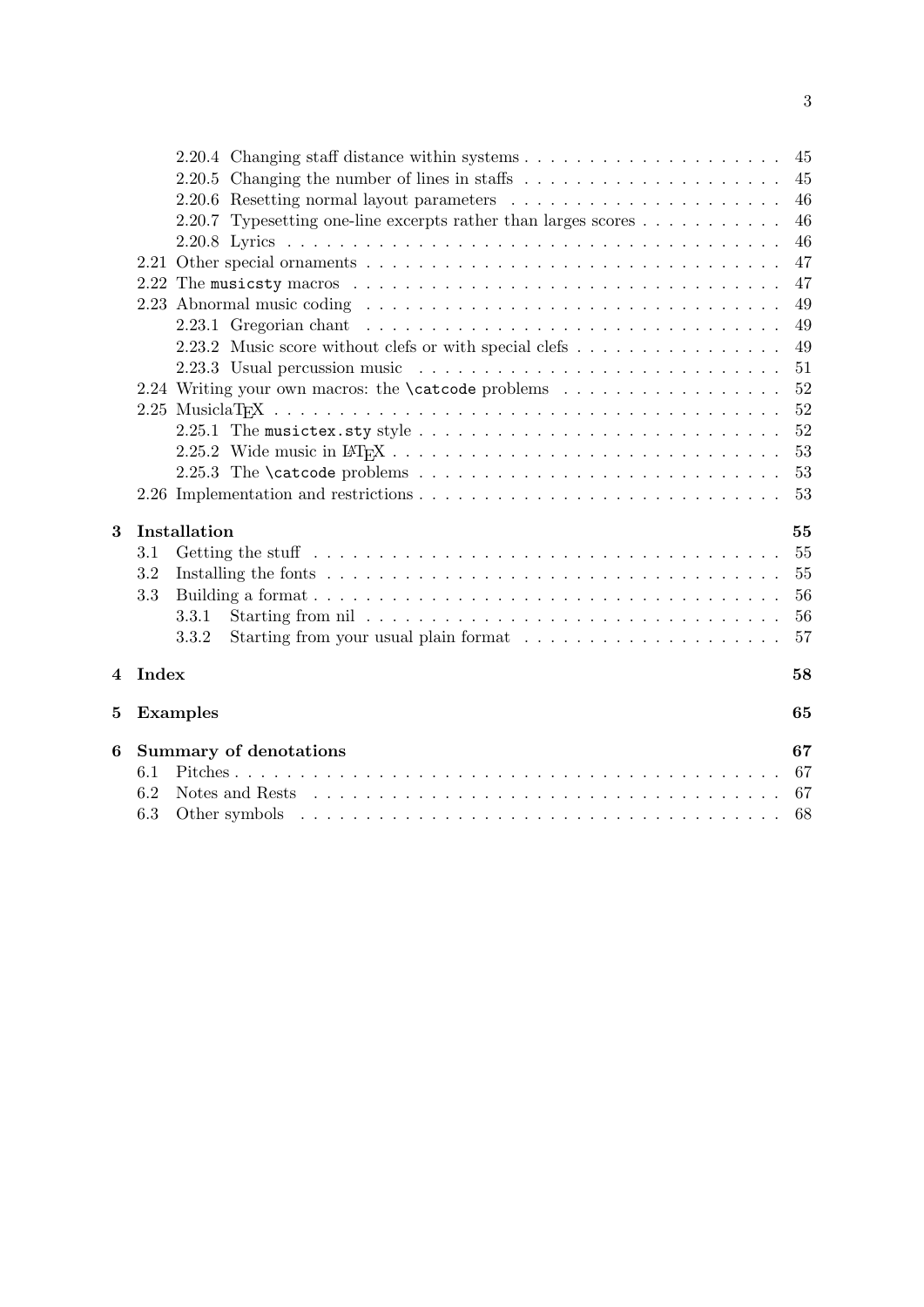- 2.20.4 Changing staff distance within systems . . . . . 45
- 2.20.5 Changing the number of lines in staffs . . . . . 45
- 2.20.6 Resetting normal layout parameters . . . . . 46
- 2.20.7 Typesetting one-line excerpts rather than larges scores . . . . . 46
- 2.20.8 Lyrics . . . . . 46
- 2.21 Other special ornaments . . . . . 47
- 2.22 The `musicsty` macros . . . . . 47
- 2.23 Abnormal music coding . . . . . 49
  - 2.23.1 Gregorian chant . . . . . 49
  - 2.23.2 Music score without clefs or with special clefs . . . . . 49
  - 2.23.3 Usual percussion music . . . . . 51
- 2.24 Writing your own macros: the `\catcode` problems . . . . . 52
- 2.25 MusiclaTeX . . . . . 52
  - 2.25.1 The `musictex.sty` style . . . . . 52
  - 2.25.2 Wide music in LaTeX . . . . . 53
  - 2.25.3 The `\catcode` problems . . . . . 53
- 2.26 Implementation and restrictions . . . . . 53

**3 Installation** **55**

- 3.1 Getting the stuff . . . . . 55
- 3.2 Installing the fonts . . . . . 55
- 3.3 Building a format . . . . . 56
  - 3.3.1 Starting from nil . . . . . 56
  - 3.3.2 Starting from your usual plain format . . . . . 57

**4 Index** **58**

**5 Examples** **65**

**6 Summary of denotations** **67**

- 6.1 Pitches . . . . . 67
- 6.2 Notes and Rests . . . . . 67
- 6.3 Other symbols . . . . . 68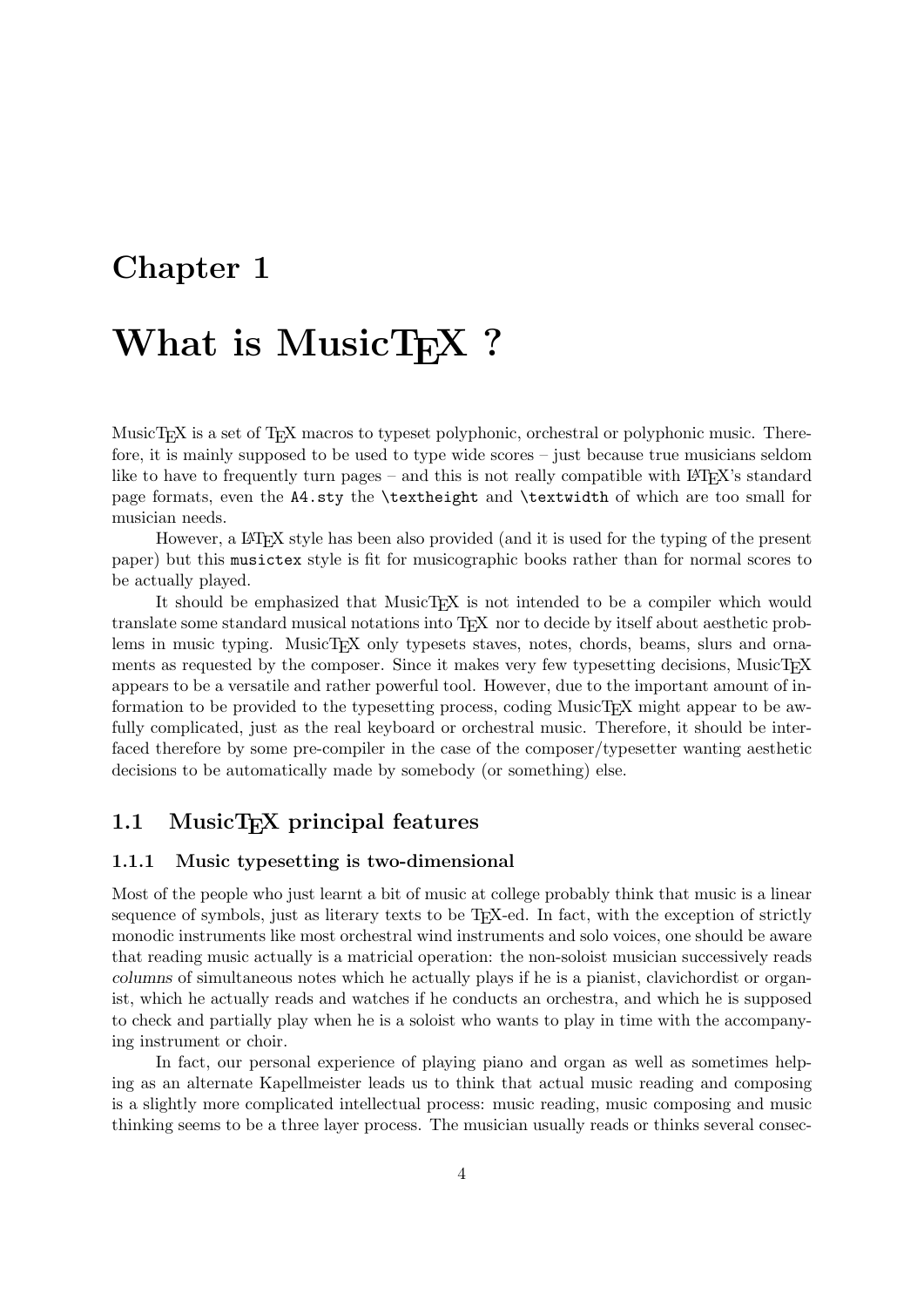# Chapter 1

# What is MusicTEX ?

MusicTEX is a set of TEX macros to typeset polyphonic, orchestral or polyphonic music. Therefore, it is mainly supposed to be used to type wide scores – just because true musicians seldom like to have to frequently turn pages – and this is not really compatible with LATEX's standard page formats, even the `A4.sty` the `\textheight` and `\textwidth` of which are too small for musician needs.

However, a LATEX style has been also provided (and it is used for the typing of the present paper) but this `musictex` style is fit for musicographic books rather than for normal scores to be actually played.

It should be emphasized that MusicTEX is not intended to be a compiler which would translate some standard musical notations into TEX nor to decide by itself about aesthetic problems in music typing. MusicTEX only typesets staves, notes, chords, beams, slurs and ornaments as requested by the composer. Since it makes very few typesetting decisions, MusicTEX appears to be a versatile and rather powerful tool. However, due to the important amount of information to be provided to the typesetting process, coding MusicTEX might appear to be awfully complicated, just as the real keyboard or orchestral music. Therefore, it should be interfaced therefore by some pre-compiler in the case of the composer/typesetter wanting aesthetic decisions to be automatically made by somebody (or something) else.

## 1.1 MusicTEX principal features

### 1.1.1 Music typesetting is two-dimensional

Most of the people who just learnt a bit of music at college probably think that music is a linear sequence of symbols, just as literary texts to be TEX-ed. In fact, with the exception of strictly monodic instruments like most orchestral wind instruments and solo voices, one should be aware that reading music actually is a matricial operation: the non-soloist musician successively reads *columns* of simultaneous notes which he actually plays if he is a pianist, clavichordist or organist, which he actually reads and watches if he conducts an orchestra, and which he is supposed to check and partially play when he is a soloist who wants to play in time with the accompanying instrument or choir.

In fact, our personal experience of playing piano and organ as well as sometimes helping as an alternate Kapellmeister leads us to think that actual music reading and composing is a slightly more complicated intellectual process: music reading, music composing and music thinking seems to be a three layer process. The musician usually reads or thinks several consec-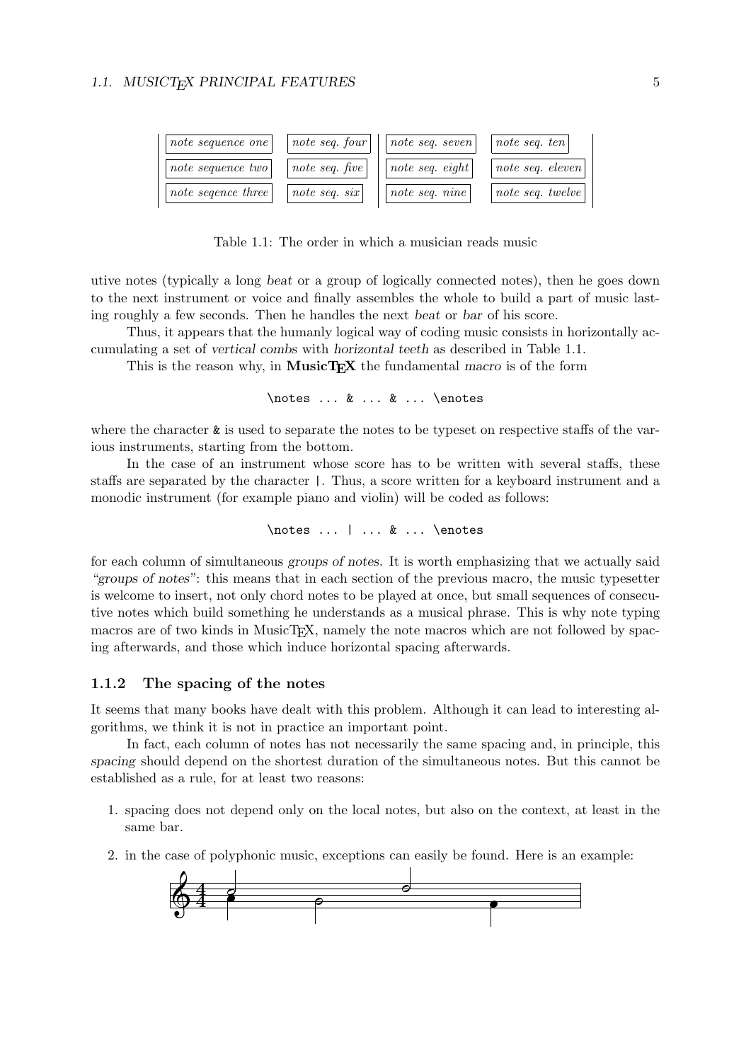| *note sequence one* | *note seq. four* | *note seq. seven* | *note seq. ten* |
|---|---|---|---|
| *note sequence two* | *note seq. five* | *note seq. eight* | *note seq. eleven* |
| *note seqence three* | *note seq. six* | *note seq. nine* | *note seq. twelve* |

Table 1.1: The order in which a musician reads music

utive notes (typically a long *beat* or a group of logically connected notes), then he goes down to the next instrument or voice and finally assembles the whole to build a part of music lasting roughly a few seconds. Then he handles the next *beat* or *bar* of his score.

Thus, it appears that the humanly logical way of coding music consists in horizontally accumulating a set of *vertical combs* with *horizontal teeth* as described in Table 1.1.

This is the reason why, in **MusicTEX** the fundamental *macro* is of the form

```
\notes ... & ... & ... \enotes
```

where the character & is used to separate the notes to be typeset on respective staffs of the various instruments, starting from the bottom.

In the case of an instrument whose score has to be written with several staffs, these staffs are separated by the character |. Thus, a score written for a keyboard instrument and a monodic instrument (for example piano and violin) will be coded as follows:

```
\notes ... | ... & ... \enotes
```

for each column of simultaneous *groups of notes*. It is worth emphasizing that we actually said *"groups of notes"*: this means that in each section of the previous macro, the music typesetter is welcome to insert, not only chord notes to be played at once, but small sequences of consecutive notes which build something he understands as a musical phrase. This is why note typing macros are of two kinds in MusicTEX, namely the note macros which are not followed by spacing afterwards, and those which induce horizontal spacing afterwards.

### 1.1.2 The spacing of the notes

It seems that many books have dealt with this problem. Although it can lead to interesting algorithms, we think it is not in practice an important point.

In fact, each column of notes has not necessarily the same spacing and, in principle, this *spacing* should depend on the shortest duration of the simultaneous notes. But this cannot be established as a rule, for at least two reasons:

1. spacing does not depend only on the local notes, but also on the context, at least in the same bar.
2. in the case of polyphonic music, exceptions can easily be found. Here is an example: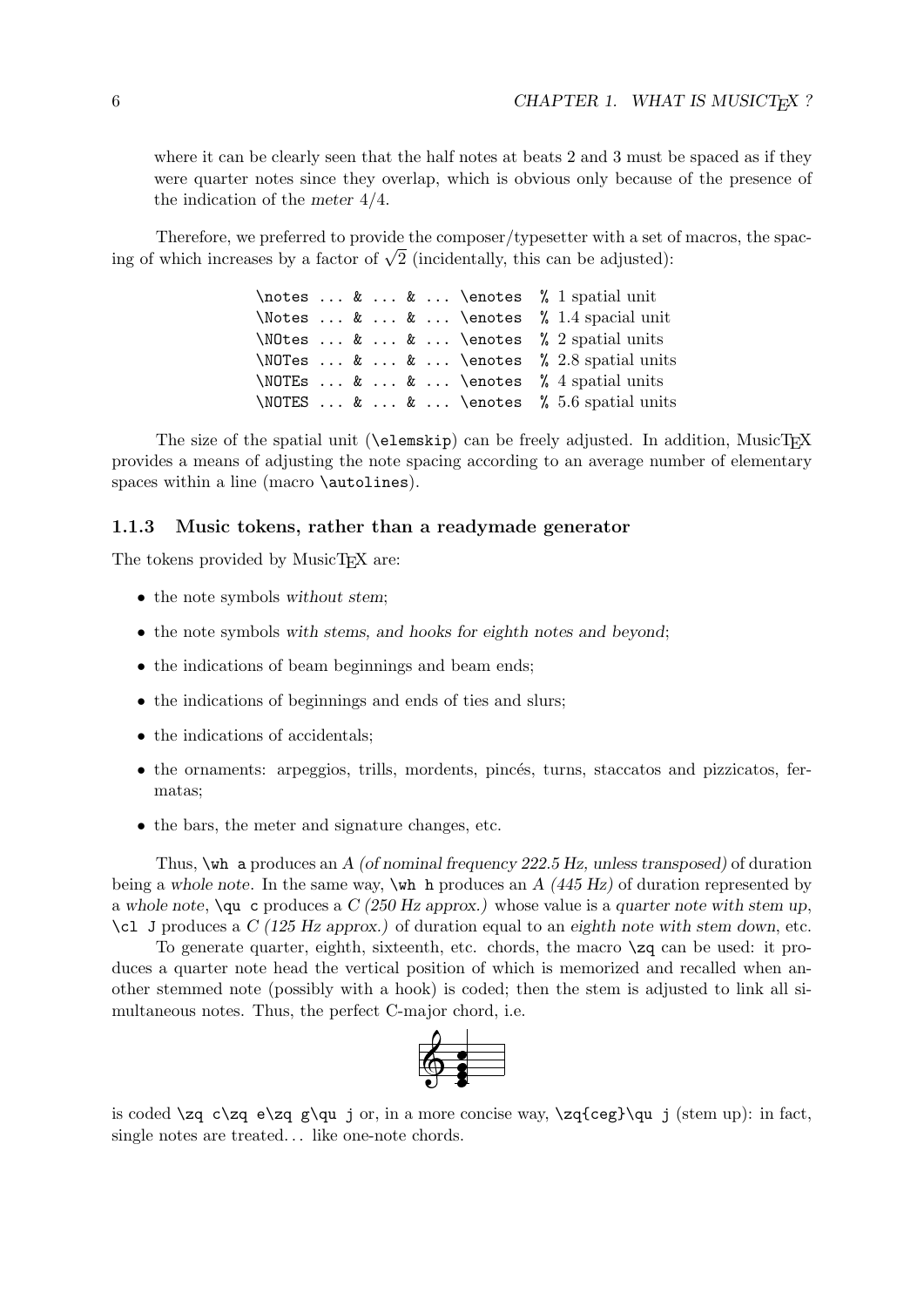where it can be clearly seen that the half notes at beats 2 and 3 must be spaced as if they were quarter notes since they overlap, which is obvious only because of the presence of the indication of the *meter* 4/4.

Therefore, we preferred to provide the composer/typesetter with a set of macros, the spacing of which increases by a factor of $\sqrt{2}$ (incidentally, this can be adjusted):

```
\notes ... & ... & ... \enotes  % 1 spatial unit
\Notes ... & ... & ... \enotes  % 1.4 spacial unit
\NOtes ... & ... & ... \enotes  % 2 spatial units
\NOTes ... & ... & ... \enotes  % 2.8 spatial units
\NOTEs ... & ... & ... \enotes  % 4 spatial units
\NOTES ... & ... & ... \enotes  % 5.6 spatial units
```

The size of the spatial unit (`\elemskip`) can be freely adjusted. In addition, MusicTEX provides a means of adjusting the note spacing according to an average number of elementary spaces within a line (macro `\autolines`).

### 1.1.3 Music tokens, rather than a readymade generator

The tokens provided by MusicTEX are:

- the note symbols *without stem*;
- the note symbols *with stems, and hooks for eighth notes and beyond*;
- the indications of beam beginnings and beam ends;
- the indications of beginnings and ends of ties and slurs;
- the indications of accidentals;
- the ornaments: arpeggios, trills, mordents, pincés, turns, staccatos and pizzicatos, fermatas;
- the bars, the meter and signature changes, etc.

Thus, `\wh a` produces an *A (of nominal frequency 222.5 Hz, unless transposed)* of duration being a *whole note*. In the same way, `\wh h` produces an *A (445 Hz)* of duration represented by a *whole note*, `\qu c` produces a *C (250 Hz approx.)* whose value is a *quarter note with stem up*, `\cl J` produces a *C (125 Hz approx.)* of duration equal to an *eighth note with stem down*, etc.

To generate quarter, eighth, sixteenth, etc. chords, the macro `\zq` can be used: it produces a quarter note head the vertical position of which is memorized and recalled when another stemmed note (possibly with a hook) is coded; then the stem is adjusted to link all simultaneous notes. Thus, the perfect C-major chord, i.e.

is coded `\zq c\zq e\zq g\qu j` or, in a more concise way, `\zq{ceg}\qu j` (stem up): in fact, single notes are treated. . . like one-note chords.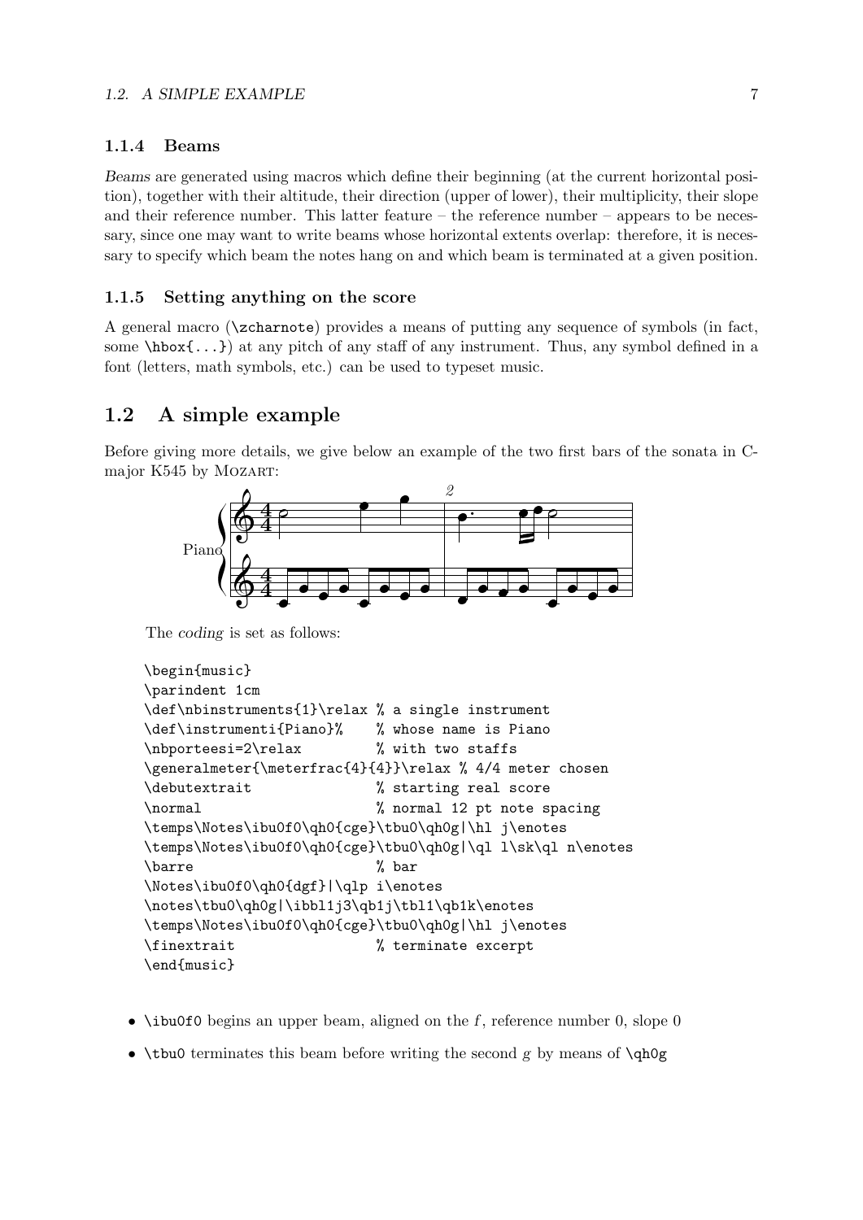### 1.1.4 Beams

*Beams* are generated using macros which define their beginning (at the current horizontal position), together with their altitude, their direction (upper of lower), their multiplicity, their slope and their reference number. This latter feature – the reference number – appears to be necessary, since one may want to write beams whose horizontal extents overlap: therefore, it is necessary to specify which beam the notes hang on and which beam is terminated at a given position.

### 1.1.5 Setting anything on the score

A general macro (`\zcharnote`) provides a means of putting any sequence of symbols (in fact, some `\hbox{...}`) at any pitch of any staff of any instrument. Thus, any symbol defined in a font (letters, math symbols, etc.) can be used to typeset music.

## 1.2 A simple example

Before giving more details, we give below an example of the two first bars of the sonata in C-major K545 by MOZART:

The *coding* is set as follows:

```
\begin{music}
\parindent 1cm
\def\nbinstruments{1}\relax % a single instrument
\def\instrumenti{Piano}%    % whose name is Piano
\nbporteesi=2\relax         % with two staffs
\generalmeter{\meterfrac{4}{4}}\relax % 4/4 meter chosen
\debutextrait               % starting real score
\normal                     % normal 12 pt note spacing
\temps\Notes\ibu0f0\qh0{cge}\tbu0\qh0g|\hl j\enotes
\temps\Notes\ibu0f0\qh0{cge}\tbu0\qh0g|\ql l\sk\ql n\enotes
\barre                      % bar
\Notes\ibu0f0\qh0{dgf}|\qlp i\enotes
\notes\tbu0\qh0g|\ibbl1j3\qb1j\tbl1\qb1k\enotes
\temps\Notes\ibu0f0\qh0{cge}\tbu0\qh0g|\hl j\enotes
\finextrait                 % terminate excerpt
\end{music}
```

- `\ibu0f0` begins an upper beam, aligned on the *f*, reference number 0, slope 0
- `\tbu0` terminates this beam before writing the second *g* by means of `\qh0g`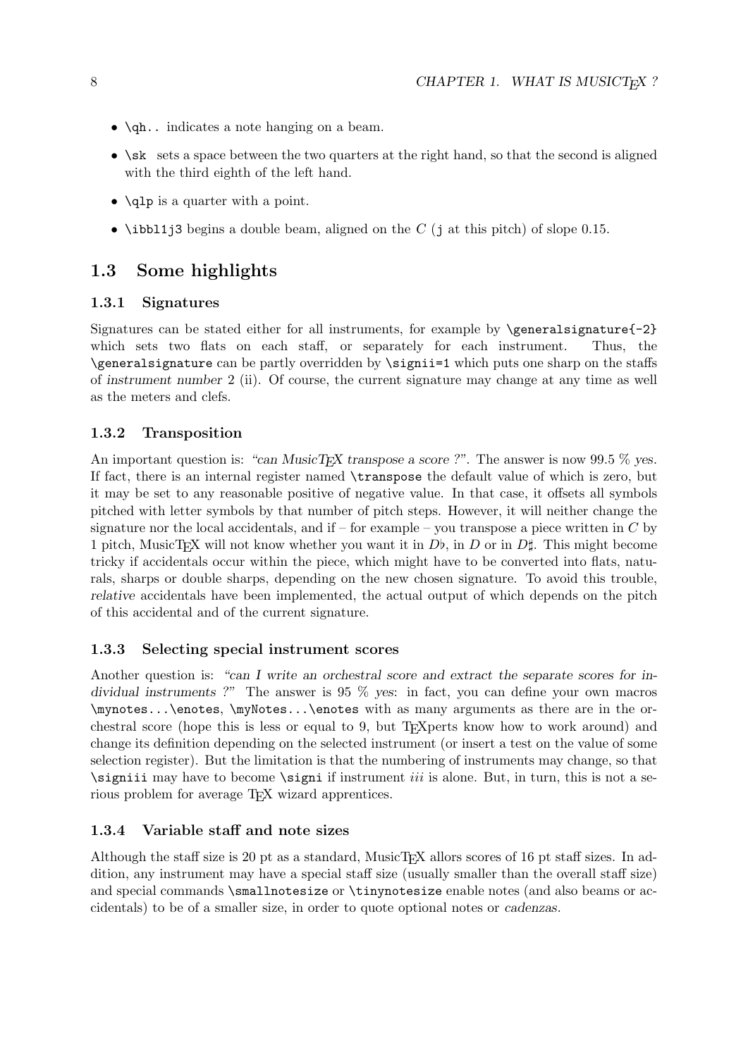- `\qh..` indicates a note hanging on a beam.
- `\sk` sets a space between the two quarters at the right hand, so that the second is aligned with the third eighth of the left hand.
- `\qlp` is a quarter with a point.
- `\ibbl1j3` begins a double beam, aligned on the $C$ (`j` at this pitch) of slope 0.15.

## 1.3 Some highlights

### 1.3.1 Signatures

Signatures can be stated either for all instruments, for example by `\generalsignature{-2}` which sets two flats on each staff, or separately for each instrument. Thus, the `\generalsignature` can be partly overridden by `\signii=1` which puts one sharp on the staffs of *instrument number* 2 (ii). Of course, the current signature may change at any time as well as the meters and clefs.

### 1.3.2 Transposition

An important question is: *"can MusicTEX transpose a score ?"*. The answer is now 99.5 % *yes*. If fact, there is an internal register named `\transpose` the default value of which is zero, but it may be set to any reasonable positive of negative value. In that case, it offsets all symbols pitched with letter symbols by that number of pitch steps. However, it will neither change the signature nor the local accidentals, and if – for example – you transpose a piece written in $C$ by 1 pitch, MusicTEX will not know whether you want it in $D\flat$, in $D$ or in $D\sharp$. This might become tricky if accidentals occur within the piece, which might have to be converted into flats, naturals, sharps or double sharps, depending on the new chosen signature. To avoid this trouble, *relative* accidentals have been implemented, the actual output of which depends on the pitch of this accidental and of the current signature.

### 1.3.3 Selecting special instrument scores

Another question is: *"can I write an orchestral score and extract the separate scores for individual instruments ?"* The answer is 95 % *yes*: in fact, you can define your own macros `\mynotes...\enotes`, `\myNotes...\enotes` with as many arguments as there are in the orchestral score (hope this is less or equal to 9, but TEXperts know how to work around) and change its definition depending on the selected instrument (or insert a test on the value of some selection register). But the limitation is that the numbering of instruments may change, so that `\signiii` may have to become `\signi` if instrument *iii* is alone. But, in turn, this is not a serious problem for average TEX wizard apprentices.

### 1.3.4 Variable staff and note sizes

Although the staff size is 20 pt as a standard, MusicTEX allors scores of 16 pt staff sizes. In addition, any instrument may have a special staff size (usually smaller than the overall staff size) and special commands `\smallnotesize` or `\tinynotesize` enable notes (and also beams or accidentals) to be of a smaller size, in order to quote optional notes or *cadenzas*.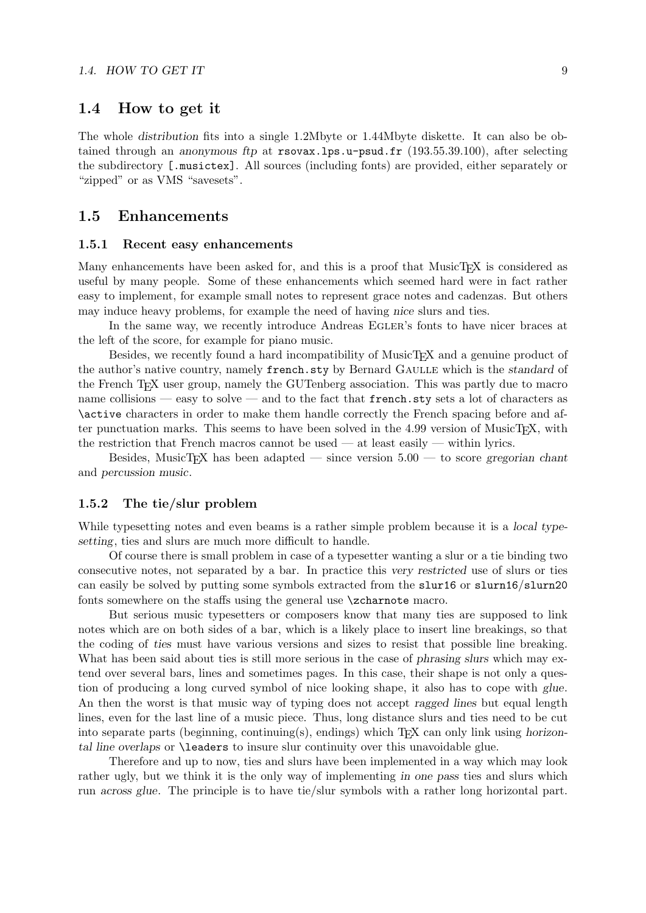## 1.4 How to get it

The whole *distribution* fits into a single 1.2Mbyte or 1.44Mbyte diskette. It can also be obtained through an *anonymous ftp* at `rsovax.lps.u-psud.fr` (193.55.39.100), after selecting the subdirectory `[.musictex]`. All sources (including fonts) are provided, either separately or "zipped" or as VMS "savesets".

## 1.5 Enhancements

### 1.5.1 Recent easy enhancements

Many enhancements have been asked for, and this is a proof that MusicTEX is considered as useful by many people. Some of these enhancements which seemed hard were in fact rather easy to implement, for example small notes to represent grace notes and cadenzas. But others may induce heavy problems, for example the need of having *nice* slurs and ties.

In the same way, we recently introduce Andreas Egler's fonts to have nicer braces at the left of the score, for example for piano music.

Besides, we recently found a hard incompatibility of MusicTEX and a genuine product of the author's native country, namely `french.sty` by Bernard Gaulle which is the *standard* of the French TEX user group, namely the GUTenberg association. This was partly due to macro name collisions — easy to solve — and to the fact that `french.sty` sets a lot of characters as `\active` characters in order to make them handle correctly the French spacing before and after punctuation marks. This seems to have been solved in the 4.99 version of MusicTEX, with the restriction that French macros cannot be used — at least easily — within lyrics.

Besides, MusicTEX has been adapted — since version 5.00 — to score *gregorian chant* and *percussion music*.

### 1.5.2 The tie/slur problem

While typesetting notes and even beams is a rather simple problem because it is a *local typesetting*, ties and slurs are much more difficult to handle.

Of course there is small problem in case of a typesetter wanting a slur or a tie binding two consecutive notes, not separated by a bar. In practice this *very restricted* use of slurs or ties can easily be solved by putting some symbols extracted from the `slur16` or `slurn16/slurn20` fonts somewhere on the staffs using the general use `\zcharnote` macro.

But serious music typesetters or composers know that many ties are supposed to link notes which are on both sides of a bar, which is a likely place to insert line breakings, so that the coding of *ties* must have various versions and sizes to resist that possible line breaking. What has been said about ties is still more serious in the case of *phrasing slurs* which may extend over several bars, lines and sometimes pages. In this case, their shape is not only a question of producing a long curved symbol of nice looking shape, it also has to cope with *glue*. An then the worst is that music way of typing does not accept *ragged lines* but equal length lines, even for the last line of a music piece. Thus, long distance slurs and ties need to be cut into separate parts (beginning, continuing(s), endings) which TEX can only link using *horizontal line overlaps* or `\leaders` to insure slur continuity over this unavoidable glue.

Therefore and up to now, ties and slurs have been implemented in a way which may look rather ugly, but we think it is the only way of implementing *in one pass* ties and slurs which run *across glue*. The principle is to have tie/slur symbols with a rather long horizontal part.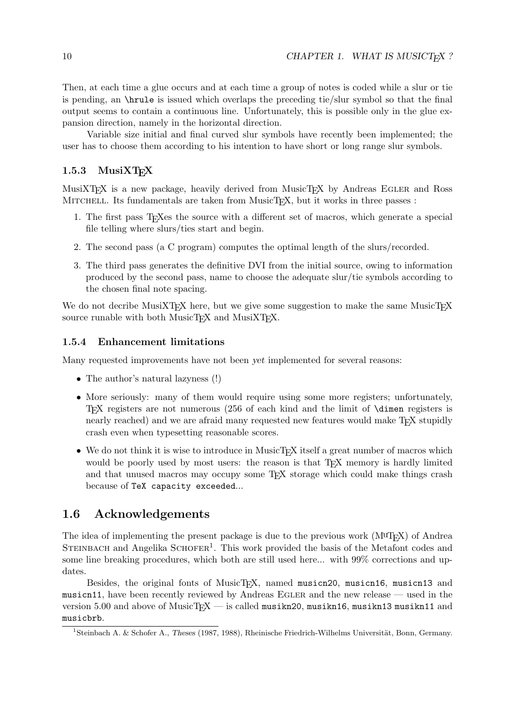Then, at each time a glue occurs and at each time a group of notes is coded while a slur or tie is pending, an `\hrule` is issued which overlaps the preceding tie/slur symbol so that the final output seems to contain a continuous line. Unfortunately, this is possible only in the glue expansion direction, namely in the horizontal direction.

Variable size initial and final curved slur symbols have recently been implemented; the user has to choose them according to his intention to have short or long range slur symbols.

### 1.5.3 MusiXTEX

MusiXTEX is a new package, heavily derived from MusicTEX by Andreas Egler and Ross Mitchell. Its fundamentals are taken from MusicTEX, but it works in three passes :

1. The first pass TEXes the source with a different set of macros, which generate a special file telling where slurs/ties start and begin.
2. The second pass (a C program) computes the optimal length of the slurs/recorded.
3. The third pass generates the definitive DVI from the initial source, owing to information produced by the second pass, name to choose the adequate slur/tie symbols according to the chosen final note spacing.

We do not decribe MusiXTEX here, but we give some suggestion to make the same MusicTEX source runable with both MusicTEX and MusiXTEX.

### 1.5.4 Enhancement limitations

Many requested improvements have not been *yet* implemented for several reasons:

- The author's natural lazyness (!)
- More seriously: many of them would require using some more registers; unfortunately, TEX registers are not numerous (256 of each kind and the limit of `\dimen` registers is nearly reached) and we are afraid many requested new features would make TEX stupidly crash even when typesetting reasonable scores.
- We do not think it is wise to introduce in MusicTEX itself a great number of macros which would be poorly used by most users: the reason is that TEX memory is hardly limited and that unused macros may occupy some TEX storage which could make things crash because of `TeX capacity exceeded`...

## 1.6 Acknowledgements

The idea of implementing the present package is due to the previous work (MuTEX) of Andrea Steinbach and Angelika Schofer[1]. This work provided the basis of the Metafont codes and some line breaking procedures, which both are still used here... with 99% corrections and updates.

Besides, the original fonts of MusicTEX, named `musicn20`, `musicn16`, `musicn13` and `musicn11`, have been recently reviewed by Andreas Egler and the new release — used in the version 5.00 and above of MusicTEX — is called `musikn20`, `musikn16`, `musikn13` `musikn11` and `musicbrb`.

[1] Steinbach A. & Schofer A., *Theses* (1987, 1988), Rheinische Friedrich-Wilhelms Universität, Bonn, Germany.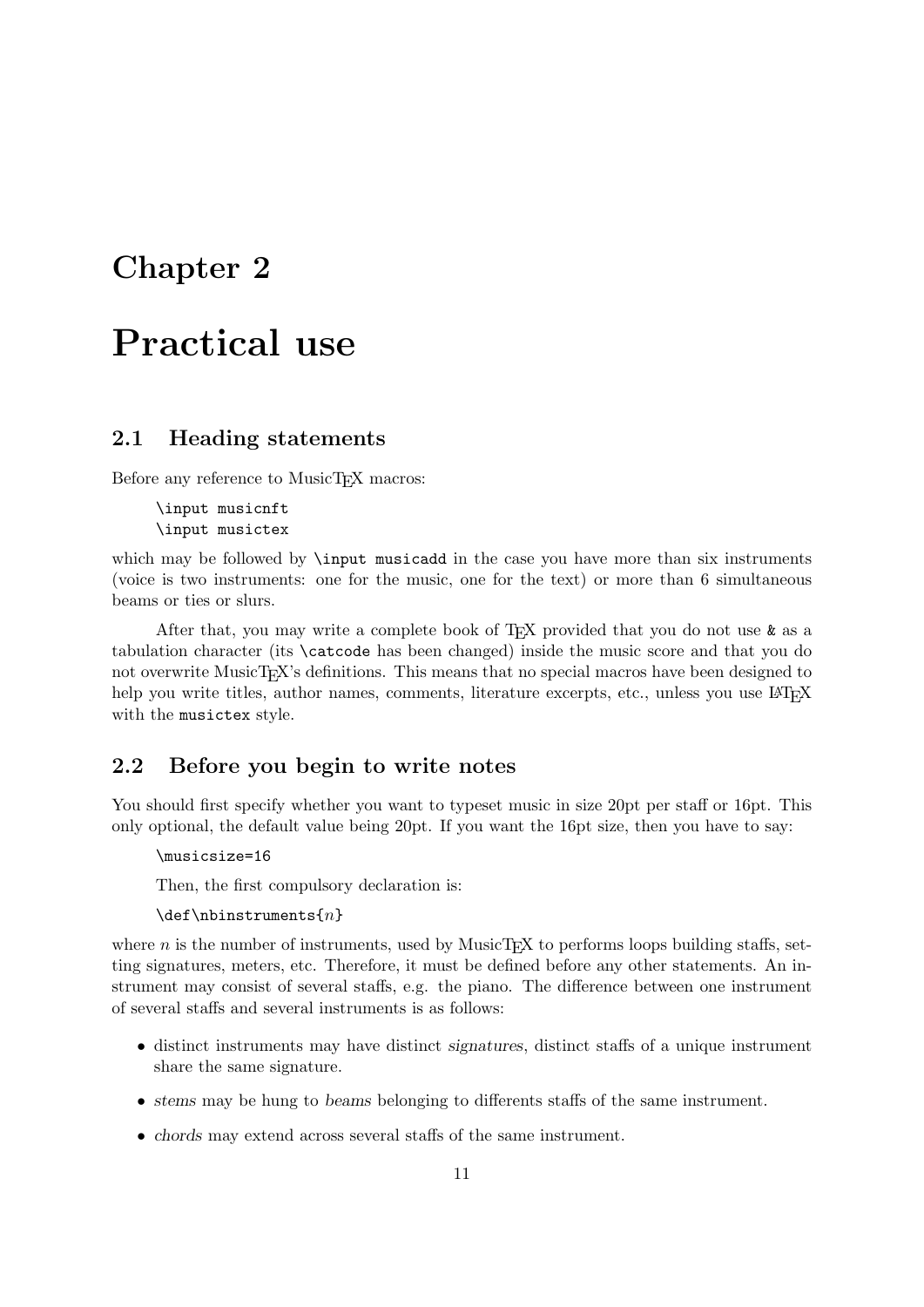# Chapter 2

# Practical use

## 2.1 Heading statements

Before any reference to MusicTEX macros:

```
\input musicnft
\input musictex
```

which may be followed by `\input musicadd` in the case you have more than six instruments (voice is two instruments: one for the music, one for the text) or more than 6 simultaneous beams or ties or slurs.

After that, you may write a complete book of TEX provided that you do not use `&` as a tabulation character (its `\catcode` has been changed) inside the music score and that you do not overwrite MusicTEX's definitions. This means that no special macros have been designed to help you write titles, author names, comments, literature excerpts, etc., unless you use LATEX with the `musictex` style.

## 2.2 Before you begin to write notes

You should first specify whether you want to typeset music in size 20pt per staff or 16pt. This only optional, the default value being 20pt. If you want the 16pt size, then you have to say:

```
\musicsize=16
```

Then, the first compulsory declaration is:

```
\def\nbinstruments{n}
```

where $n$ is the number of instruments, used by MusicTEX to performs loops building staffs, setting signatures, meters, etc. Therefore, it must be defined before any other statements. An instrument may consist of several staffs, e.g. the piano. The difference between one instrument of several staffs and several instruments is as follows:

- distinct instruments may have distinct *signatures*, distinct staffs of a unique instrument share the same signature.
- *stems* may be hung to *beams* belonging to differents staffs of the same instrument.
- *chords* may extend across several staffs of the same instrument.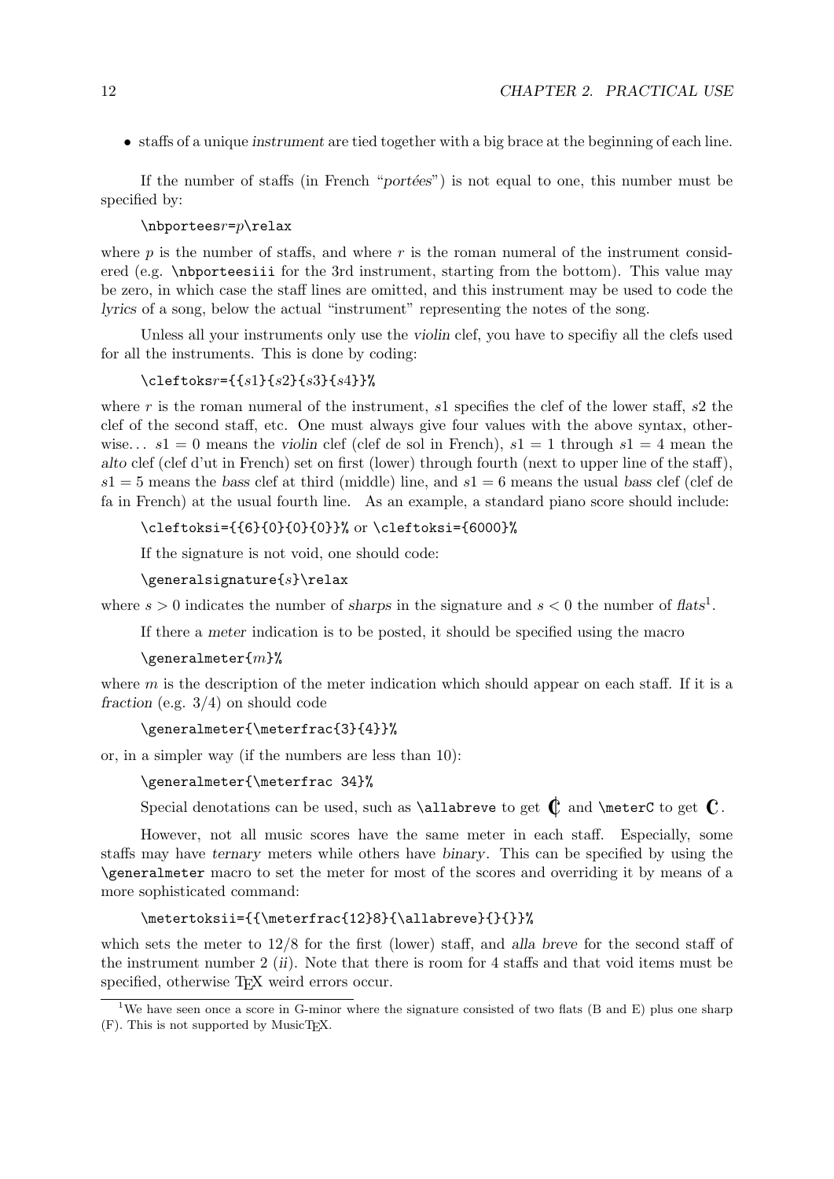- staffs of a unique *instrument* are tied together with a big brace at the beginning of each line.

If the number of staffs (in French "*portées*") is not equal to one, this number must be specified by:

`\nbportees`*r*`=`*p*`\relax`

where $p$ is the number of staffs, and where $r$ is the roman numeral of the instrument considered (e.g. `\nbporteesiii` for the 3rd instrument, starting from the bottom). This value may be zero, in which case the staff lines are omitted, and this instrument may be used to code the *lyrics* of a song, below the actual "instrument" representing the notes of the song.

Unless all your instruments only use the *violin* clef, you have to specifiy all the clefs used for all the instruments. This is done by coding:

`\cleftoks`*r*`={{`*s1*`}{`*s2*`}{`*s3*`}{`*s4*`}}%`

where $r$ is the roman numeral of the instrument, $s1$ specifies the clef of the lower staff, $s2$ the clef of the second staff, etc. One must always give four values with the above syntax, otherwise… $s1 = 0$ means the *violin* clef (clef de sol in French), $s1 = 1$ through $s1 = 4$ mean the *alto* clef (clef d'ut in French) set on first (lower) through fourth (next to upper line of the staff), $s1 = 5$ means the *bass* clef at third (middle) line, and $s1 = 6$ means the usual *bass* clef (clef de fa in French) at the usual fourth line. As an example, a standard piano score should include:

`\cleftoksi={{6}{0}{0}{0}}%` or `\cleftoksi={6000}%`

If the signature is not void, one should code:

`\generalsignature{`*s*`}\relax`

where $s > 0$ indicates the number of *sharps* in the signature and $s < 0$ the number of *flats*[1].

If there a *meter* indication is to be posted, it should be specified using the macro

`\generalmeter{`*m*`}%`

where $m$ is the description of the meter indication which should appear on each staff. If it is a *fraction* (e.g. 3/4) on should code

```
\generalmeter{\meterfrac{3}{4}}%
```

or, in a simpler way (if the numbers are less than 10):

```
\generalmeter{\meterfrac 34}%
```

Special denotations can be used, such as `\allabreve` to get 𝄵 and `\meterC` to get 𝄴.

However, not all music scores have the same meter in each staff. Especially, some staffs may have *ternary* meters while others have *binary*. This can be specified by using the `\generalmeter` macro to set the meter for most of the scores and overriding it by means of a more sophisticated command:

```
\metertoksii={{\meterfrac{12}8}{\allabreve}{}{}}%
```

which sets the meter to 12/8 for the first (lower) staff, and *alla breve* for the second staff of the instrument number 2 (*ii*). Note that there is room for 4 staffs and that void items must be specified, otherwise TEX weird errors occur.

[1] We have seen once a score in G-minor where the signature consisted of two flats (B and E) plus one sharp (F). This is not supported by MusicTEX.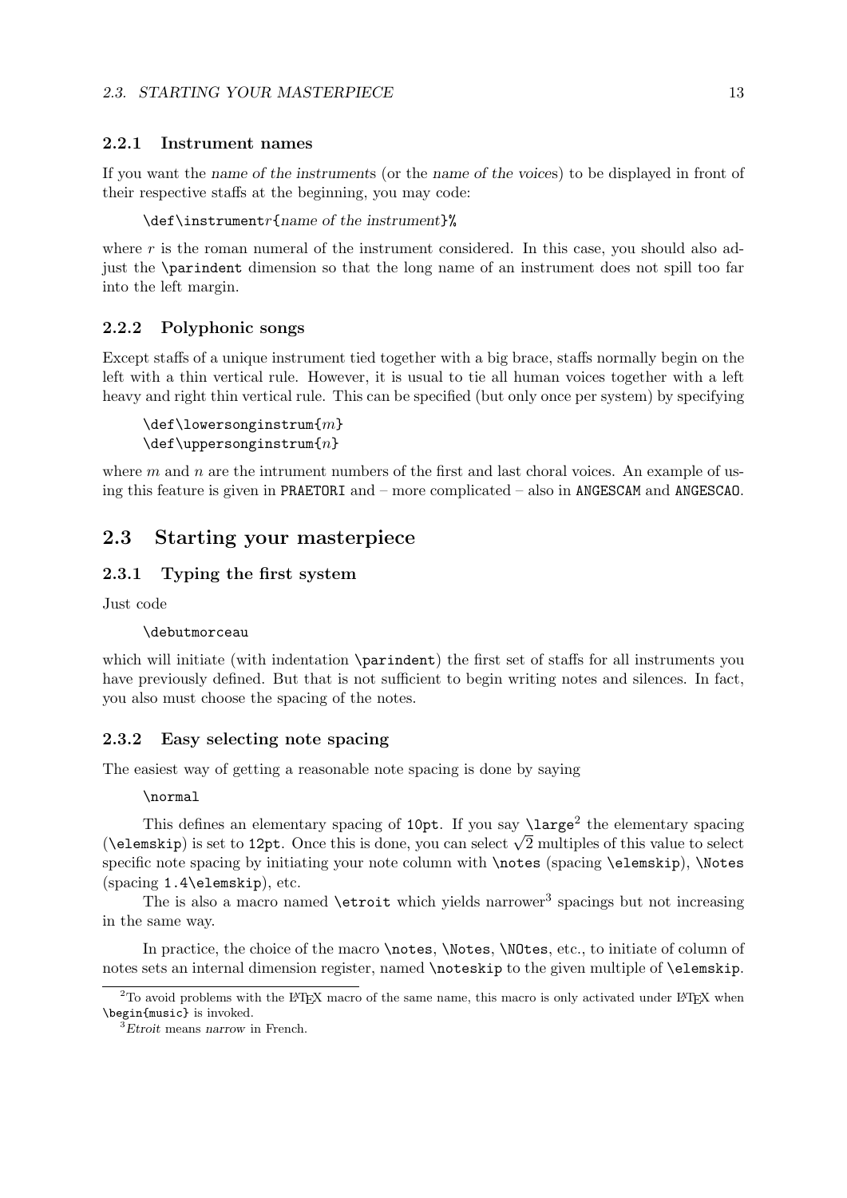### 2.2.1 Instrument names

If you want the *name of the instruments* (or the *name of the voices*) to be displayed in front of their respective staffs at the beginning, you may code:

```
\def\instrumentr{name of the instrument}%
```

where $r$ is the roman numeral of the instrument considered. In this case, you should also adjust the `\parindent` dimension so that the long name of an instrument does not spill too far into the left margin.

### 2.2.2 Polyphonic songs

Except staffs of a unique instrument tied together with a big brace, staffs normally begin on the left with a thin vertical rule. However, it is usual to tie all human voices together with a left heavy and right thin vertical rule. This can be specified (but only once per system) by specifying

```
\def\lowersonginstrum{m}
\def\uppersonginstrum{n}
```

where $m$ and $n$ are the intrument numbers of the first and last choral voices. An example of using this feature is given in `PRAETORI` and – more complicated – also in `ANGESCAM` and `ANGESCAO`.

## 2.3 Starting your masterpiece

### 2.3.1 Typing the first system

Just code

```
\debutmorceau
```

which will initiate (with indentation `\parindent`) the first set of staffs for all instruments you have previously defined. But that is not sufficient to begin writing notes and silences. In fact, you also must choose the spacing of the notes.

### 2.3.2 Easy selecting note spacing

The easiest way of getting a reasonable note spacing is done by saying

```
\normal
```

This defines an elementary spacing of `10pt`. If you say `\large`[2] the elementary spacing (`\elemskip`) is set to `12pt`. Once this is done, you can select $\sqrt{2}$ multiples of this value to select specific note spacing by initiating your note column with `\notes` (spacing `\elemskip`), `\Notes` (spacing `1.4\elemskip`), etc.

The is also a macro named `\etroit` which yields narrower[3] spacings but not increasing in the same way.

In practice, the choice of the macro `\notes`, `\Notes`, `\NOtes`, etc., to initiate of column of notes sets an internal dimension register, named `\noteskip` to the given multiple of `\elemskip`.

---

[2] To avoid problems with the LaTeX macro of the same name, this macro is only activated under LaTeX when `\begin{music}` is invoked.

[3] *Etroit* means *narrow* in French.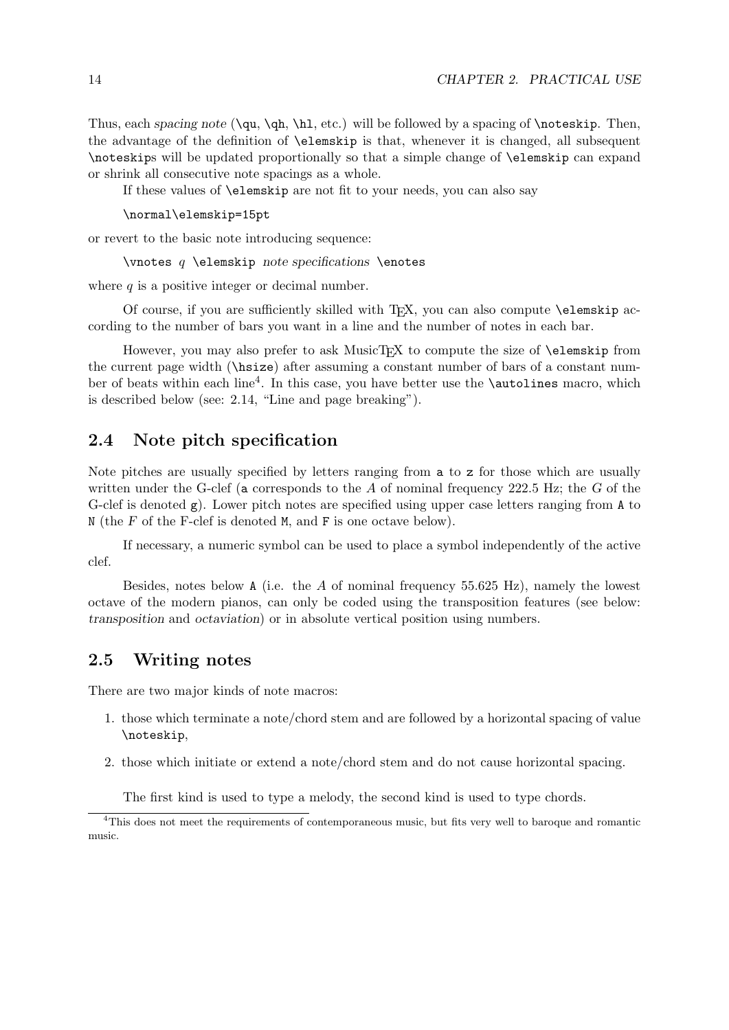Thus, each *spacing note* (`\qu`, `\qh`, `\hl`, etc.) will be followed by a spacing of `\noteskip`. Then, the advantage of the definition of `\elemskip` is that, whenever it is changed, all subsequent `\noteskip`s will be updated proportionally so that a simple change of `\elemskip` can expand or shrink all consecutive note spacings as a whole.

If these values of `\elemskip` are not fit to your needs, you can also say

```
\normal\elemskip=15pt
```

or revert to the basic note introducing sequence:

`\vnotes` *q* `\elemskip` *note specifications* `\enotes`

where $q$ is a positive integer or decimal number.

Of course, if you are sufficiently skilled with TEX, you can also compute `\elemskip` according to the number of bars you want in a line and the number of notes in each bar.

However, you may also prefer to ask MusicTEX to compute the size of `\elemskip` from the current page width (`\hsize`) after assuming a constant number of bars of a constant number of beats within each line[4]. In this case, you have better use the `\autolines` macro, which is described below (see: 2.14, "Line and page breaking").

## 2.4 Note pitch specification

Note pitches are usually specified by letters ranging from `a` to `z` for those which are usually written under the G-clef (`a` corresponds to the $A$ of nominal frequency 222.5 Hz; the $G$ of the G-clef is denoted `g`). Lower pitch notes are specified using upper case letters ranging from `A` to `N` (the $F$ of the F-clef is denoted `M`, and `F` is one octave below).

If necessary, a numeric symbol can be used to place a symbol independently of the active clef.

Besides, notes below `A` (i.e. the $A$ of nominal frequency 55.625 Hz), namely the lowest octave of the modern pianos, can only be coded using the transposition features (see below: *transposition* and *octaviation*) or in absolute vertical position using numbers.

## 2.5 Writing notes

There are two major kinds of note macros:

1. those which terminate a note/chord stem and are followed by a horizontal spacing of value `\noteskip`,
2. those which initiate or extend a note/chord stem and do not cause horizontal spacing.

The first kind is used to type a melody, the second kind is used to type chords.

[4] This does not meet the requirements of contemporaneous music, but fits very well to baroque and romantic music.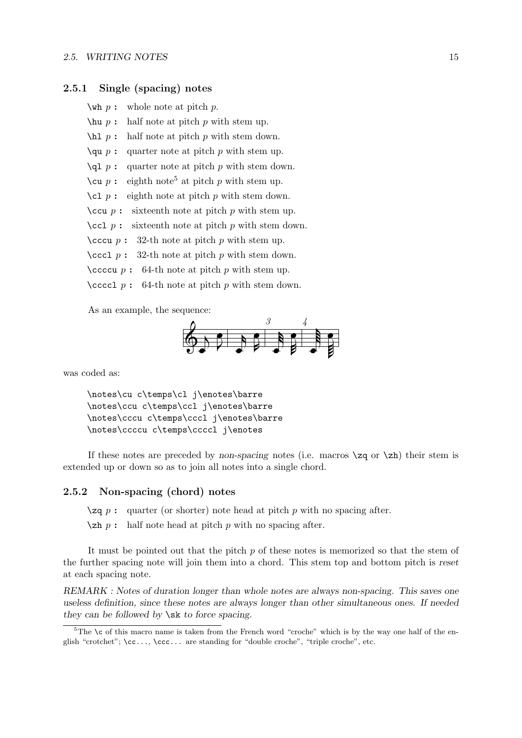### 2.5.1 Single (spacing) notes

`\wh` *p* : whole note at pitch *p*.

`\hu` *p* : half note at pitch *p* with stem up.

`\hl` *p* : half note at pitch *p* with stem down.

`\qu` *p* : quarter note at pitch *p* with stem up.

`\ql` *p* : quarter note at pitch *p* with stem down.

`\cu` *p* : eighth note[5] at pitch *p* with stem up.

`\cl` *p* : eighth note at pitch *p* with stem down.

`\ccu` *p* : sixteenth note at pitch *p* with stem up.

`\ccl` *p* : sixteenth note at pitch *p* with stem down.

`\cccu` *p* : 32-th note at pitch *p* with stem up.

`\cccl` *p* : 32-th note at pitch *p* with stem down.

`\ccccu` *p* : 64-th note at pitch *p* with stem up.

`\ccccl` *p* : 64-th note at pitch *p* with stem down.

As an example, the sequence:

was coded as:

```
\notes\cu c\temps\cl j\enotes\barre
\notes\ccu c\temps\ccl j\enotes\barre
\notes\cccu c\temps\cccl j\enotes\barre
\notes\ccccu c\temps\ccccl j\enotes
```

If these notes are preceded by *non-spacing* notes (i.e. macros `\zq` or `\zh`) their stem is extended up or down so as to join all notes into a single chord.

### 2.5.2 Non-spacing (chord) notes

`\zq` *p* : quarter (or shorter) note head at pitch *p* with no spacing after.

`\zh` *p* : half note head at pitch *p* with no spacing after.

It must be pointed out that the pitch *p* of these notes is memorized so that the stem of the further spacing note will join them into a chord. This stem top and bottom pitch is *reset* at each spacing note.

*REMARK : Notes of duration longer than whole notes are always non-spacing. This saves one useless definition, since these notes are always longer than other simultaneous ones. If needed they can be followed by* `\sk` *to force spacing.*

[5] The `\c` of this macro name is taken from the French word "croche" which is by the way one half of the english "crotchet"; `\cc...`, `\ccc...` are standing for "double croche", "triple croche", etc.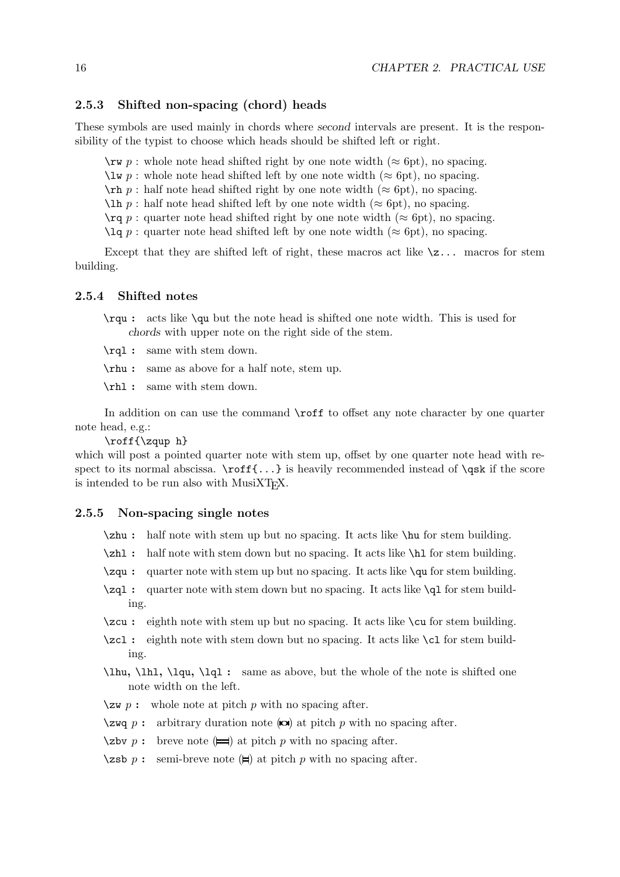### 2.5.3 Shifted non-spacing (chord) heads

These symbols are used mainly in chords where *second* intervals are present. It is the responsibility of the typist to choose which heads should be shifted left or right.

`\rw` $p$ : whole note head shifted right by one note width ($\approx$ 6pt), no spacing.
`\lw` $p$ : whole note head shifted left by one note width ($\approx$ 6pt), no spacing.
`\rh` $p$ : half note head shifted right by one note width ($\approx$ 6pt), no spacing.
`\lh` $p$ : half note head shifted left by one note width ($\approx$ 6pt), no spacing.
`\rq` $p$ : quarter note head shifted right by one note width ($\approx$ 6pt), no spacing.
`\lq` $p$ : quarter note head shifted left by one note width ($\approx$ 6pt), no spacing.

Except that they are shifted left of right, these macros act like `\z...` macros for stem building.

### 2.5.4 Shifted notes

`\rqu` **:** acts like `\qu` but the note head is shifted one note width. This is used for *chords* with upper note on the right side of the stem.

`\rql` **:** same with stem down.

`\rhu` **:** same as above for a half note, stem up.

`\rhl` **:** same with stem down.

In addition on can use the command `\roff` to offset any note character by one quarter note head, e.g.:

`\roff{\zqup h}`

which will post a pointed quarter note with stem up, offset by one quarter note head with respect to its normal abscissa. `\roff{...}` is heavily recommended instead of `\qsk` if the score is intended to be run also with MusiXTEX.

### 2.5.5 Non-spacing single notes

`\zhu` **:** half note with stem up but no spacing. It acts like `\hu` for stem building.

`\zhl` **:** half note with stem down but no spacing. It acts like `\hl` for stem building.

`\zqu` **:** quarter note with stem up but no spacing. It acts like `\qu` for stem building.

`\zql` **:** quarter note with stem down but no spacing. It acts like `\ql` for stem building.

`\zcu` **:** eighth note with stem up but no spacing. It acts like `\cu` for stem building.

`\zcl` **:** eighth note with stem down but no spacing. It acts like `\cl` for stem building.

`\lhu`, `\lhl`, `\lqu`, `\lql` **:** same as above, but the whole of the note is shifted one note width on the left.

`\zw` $p$ **:** whole note at pitch $p$ with no spacing after.

`\zwq` $p$ **:** arbitrary duration note (◘) at pitch $p$ with no spacing after.

`\zbv` $p$ **:** breve note (𝅜) at pitch $p$ with no spacing after.

`\zsb` $p$ **:** semi-breve note (𝅝) at pitch $p$ with no spacing after.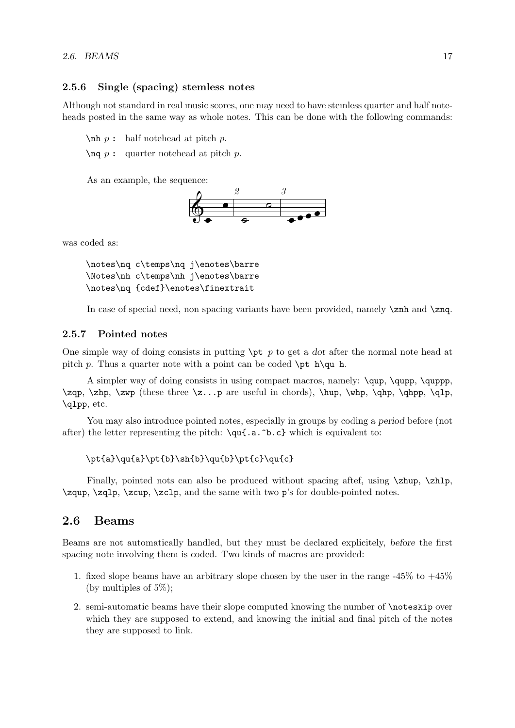### 2.5.6 Single (spacing) stemless notes

Although not standard in real music scores, one may need to have stemless quarter and half noteheads posted in the same way as whole notes. This can be done with the following commands:

`\nh` *p* : half notehead at pitch *p*.

`\nq` *p* : quarter notehead at pitch *p*.

As an example, the sequence:

was coded as:

```
\notes\nq c\temps\nq j\enotes\barre
\Notes\nh c\temps\nh j\enotes\barre
\notes\nq {cdef}\enotes\finextrait
```

In case of special need, non spacing variants have been provided, namely `\znh` and `\znq`.

### 2.5.7 Pointed notes

One simple way of doing consists in putting `\pt` *p* to get a *dot* after the normal note head at pitch *p*. Thus a quarter note with a point can be coded `\pt h\qu h`.

A simpler way of doing consists in using compact macros, namely: `\qup`, `\qupp`, `\quppp`, `\zqp`, `\zhp`, `\zwp` (these three `\z...p` are useful in chords), `\hup`, `\whp`, `\qhp`, `\qhpp`, `\qlp`, `\qlpp`, etc.

You may also introduce pointed notes, especially in groups by coding a *period* before (not after) the letter representing the pitch: `\qu{.a.^b.c}` which is equivalent to:

```
\pt{a}\qu{a}\pt{b}\sh{b}\qu{b}\pt{c}\qu{c}
```

Finally, pointed nots can also be produced without spacing aftef, using `\zhup`, `\zhlp`, `\zqup`, `\zqlp`, `\zcup`, `\zclp`, and the same with two `p`'s for double-pointed notes.

## 2.6 Beams

Beams are not automatically handled, but they must be declared explicitely, *before* the first spacing note involving them is coded. Two kinds of macros are provided:

1. fixed slope beams have an arbitrary slope chosen by the user in the range -45% to +45% (by multiples of 5%);
2. semi-automatic beams have their slope computed knowing the number of `\noteskip` over which they are supposed to extend, and knowing the initial and final pitch of the notes they are supposed to link.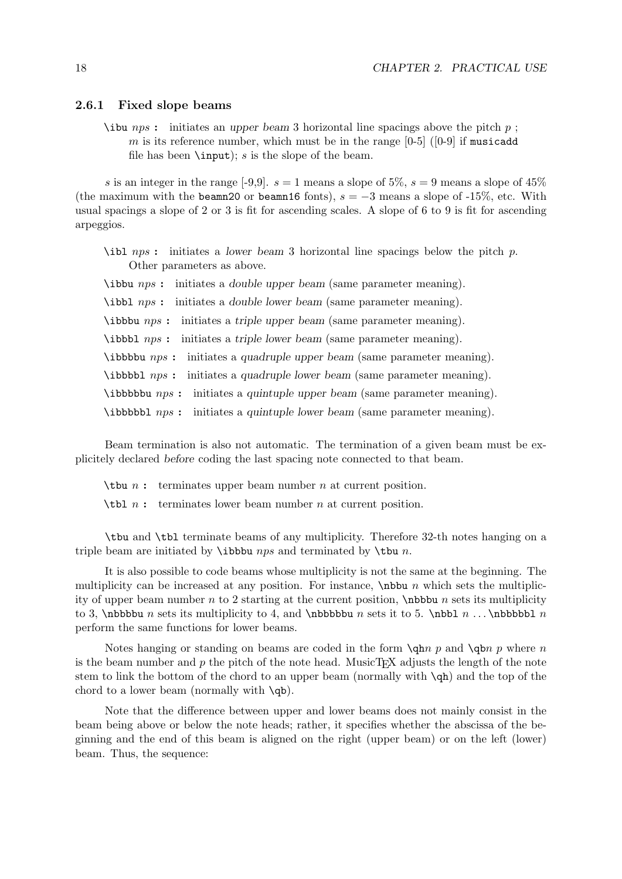### 2.6.1 Fixed slope beams

`\ibu` *nps* **:** initiates an *upper beam* 3 horizontal line spacings above the pitch $p$ ; $m$ is its reference number, which must be in the range [0-5] ([0-9] if `musicadd` file has been `\input`); $s$ is the slope of the beam.

$s$ is an integer in the range [-9,9]. $s = 1$ means a slope of 5%, $s = 9$ means a slope of 45% (the maximum with the `beamn20` or `beamn16` fonts), $s = -3$ means a slope of -15%, etc. With usual spacings a slope of 2 or 3 is fit for ascending scales. A slope of 6 to 9 is fit for ascending arpeggios.

`\ibl` *nps* **:** initiates a *lower beam* 3 horizontal line spacings below the pitch $p$. Other parameters as above.

`\ibbu` *nps* **:** initiates a *double upper beam* (same parameter meaning).

`\ibbl` *nps* **:** initiates a *double lower beam* (same parameter meaning).

`\ibbbu` *nps* **:** initiates a *triple upper beam* (same parameter meaning).

`\ibbbl` *nps* **:** initiates a *triple lower beam* (same parameter meaning).

`\ibbbbu` *nps* **:** initiates a *quadruple upper beam* (same parameter meaning).

`\ibbbbl` *nps* **:** initiates a *quadruple lower beam* (same parameter meaning).

`\ibbbbbu` *nps* **:** initiates a *quintuple upper beam* (same parameter meaning).

`\ibbbbbl` *nps* **:** initiates a *quintuple lower beam* (same parameter meaning).

Beam termination is also not automatic. The termination of a given beam must be explicitely declared *before* coding the last spacing note connected to that beam.

`\tbu` $n$ **:** terminates upper beam number $n$ at current position.

`\tbl` $n$ **:** terminates lower beam number $n$ at current position.

`\tbu` and `\tbl` terminate beams of any multiplicity. Therefore 32-th notes hanging on a triple beam are initiated by `\ibbbu` *nps* and terminated by `\tbu` $n$.

It is also possible to code beams whose multiplicity is not the same at the beginning. The multiplicity can be increased at any position. For instance, `\nbbu` $n$ which sets the multiplicity of upper beam number $n$ to 2 starting at the current position, `\nbbbu` $n$ sets its multiplicity to 3, `\nbbbbu` $n$ sets its multiplicity to 4, and `\nbbbbbu` $n$ sets it to 5. `\nbbl` $n$ ... `\nbbbbbl` $n$ perform the same functions for lower beams.

Notes hanging or standing on beams are coded in the form `\qh`$n$ $p$ and `\qb`$n$ $p$ where $n$ is the beam number and $p$ the pitch of the note head. MusicTEX adjusts the length of the note stem to link the bottom of the chord to an upper beam (normally with `\qh`) and the top of the chord to a lower beam (normally with `\qb`).

Note that the difference between upper and lower beams does not mainly consist in the beam being above or below the note heads; rather, it specifies whether the abscissa of the beginning and the end of this beam is aligned on the right (upper beam) or on the left (lower) beam. Thus, the sequence: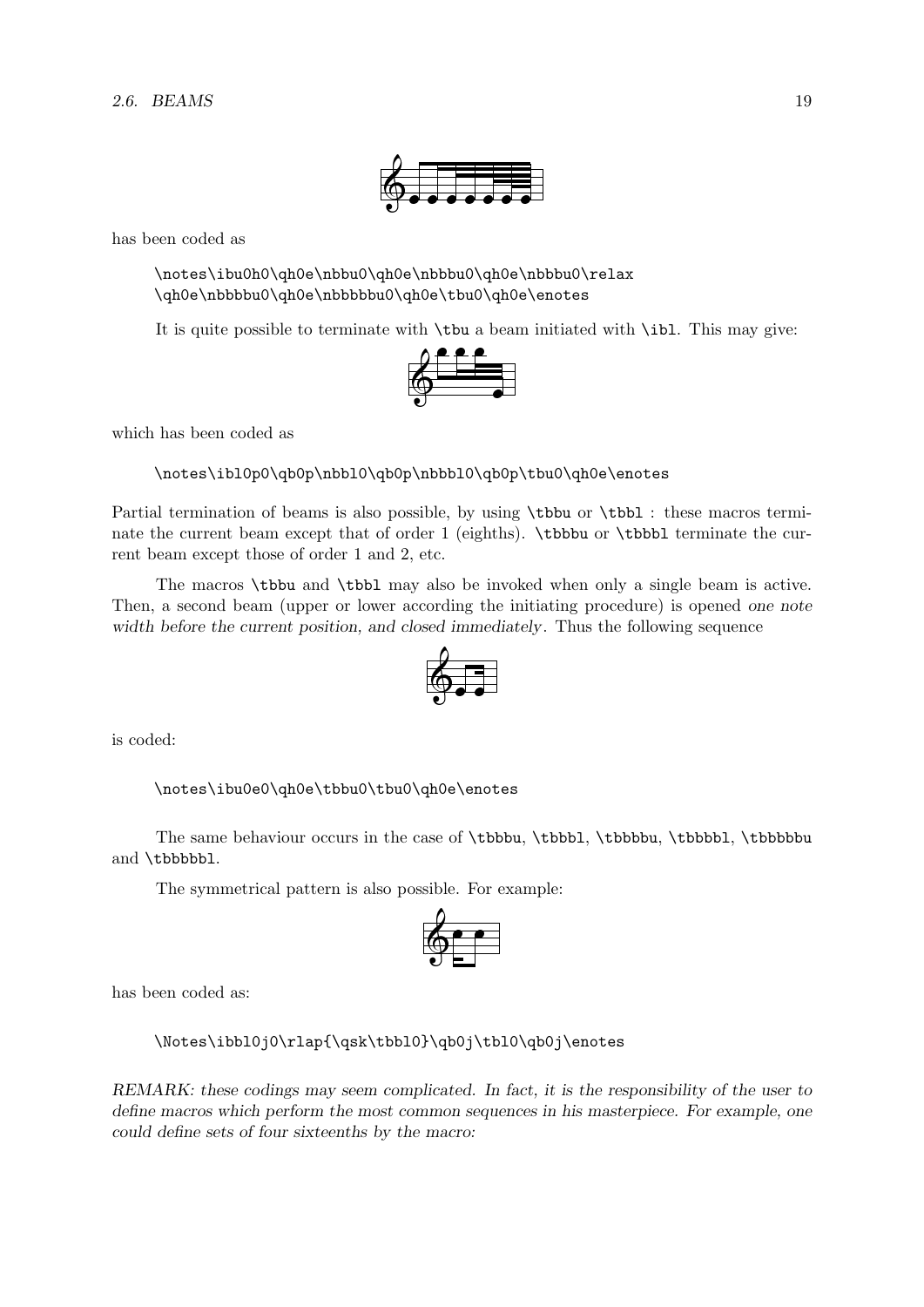has been coded as

```
\notes\ibu0h0\qh0e\nbbu0\qh0e\nbbbu0\qh0e\nbbbu0\relax
\qh0e\nbbbbu0\qh0e\nbbbbbu0\qh0e\tbu0\qh0e\enotes
```

It is quite possible to terminate with `\tbu` a beam initiated with `\ibl`. This may give:

which has been coded as

```
\notes\ibl0p0\qb0p\nbbl0\qb0p\nbbbl0\qb0p\tbu0\qh0e\enotes
```

Partial termination of beams is also possible, by using `\tbbu` or `\tbbl` : these macros terminate the current beam except that of order 1 (eighths). `\tbbbu` or `\tbbbl` terminate the current beam except those of order 1 and 2, etc.

The macros `\tbbu` and `\tbbl` may also be invoked when only a single beam is active. Then, a second beam (upper or lower according the initiating procedure) is opened *one note width before the current position, and closed immediately*. Thus the following sequence

is coded:

```
\notes\ibu0e0\qh0e\tbbu0\tbu0\qh0e\enotes
```

The same behaviour occurs in the case of `\tbbbu`, `\tbbbl`, `\tbbbbu`, `\tbbbbl`, `\tbbbbbu` and `\tbbbbbl`.

The symmetrical pattern is also possible. For example:

has been coded as:

```
\Notes\ibbl0j0\rlap{\qsk\tbbl0}\qb0j\tbl0\qb0j\enotes
```

*REMARK: these codings may seem complicated. In fact, it is the responsibility of the user to define macros which perform the most common sequences in his masterpiece. For example, one could define sets of four sixteenths by the macro:*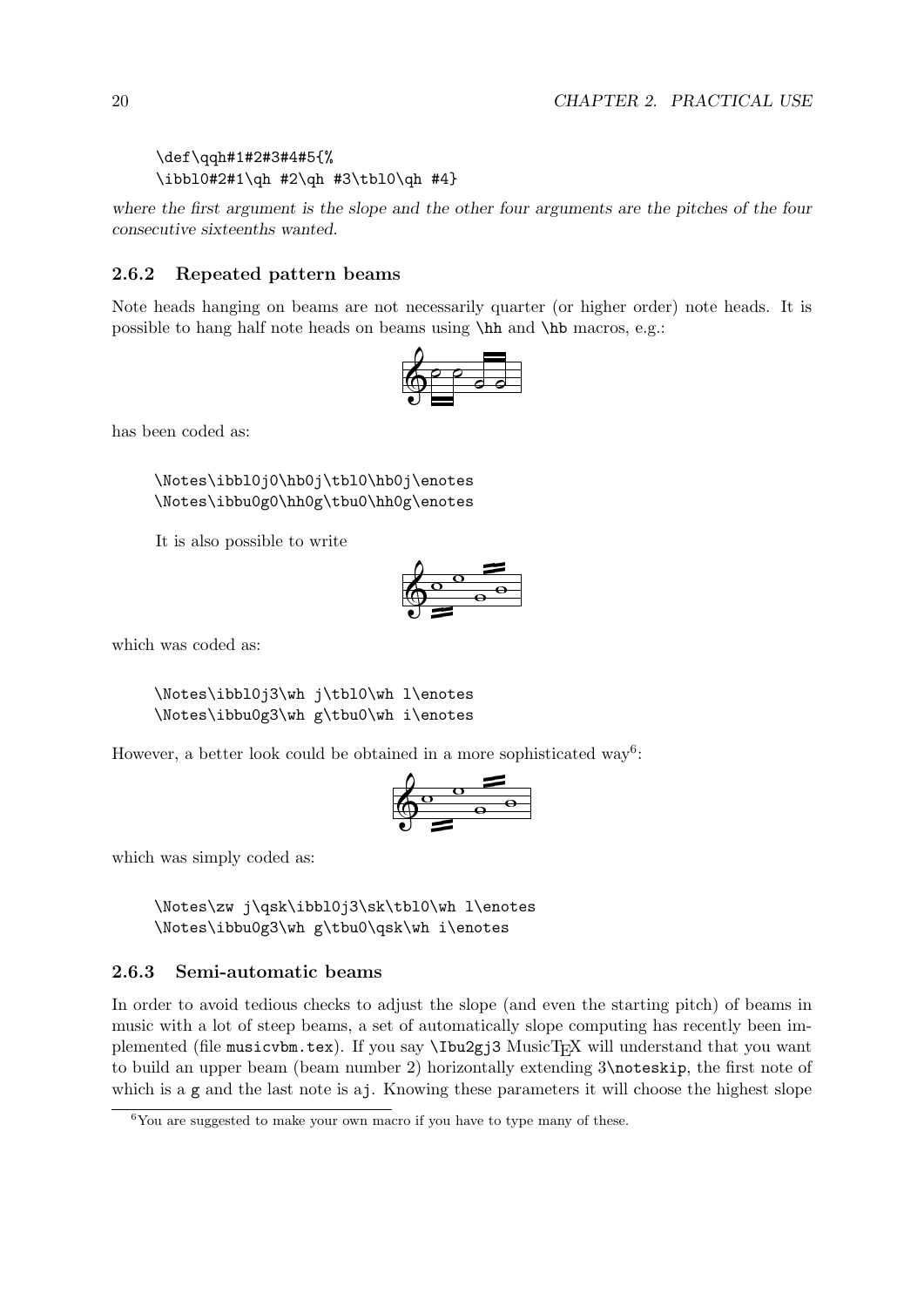```
\def\qqh#1#2#3#4#5{%
\ibbl0#2#1\qh #2\qh #3\tbl0\qh #4}
```

*where the first argument is the slope and the other four arguments are the pitches of the four consecutive sixteenths wanted.*

### 2.6.2 Repeated pattern beams

Note heads hanging on beams are not necessarily quarter (or higher order) note heads. It is possible to hang half note heads on beams using `\hh` and `\hb` macros, e.g.:

has been coded as:

```
\Notes\ibbl0j0\hb0j\tbl0\hb0j\enotes
\Notes\ibbu0g0\hh0g\tbu0\hh0g\enotes
```

It is also possible to write

which was coded as:

```
\Notes\ibbl0j3\wh j\tbl0\wh l\enotes
\Notes\ibbu0g3\wh g\tbu0\wh i\enotes
```

However, a better look could be obtained in a more sophisticated way[6]:

which was simply coded as:

```
\Notes\zw j\qsk\ibbl0j3\sk\tbl0\wh l\enotes
\Notes\ibbu0g3\wh g\tbu0\qsk\wh i\enotes
```

### 2.6.3 Semi-automatic beams

In order to avoid tedious checks to adjust the slope (and even the starting pitch) of beams in music with a lot of steep beams, a set of automatically slope computing has recently been implemented (file `musicvbm.tex`). If you say `\Ibu2gj3` MusicTEX will understand that you want to build an upper beam (beam number 2) horizontally extending 3`\noteskip`, the first note of which is a `g` and the last note is a`j`. Knowing these parameters it will choose the highest slope

[6] You are suggested to make your own macro if you have to type many of these.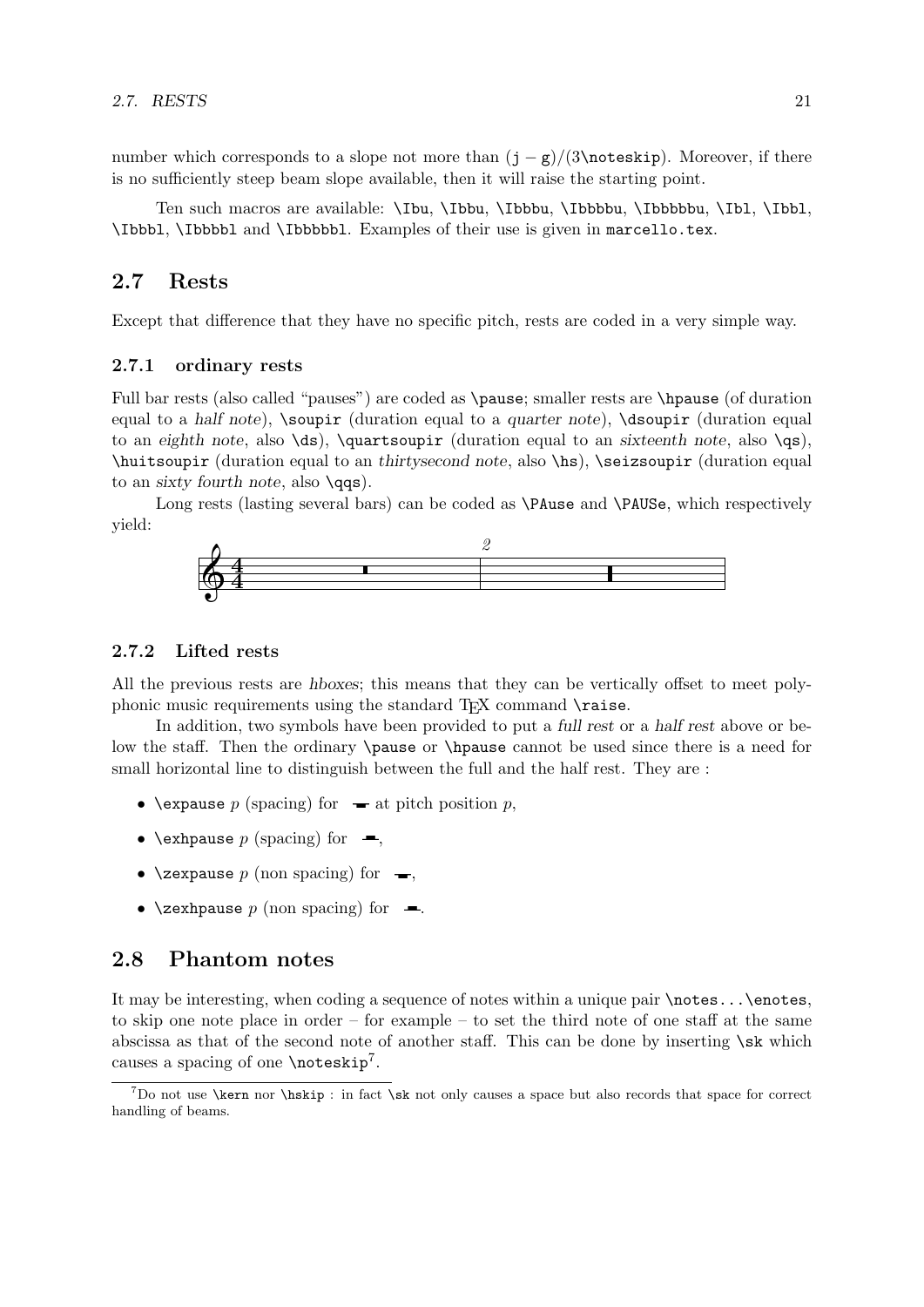number which corresponds to a slope not more than $(\mathtt{j}-\mathtt{g})/(3\backslash\mathtt{noteskip})$. Moreover, if there is no sufficiently steep beam slope available, then it will raise the starting point.

Ten such macros are available: `\Ibu`, `\Ibbu`, `\Ibbbu`, `\Ibbbbu`, `\Ibbbbbu`, `\Ibl`, `\Ibbl`, `\Ibbbl`, `\Ibbbbl` and `\Ibbbbbl`. Examples of their use is given in `marcello.tex`.

## 2.7 Rests

Except that difference that they have no specific pitch, rests are coded in a very simple way.

### 2.7.1 ordinary rests

Full bar rests (also called "pauses") are coded as `\pause`; smaller rests are `\hpause` (of duration equal to a *half note*), `\soupir` (duration equal to a *quarter note*), `\dsoupir` (duration equal to an *eighth note*, also `\ds`), `\quartsoupir` (duration equal to an *sixteenth note*, also `\qs`), `\huitsoupir` (duration equal to an *thirtysecond note*, also `\hs`), `\seizsoupir` (duration equal to an *sixty fourth note*, also `\qqs`).

Long rests (lasting several bars) can be coded as `\PAuse` and `\PAUSe`, which respectively yield:

### 2.7.2 Lifted rests

All the previous rests are *hboxes*; this means that they can be vertically offset to meet polyphonic music requirements using the standard TEX command `\raise`.

In addition, two symbols have been provided to put a *full rest* or a *half rest* above or below the staff. Then the ordinary `\pause` or `\hpause` cannot be used since there is a need for small horizontal line to distinguish between the full and the half rest. They are :

- `\expause` $p$ (spacing) for at pitch position $p$,
- `\exhpause` $p$ (spacing) for ,
- `\zexpause` $p$ (non spacing) for ,
- `\zexhpause` $p$ (non spacing) for .

## 2.8 Phantom notes

It may be interesting, when coding a sequence of notes within a unique pair `\notes...\enotes`, to skip one note place in order – for example – to set the third note of one staff at the same abscissa as that of the second note of another staff. This can be done by inserting `\sk` which causes a spacing of one `\noteskip`[7].

[7] Do not use `\kern` nor `\hskip` : in fact `\sk` not only causes a space but also records that space for correct handling of beams.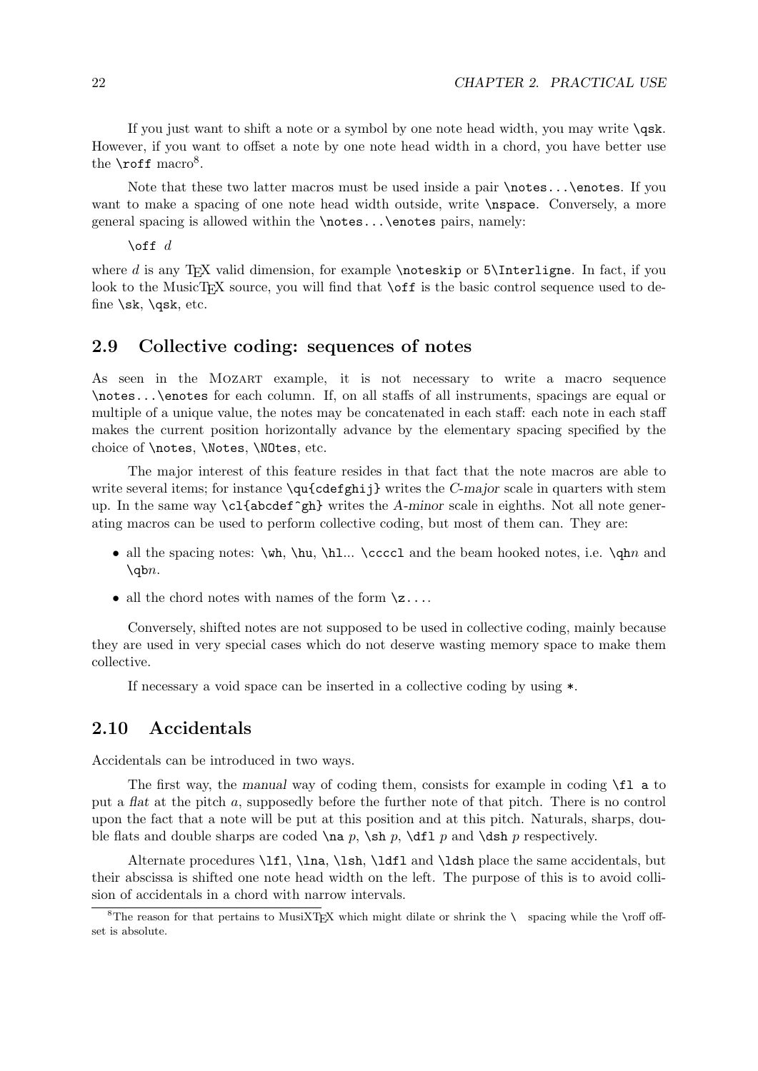If you just want to shift a note or a symbol by one note head width, you may write `\qsk`. However, if you want to offset a note by one note head width in a chord, you have better use the `\roff` macro[8].

Note that these two latter macros must be used inside a pair `\notes...\enotes`. If you want to make a spacing of one note head width outside, write `\nspace`. Conversely, a more general spacing is allowed within the `\notes...\enotes` pairs, namely:

`\off` *d*

where *d* is any TEX valid dimension, for example `\noteskip` or `5\Interligne`. In fact, if you look to the MusicTEX source, you will find that `\off` is the basic control sequence used to define `\sk`, `\qsk`, etc.

## 2.9 Collective coding: sequences of notes

As seen in the Mozart example, it is not necessary to write a macro sequence `\notes...\enotes` for each column. If, on all staffs of all instruments, spacings are equal or multiple of a unique value, the notes may be concatenated in each staff: each note in each staff makes the current position horizontally advance by the elementary spacing specified by the choice of `\notes`, `\Notes`, `\NOtes`, etc.

The major interest of this feature resides in that fact that the note macros are able to write several items; for instance `\qu{cdefghij}` writes the *C-major* scale in quarters with stem up. In the same way `\cl{abcdef^gh}` writes the *A-minor* scale in eighths. Not all note generating macros can be used to perform collective coding, but most of them can. They are:

- all the spacing notes: `\wh`, `\hu`, `\hl`... `\ccccl` and the beam hooked notes, i.e. `\qh`*n* and `\qb`*n*.
- all the chord notes with names of the form `\z...`.

Conversely, shifted notes are not supposed to be used in collective coding, mainly because they are used in very special cases which do not deserve wasting memory space to make them collective.

If necessary a void space can be inserted in a collective coding by using `*`.

## 2.10 Accidentals

Accidentals can be introduced in two ways.

The first way, the *manual* way of coding them, consists for example in coding `\fl a` to put a *flat* at the pitch *a*, supposedly before the further note of that pitch. There is no control upon the fact that a note will be put at this position and at this pitch. Naturals, sharps, double flats and double sharps are coded `\na` *p*, `\sh` *p*, `\dfl` *p* and `\dsh` *p* respectively.

Alternate procedures `\lfl`, `\lna`, `\lsh`, `\ldfl` and `\ldsh` place the same accidentals, but their abscissa is shifted one note head width on the left. The purpose of this is to avoid collision of accidentals in a chord with narrow intervals.

---

[8]The reason for that pertains to MusiXTEX which might dilate or shrink the `\ ` spacing while the \roff offset is absolute.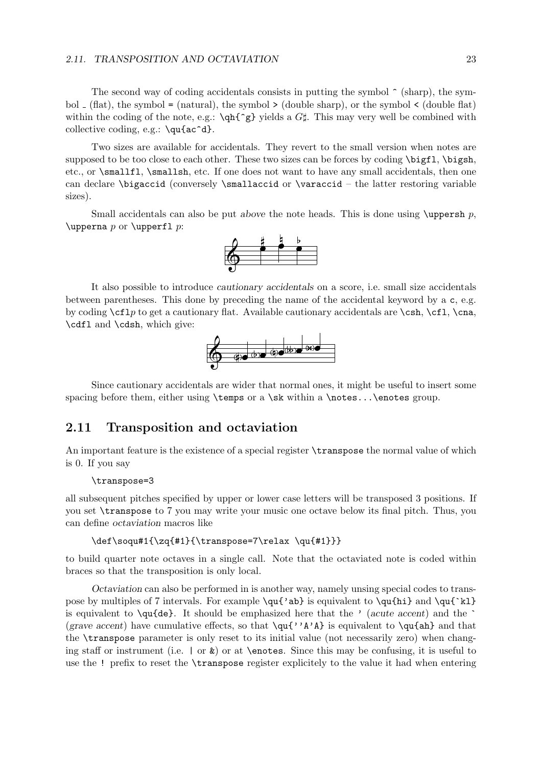The second way of coding accidentals consists in putting the symbol `^` (sharp), the symbol `_` (flat), the symbol `=` (natural), the symbol `>` (double sharp), or the symbol `<` (double flat) within the coding of the note, e.g.: `\qh{^g}` yields a $G\sharp$. This may very well be combined with collective coding, e.g.: `\qu{ac^d}`.

Two sizes are available for accidentals. They revert to the small version when notes are supposed to be too close to each other. These two sizes can be forces by coding `\bigfl`, `\bigsh`, etc., or `\smallfl`, `\smallsh`, etc. If one does not want to have any small accidentals, then one can declare `\bigaccid` (conversely `\smallaccid` or `\varaccid` – the latter restoring variable sizes).

Small accidentals can also be put *above* the note heads. This is done using `\uppersh` $p$, `\upperna` $p$ or `\upperfl` $p$:

It also possible to introduce *cautionary accidentals* on a score, i.e. small size accidentals between parentheses. This done by preceding the name of the accidental keyword by a `c`, e.g. by coding `\cfl`$p$ to get a cautionary flat. Available cautionary accidentals are `\csh`, `\cfl`, `\cna`, `\cdfl` and `\cdsh`, which give:

Since cautionary accidentals are wider that normal ones, it might be useful to insert some spacing before them, either using `\temps` or a `\sk` within a `\notes...\enotes` group.

## 2.11 Transposition and octaviation

An important feature is the existence of a special register `\transpose` the normal value of which is 0. If you say

```
\transpose=3
```

all subsequent pitches specified by upper or lower case letters will be transposed 3 positions. If you set `\transpose` to 7 you may write your music one octave below its final pitch. Thus, you can define *octaviation* macros like

```
\def\soqu#1{\zq{#1}{\transpose=7\relax \qu{#1}}}
```

to build quarter note octaves in a single call. Note that the octaviated note is coded within braces so that the transposition is only local.

*Octaviation* can also be performed in is another way, namely unsing special codes to transpose by multiples of 7 intervals. For example `\qu{'ab}` is equivalent to `\qu{hi}` and `` \qu{`kl} `` is equivalent to `\qu{de}`. It should be emphasized here that the `'` (*acute accent*) and the `` ` `` (*grave accent*) have cumulative effects, so that `\qu{''A'A}` is equivalent to `\qu{ah}` and that the `\transpose` parameter is only reset to its initial value (not necessarily zero) when changing staff or instrument (i.e. `|` or `&`) or at `\enotes`. Since this may be confusing, it is useful to use the `!` prefix to reset the `\transpose` register explicitely to the value it had when entering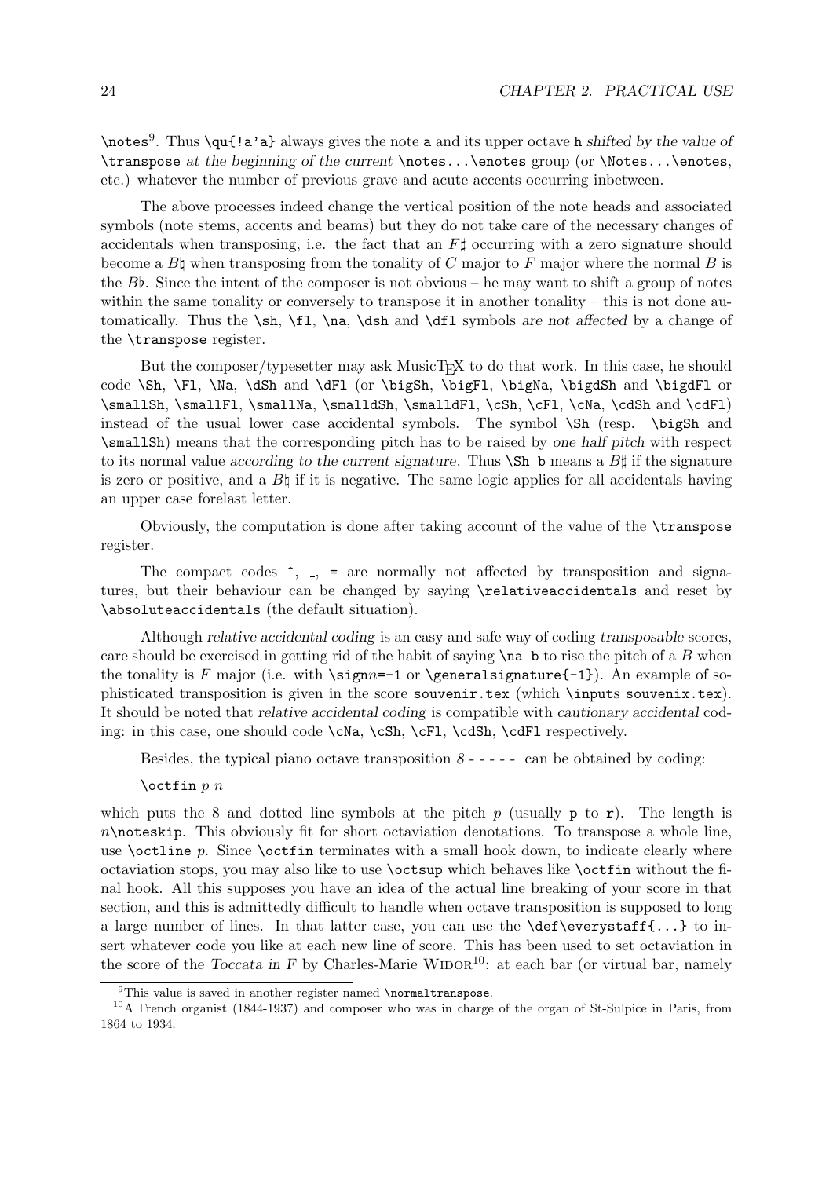\notes[9]. Thus `\qu{!a'a}` always gives the note `a` and its upper octave `h` *shifted by the value of* `\transpose` *at the beginning of the current* `\notes...\enotes` group (or `\Notes...\enotes`, etc.) whatever the number of previous grave and acute accents occurring inbetween.

The above processes indeed change the vertical position of the note heads and associated symbols (note stems, accents and beams) but they do not take care of the necessary changes of accidentals when transposing, i.e. the fact that an $F\sharp$ occurring with a zero signature should become a $B\natural$ when transposing from the tonality of $C$ major to $F$ major where the normal $B$ is the $B\flat$. Since the intent of the composer is not obvious – he may want to shift a group of notes within the same tonality or conversely to transpose it in another tonality – this is not done automatically. Thus the `\sh`, `\fl`, `\na`, `\dsh` and `\dfl` symbols *are not affected* by a change of the `\transpose` register.

But the composer/typesetter may ask MusicTEX to do that work. In this case, he should code `\Sh`, `\Fl`, `\Na`, `\dSh` and `\dFl` (or `\bigSh`, `\bigFl`, `\bigNa`, `\bigdSh` and `\bigdFl` or `\smallSh`, `\smallFl`, `\smallNa`, `\smalldSh`, `\smalldFl`, `\cSh`, `\cFl`, `\cNa`, `\cdSh` and `\cdFl`) instead of the usual lower case accidental symbols. The symbol `\Sh` (resp. `\bigSh` and `\smallSh`) means that the corresponding pitch has to be raised by *one half pitch* with respect to its normal value *according to the current signature*. Thus `\Sh b` means a $B\sharp$ if the signature is zero or positive, and a $B\natural$ if it is negative. The same logic applies for all accidentals having an upper case forelast letter.

Obviously, the computation is done after taking account of the value of the `\transpose` register.

The compact codes `^`, `_`, `=` are normally not affected by transposition and signatures, but their behaviour can be changed by saying `\relativeaccidentals` and reset by `\absoluteaccidentals` (the default situation).

Although *relative accidental coding* is an easy and safe way of coding *transposable* scores, care should be exercised in getting rid of the habit of saying `\na b` to rise the pitch of a $B$ when the tonality is $F$ major (i.e. with `\sign`$n$`=-1` or `\generalsignature{-1}`). An example of sophisticated transposition is given in the score `souvenir.tex` (which `\inputs souvenix.tex`). It should be noted that *relative accidental coding* is compatible with *cautionary accidental* coding: in this case, one should code `\cNa`, `\cSh`, `\cFl`, `\cdSh`, `\cdFl` respectively.

Besides, the typical piano octave transposition *8 - - - - -* can be obtained by coding:

`\octfin` $p$ $n$

which puts the 8 and dotted line symbols at the pitch $p$ (usually `p` to `r`). The length is $n$`\noteskip`. This obviously fit for short octaviation denotations. To transpose a whole line, use `\octline` $p$. Since `\octfin` terminates with a small hook down, to indicate clearly where octaviation stops, you may also like to use `\octsup` which behaves like `\octfin` without the final hook. All this supposes you have an idea of the actual line breaking of your score in that section, and this is admittedly difficult to handle when octave transposition is supposed to long a large number of lines. In that latter case, you can use the `\def\everystaff{...}` to insert whatever code you like at each new line of score. This has been used to set octaviation in the score of the *Toccata in F* by Charles-Marie Widor[10]: at each bar (or virtual bar, namely

[9] This value is saved in another register named `\normaltranspose`.

[10] A French organist (1844-1937) and composer who was in charge of the organ of St-Sulpice in Paris, from 1864 to 1934.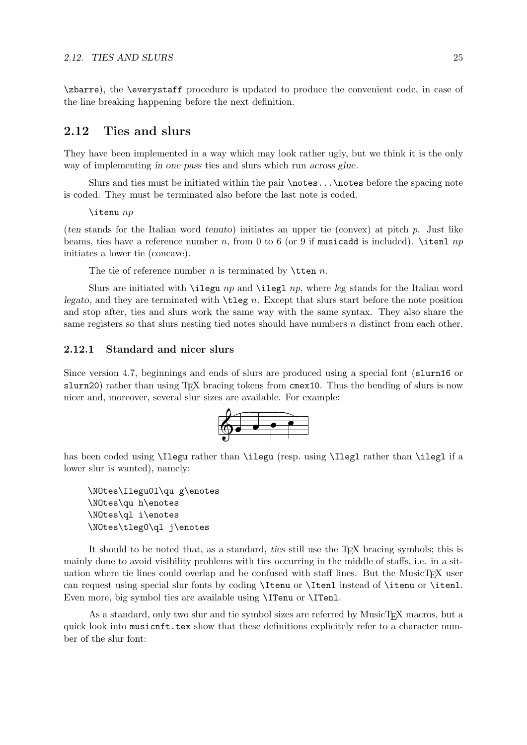\zbarre), the \everystaff procedure is updated to produce the convenient code, in case of the line breaking happening before the next definition.

## 2.12 Ties and slurs

They have been implemented in a way which may look rather ugly, but we think it is the only way of implementing *in one pass* ties and slurs which run *across glue*.

Slurs and ties must be initiated within the pair \notes...\notes before the spacing note is coded. They must be terminated also before the last note is coded.

\itenu *np*

(*ten* stands for the Italian word *tenuto*) initiates an upper tie (convex) at pitch *p*. Just like beams, ties have a reference number *n*, from 0 to 6 (or 9 if musicadd is included). \itenl *np* initiates a lower tie (concave).

The tie of reference number *n* is terminated by \tten *n*.

Slurs are initiated with \ilegu *np* and \ilegl *np*, where *leg* stands for the Italian word *legato*, and they are terminated with \tleg *n*. Except that slurs start before the note position and stop after, ties and slurs work the same way with the same syntax. They also share the same registers so that slurs nesting tied notes should have numbers *n* distinct from each other.

### 2.12.1 Standard and nicer slurs

Since version 4.7, beginnings and ends of slurs are produced using a special font (slurn16 or slurn20) rather than using TEX bracing tokens from cmex10. Thus the bending of slurs is now nicer and, moreover, several slur sizes are available. For example:

has been coded using \Ilegu rather than \ilegu (resp. using \Ilegl rather than \ilegl if a lower slur is wanted), namely:

```
\NOtes\Ilegu0l\qu g\enotes
\NOtes\qu h\enotes
\NOtes\ql i\enotes
\NOtes\tleg0\ql j\enotes
```

It should to be noted that, as a standard, *ties* still use the TEX bracing symbols; this is mainly done to avoid visibility problems with ties occurring in the middle of staffs, i.e. in a situation where tie lines could overlap and be confused with staff lines. But the MusicTEX user can request using special slur fonts by coding \Itenu or \Itenl instead of \itenu or \itenl. Even more, big symbol ties are available using \ITenu or \ITenl.

As a standard, only two slur and tie symbol sizes are referred by MusicTEX macros, but a quick look into musicnft.tex show that these definitions explicitely refer to a character number of the slur font: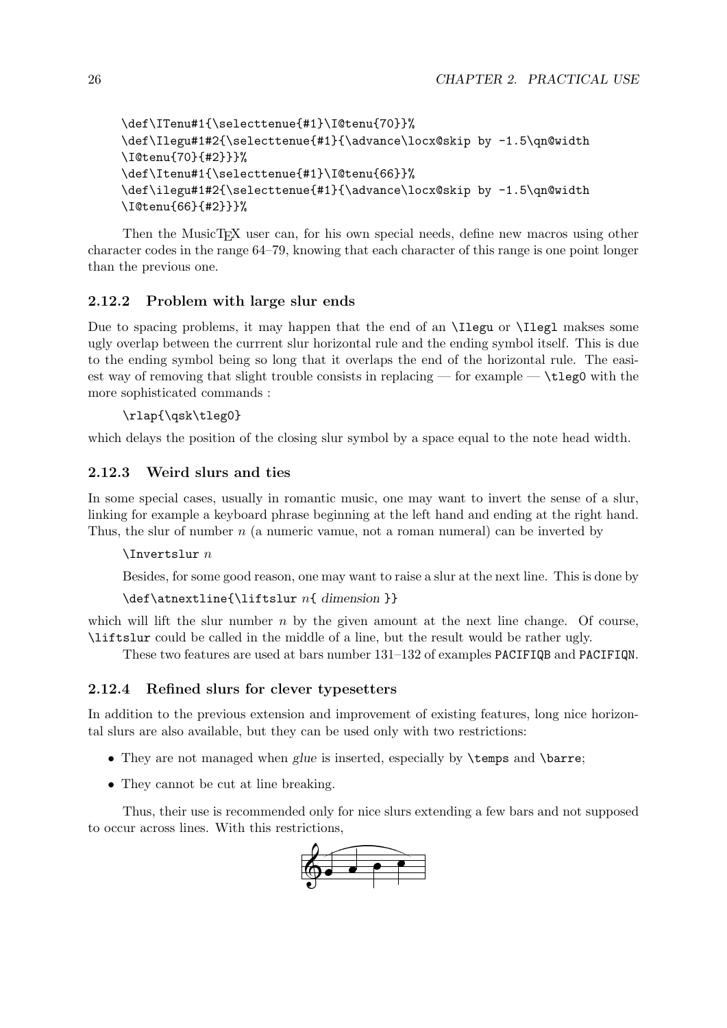```
\def\ITenu#1{\selecttenue{#1}\I@tenu{70}}%
\def\Ilegu#1#2{\selecttenue{#1}{\advance\locx@skip by -1.5\qn@width
\I@tenu{70}{#2}}}%
\def\Itenu#1{\selecttenue{#1}\I@tenu{66}}%
\def\ilegu#1#2{\selecttenue{#1}{\advance\locx@skip by -1.5\qn@width
\I@tenu{66}{#2}}}%
```

Then the MusicTEX user can, for his own special needs, define new macros using other character codes in the range 64–79, knowing that each character of this range is one point longer than the previous one.

### 2.12.2 Problem with large slur ends

Due to spacing problems, it may happen that the end of an `\Ilegu` or `\Ilegl` makses some ugly overlap between the currrent slur horizontal rule and the ending symbol itself. This is due to the ending symbol being so long that it overlaps the end of the horizontal rule. The easiest way of removing that slight trouble consists in replacing — for example — `\tleg0` with the more sophisticated commands :

```
\rlap{\qsk\tleg0}
```

which delays the position of the closing slur symbol by a space equal to the note head width.

### 2.12.3 Weird slurs and ties

In some special cases, usually in romantic music, one may want to invert the sense of a slur, linking for example a keyboard phrase beginning at the left hand and ending at the right hand. Thus, the slur of number $n$ (a numeric vamue, not a roman numeral) can be inverted by

`\Invertslur` $n$

Besides, for some good reason, one may want to raise a slur at the next line. This is done by

`\def\atnextline{\liftslur` $n$`{` *dimension* `}}`

which will lift the slur number $n$ by the given amount at the next line change. Of course, `\liftslur` could be called in the middle of a line, but the result would be rather ugly.

These two features are used at bars number 131–132 of examples `PACIFIQB` and `PACIFIQN`.

### 2.12.4 Refined slurs for clever typesetters

In addition to the previous extension and improvement of existing features, long nice horizontal slurs are also available, but they can be used only with two restrictions:

- They are not managed when *glue* is inserted, especially by `\temps` and `\barre`;
- They cannot be cut at line breaking.

Thus, their use is recommended only for nice slurs extending a few bars and not supposed to occur across lines. With this restrictions,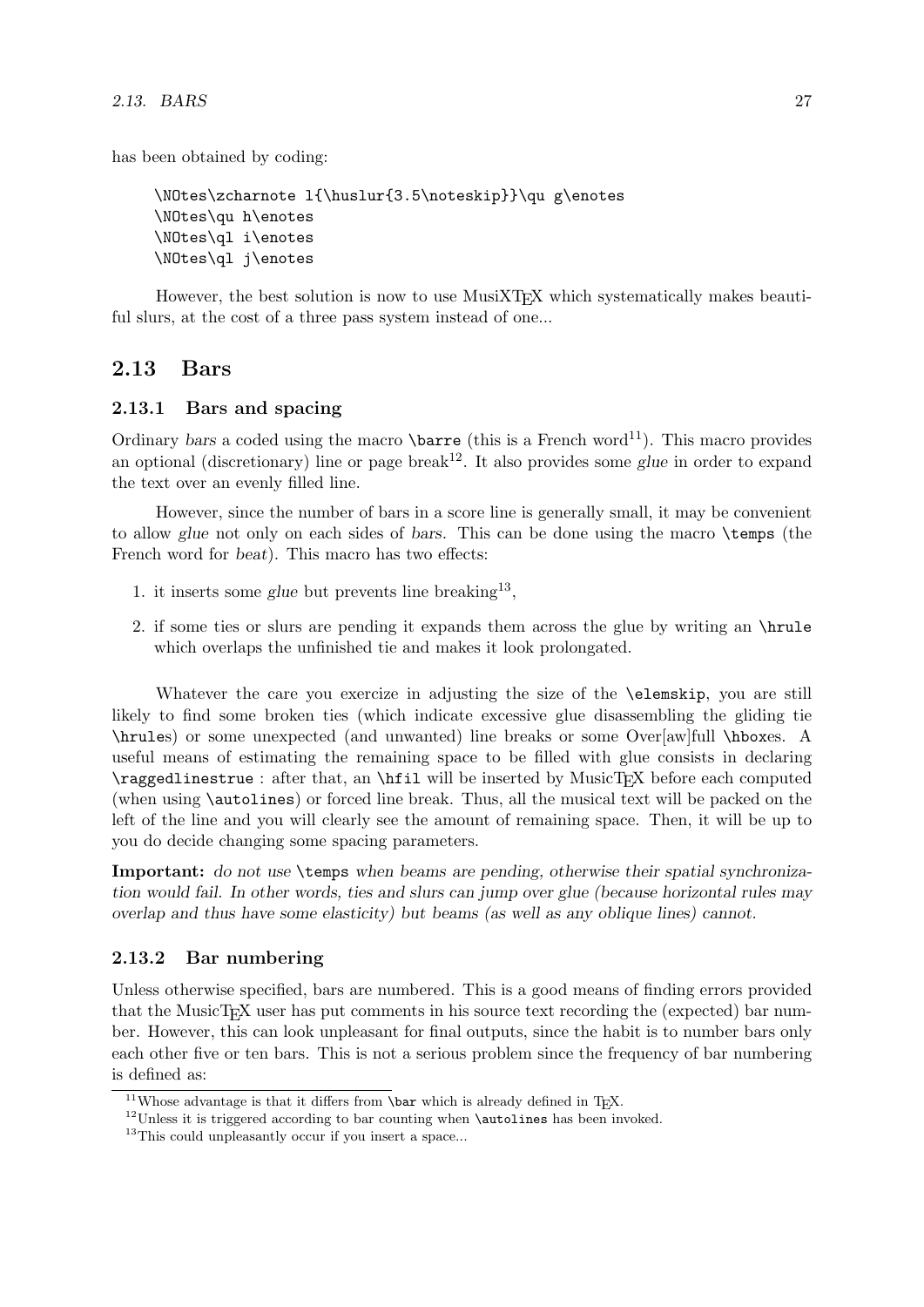has been obtained by coding:

```
\NOtes\zcharnote l{\huslur{3.5\noteskip}}\qu g\enotes
\NOtes\qu h\enotes
\NOtes\ql i\enotes
\NOtes\ql j\enotes
```

However, the best solution is now to use MusiXTEX which systematically makes beautiful slurs, at the cost of a three pass system instead of one...

## 2.13 Bars

### 2.13.1 Bars and spacing

Ordinary *bars* a coded using the macro `\barre` (this is a French word[11]). This macro provides an optional (discretionary) line or page break[12]. It also provides some *glue* in order to expand the text over an evenly filled line.

However, since the number of bars in a score line is generally small, it may be convenient to allow *glue* not only on each sides of *bars*. This can be done using the macro `\temps` (the French word for *beat*). This macro has two effects:

1. it inserts some *glue* but prevents line breaking[13],
2. if some ties or slurs are pending it expands them across the glue by writing an `\hrule` which overlaps the unfinished tie and makes it look prolongated.

Whatever the care you exercize in adjusting the size of the `\elemskip`, you are still likely to find some broken ties (which indicate excessive glue disassembling the gliding tie `\hrule`s) or some unexpected (and unwanted) line breaks or some Over[aw]full `\hbox`es. A useful means of estimating the remaining space to be filled with glue consists in declaring `\raggedlinestrue` : after that, an `\hfil` will be inserted by MusicTEX before each computed (when using `\autolines`) or forced line break. Thus, all the musical text will be packed on the left of the line and you will clearly see the amount of remaining space. Then, it will be up to you do decide changing some spacing parameters.

**Important:** *do not use* `\temps` *when beams are pending, otherwise their spatial synchronization would fail. In other words, ties and slurs can jump over glue (because horizontal rules may overlap and thus have some elasticity) but beams (as well as any oblique lines) cannot.*

### 2.13.2 Bar numbering

Unless otherwise specified, bars are numbered. This is a good means of finding errors provided that the MusicTEX user has put comments in his source text recording the (expected) bar number. However, this can look unpleasant for final outputs, since the habit is to number bars only each other five or ten bars. This is not a serious problem since the frequency of bar numbering is defined as:

[11] Whose advantage is that it differs from `\bar` which is already defined in TEX.

[12] Unless it is triggered according to bar counting when `\autolines` has been invoked.

[13] This could unpleasantly occur if you insert a space...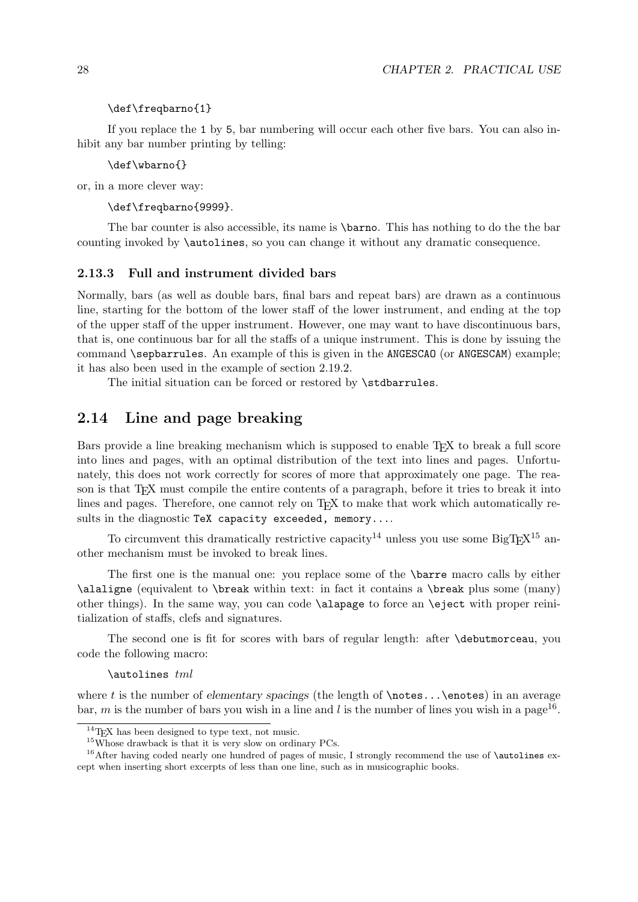```
\def\freqbarno{1}
```

If you replace the `1` by `5`, bar numbering will occur each other five bars. You can also inhibit any bar number printing by telling:

```
\def\wbarno{}
```

or, in a more clever way:

```
\def\freqbarno{9999}.
```

The bar counter is also accessible, its name is `\barno`. This has nothing to do the the bar counting invoked by `\autolines`, so you can change it without any dramatic consequence.

### 2.13.3 Full and instrument divided bars

Normally, bars (as well as double bars, final bars and repeat bars) are drawn as a continuous line, starting for the bottom of the lower staff of the lower instrument, and ending at the top of the upper staff of the upper instrument. However, one may want to have discontinuous bars, that is, one continuous bar for all the staffs of a unique instrument. This is done by issuing the command `\sepbarrules`. An example of this is given in the `ANGESCAO` (or `ANGESCAM`) example; it has also been used in the example of section 2.19.2.

The initial situation can be forced or restored by `\stdbarrules`.

## 2.14 Line and page breaking

Bars provide a line breaking mechanism which is supposed to enable TEX to break a full score into lines and pages, with an optimal distribution of the text into lines and pages. Unfortunately, this does not work correctly for scores of more that approximately one page. The reason is that TEX must compile the entire contents of a paragraph, before it tries to break it into lines and pages. Therefore, one cannot rely on TEX to make that work which automatically results in the diagnostic `TeX capacity exceeded, memory....`

To circumvent this dramatically restrictive capacity[14] unless you use some BigTEX[15] another mechanism must be invoked to break lines.

The first one is the manual one: you replace some of the `\barre` macro calls by either `\alaligne` (equivalent to `\break` within text: in fact it contains a `\break` plus some (many) other things). In the same way, you can code `\alapage` to force an `\eject` with proper reinitialization of staffs, clefs and signatures.

The second one is fit for scores with bars of regular length: after `\debutmorceau`, you code the following macro:

`\autolines` *tml*

where $t$ is the number of *elementary spacings* (the length of `\notes...\enotes`) in an average bar, $m$ is the number of bars you wish in a line and $l$ is the number of lines you wish in a page[16].

---

[14] TEX has been designed to type text, not music.

[15] Whose drawback is that it is very slow on ordinary PCs.

[16] After having coded nearly one hundred of pages of music, I strongly recommend the use of `\autolines` except when inserting short excerpts of less than one line, such as in musicographic books.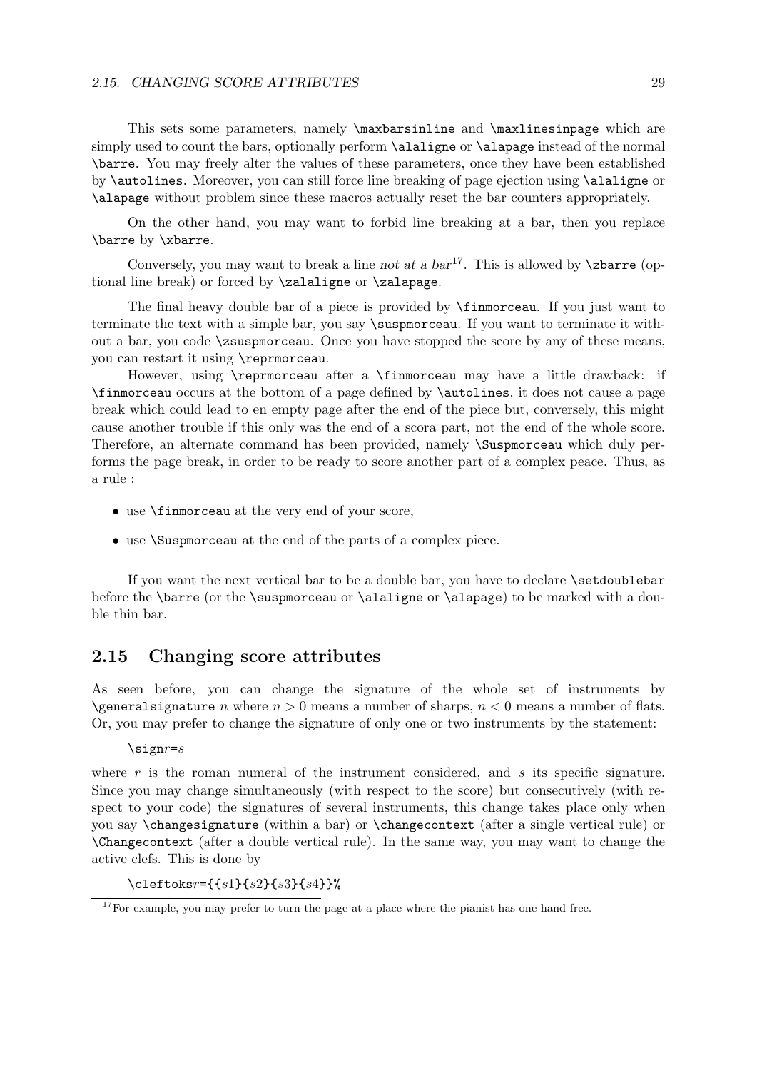This sets some parameters, namely `\maxbarsinline` and `\maxlinesinpage` which are simply used to count the bars, optionally perform `\alaligne` or `\alapage` instead of the normal `\barre`. You may freely alter the values of these parameters, once they have been established by `\autolines`. Moreover, you can still force line breaking of page ejection using `\alaligne` or `\alapage` without problem since these macros actually reset the bar counters appropriately.

On the other hand, you may want to forbid line breaking at a bar, then you replace `\barre` by `\xbarre`.

Conversely, you may want to break a line *not at a bar*[17]. This is allowed by `\zbarre` (optional line break) or forced by `\zalaligne` or `\zalapage`.

The final heavy double bar of a piece is provided by `\finmorceau`. If you just want to terminate the text with a simple bar, you say `\suspmorceau`. If you want to terminate it without a bar, you code `\zsuspmorceau`. Once you have stopped the score by any of these means, you can restart it using `\reprmorceau`.

However, using `\reprmorceau` after a `\finmorceau` may have a little drawback: if `\finmorceau` occurs at the bottom of a page defined by `\autolines`, it does not cause a page break which could lead to en empty page after the end of the piece but, conversely, this might cause another trouble if this only was the end of a scora part, not the end of the whole score. Therefore, an alternate command has been provided, namely `\Suspmorceau` which duly performs the page break, in order to be ready to score another part of a complex peace. Thus, as a rule :

- use `\finmorceau` at the very end of your score,
- use `\Suspmorceau` at the end of the parts of a complex piece.

If you want the next vertical bar to be a double bar, you have to declare `\setdoublebar` before the `\barre` (or the `\suspmorceau` or `\alaligne` or `\alapage`) to be marked with a double thin bar.

## 2.15 Changing score attributes

As seen before, you can change the signature of the whole set of instruments by `\generalsignature` $n$ where $n > 0$ means a number of sharps, $n < 0$ means a number of flats. Or, you may prefer to change the signature of only one or two instruments by the statement:

`\sign`*r*`=`*s*

where $r$ is the roman numeral of the instrument considered, and $s$ its specific signature. Since you may change simultaneously (with respect to the score) but consecutively (with respect to your code) the signatures of several instruments, this change takes place only when you say `\changesignature` (within a bar) or `\changecontext` (after a single vertical rule) or `\Changecontext` (after a double vertical rule). In the same way, you may want to change the active clefs. This is done by

`\cleftoks`*r*`={{`*s1*`}{`*s2*`}{`*s3*`}{`*s4*`}}%`

[17] For example, you may prefer to turn the page at a place where the pianist has one hand free.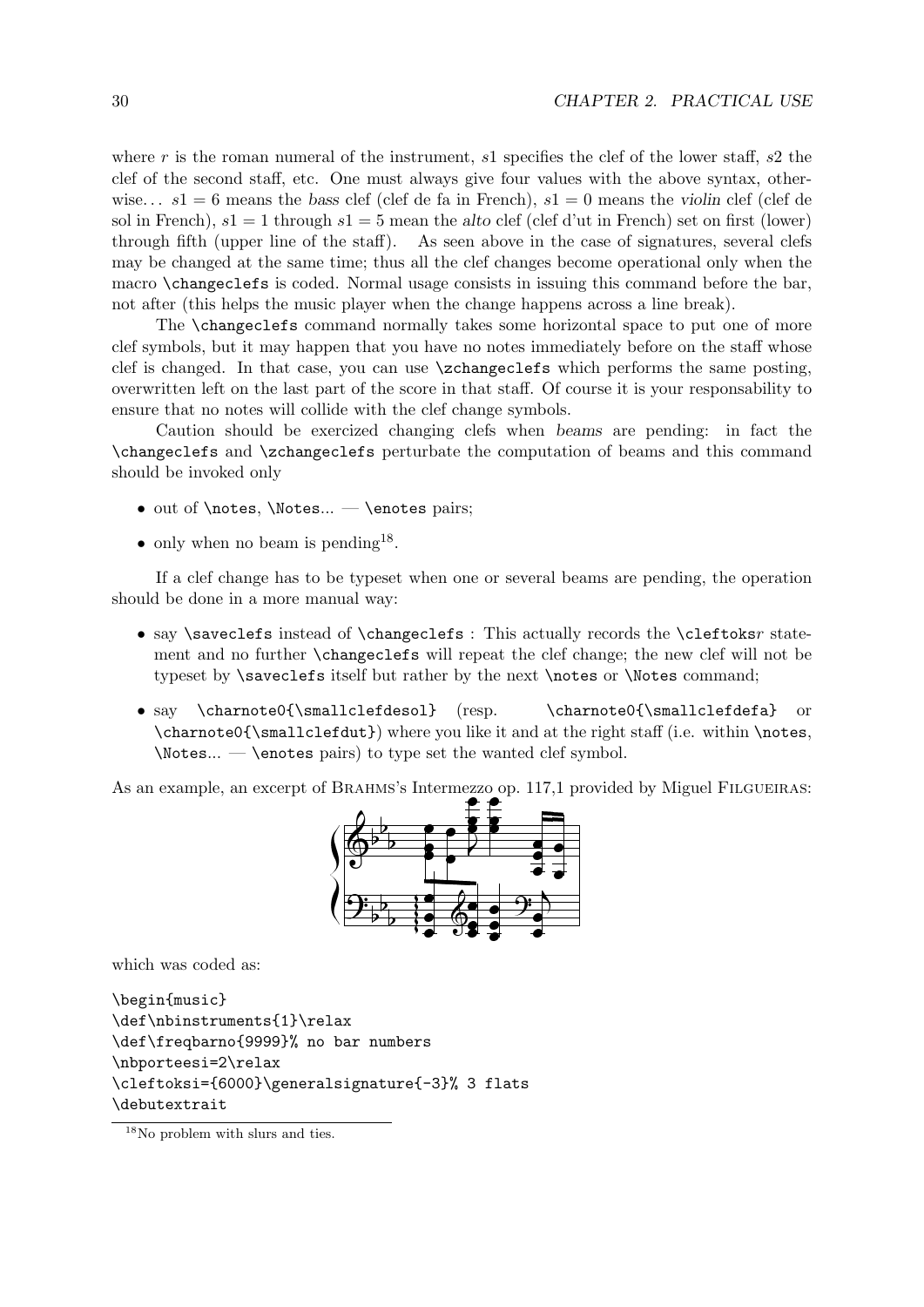where $r$ is the roman numeral of the instrument, $s1$ specifies the clef of the lower staff, $s2$ the clef of the second staff, etc. One must always give four values with the above syntax, otherwise... $s1 = 6$ means the *bass* clef (clef de fa in French), $s1 = 0$ means the *violin* clef (clef de sol in French), $s1 = 1$ through $s1 = 5$ mean the *alto* clef (clef d'ut in French) set on first (lower) through fifth (upper line of the staff). As seen above in the case of signatures, several clefs may be changed at the same time; thus all the clef changes become operational only when the macro `\changeclefs` is coded. Normal usage consists in issuing this command before the bar, not after (this helps the music player when the change happens across a line break).

The `\changeclefs` command normally takes some horizontal space to put one of more clef symbols, but it may happen that you have no notes immediately before on the staff whose clef is changed. In that case, you can use `\zchangeclefs` which performs the same posting, overwritten left on the last part of the score in that staff. Of course it is your responsability to ensure that no notes will collide with the clef change symbols.

Caution should be exercized changing clefs when *beams* are pending: in fact the `\changeclefs` and `\zchangeclefs` perturbate the computation of beams and this command should be invoked only

- out of `\notes`, `\Notes`... — `\enotes` pairs;
- only when no beam is pending[18].

If a clef change has to be typeset when one or several beams are pending, the operation should be done in a more manual way:

- say `\saveclefs` instead of `\changeclefs` : This actually records the `\cleftoks`*r* statement and no further `\changeclefs` will repeat the clef change; the new clef will not be typeset by `\saveclefs` itself but rather by the next `\notes` or `\Notes` command;
- say `\charnote0{\smallclefdesol}` (resp. `\charnote0{\smallclefdefa}` or `\charnote0{\smallclefdut}`) where you like it and at the right staff (i.e. within `\notes`, `\Notes`... — `\enotes` pairs) to type set the wanted clef symbol.

As an example, an excerpt of Brahms's Intermezzo op. 117,1 provided by Miguel Filgueiras:

which was coded as:

```
\begin{music}
\def\nbinstruments{1}\relax
\def\freqbarno{9999}% no bar numbers
\nbporteesi=2\relax
\cleftoksi={6000}\generalsignature{-3}% 3 flats
\debutextrait
```

[18] No problem with slurs and ties.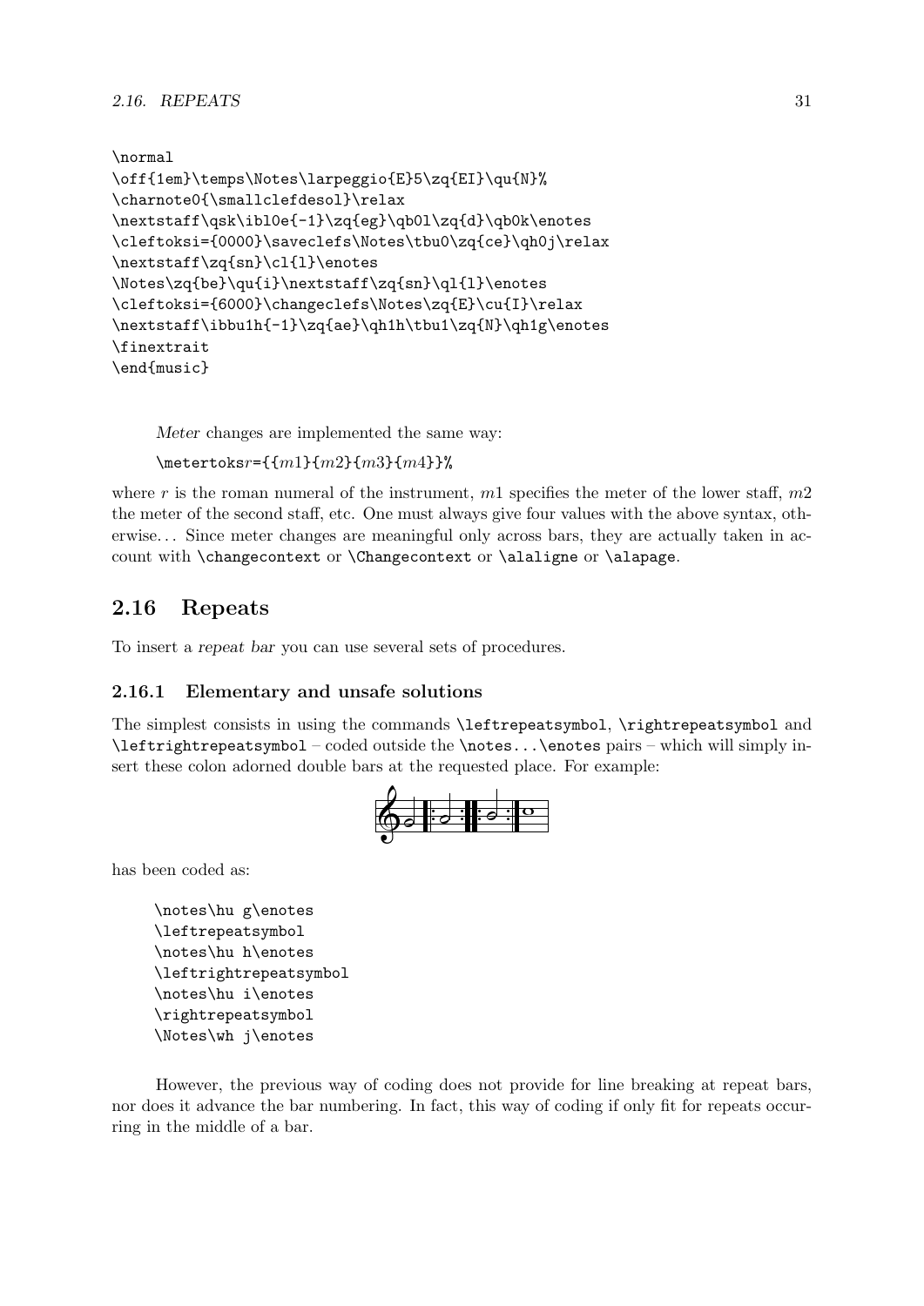```
\normal
\off{1em}\temps\Notes\larpeggio{E}5\zq{EI}\qu{N}%
\charnote0{\smallclefdesol}\relax
\nextstaff\qsk\ibl0e{-1}\zq{eg}\qb0l\zq{d}\qb0k\enotes
\cleftoksi={0000}\saveclefs\Notes\tbu0\zq{ce}\qh0j\relax
\nextstaff\zq{sn}\cl{l}\enotes
\Notes\zq{be}\qu{i}\nextstaff\zq{sn}\ql{l}\enotes
\cleftoksi={6000}\changeclefs\Notes\zq{E}\cu{I}\relax
\nextstaff\ibbu1h{-1}\zq{ae}\qh1h\tbu1\zq{N}\qh1g\enotes
\finextrait
\end{music}
```

*Meter* changes are implemented the same way:

\metertoks*r*={{*m*1}{*m*2}{*m*3}{*m*4}}%

where *r* is the roman numeral of the instrument, *m*1 specifies the meter of the lower staff, *m*2 the meter of the second staff, etc. One must always give four values with the above syntax, otherwise... Since meter changes are meaningful only across bars, they are actually taken in account with \changecontext or \Changecontext or \alaligne or \alapage.

## 2.16 Repeats

To insert a *repeat bar* you can use several sets of procedures.

### 2.16.1 Elementary and unsafe solutions

The simplest consists in using the commands \leftrepeatsymbol, \rightrepeatsymbol and \leftrightrepeatsymbol – coded outside the \notes...\enotes pairs – which will simply insert these colon adorned double bars at the requested place. For example:

has been coded as:

```
\notes\hu g\enotes
\leftrepeatsymbol
\notes\hu h\enotes
\leftrightrepeatsymbol
\notes\hu i\enotes
\rightrepeatsymbol
\Notes\wh j\enotes
```

However, the previous way of coding does not provide for line breaking at repeat bars, nor does it advance the bar numbering. In fact, this way of coding if only fit for repeats occurring in the middle of a bar.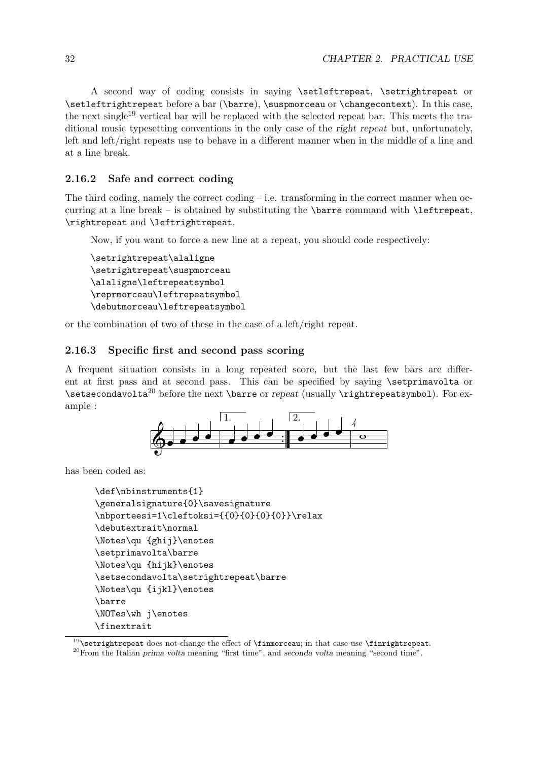A second way of coding consists in saying `\setleftrepeat`, `\setrightrepeat` or `\setleftrightrepeat` before a bar (`\barre`), `\suspmorceau` or `\changecontext`). In this case, the next single[19] vertical bar will be replaced with the selected repeat bar. This meets the traditional music typesetting conventions in the only case of the *right repeat* but, unfortunately, left and left/right repeats use to behave in a different manner when in the middle of a line and at a line break.

### 2.16.2 Safe and correct coding

The third coding, namely the correct coding – i.e. transforming in the correct manner when occurring at a line break – is obtained by substituting the `\barre` command with `\leftrepeat`, `\rightrepeat` and `\leftrightrepeat`.

Now, if you want to force a new line at a repeat, you should code respectively:

```
\setrightrepeat\alaligne
\setrightrepeat\suspmorceau
\alaligne\leftrepeatsymbol
\reprmorceau\leftrepeatsymbol
\debutmorceau\leftrepeatsymbol
```

or the combination of two of these in the case of a left/right repeat.

### 2.16.3 Specific first and second pass scoring

A frequent situation consists in a long repeated score, but the last few bars are different at first pass and at second pass. This can be specified by saying `\setprimavolta` or `\setsecondavolta`[20] before the next `\barre` or *repeat* (usually `\rightrepeatsymbol`). For example :

has been coded as:

```
\def\nbinstruments{1}
\generalsignature{0}\savesignature
\nbporteesi=1\cleftoksi={{0}{0}{0}{0}}\relax
\debutextrait\normal
\Notes\qu {ghij}\enotes
\setprimavolta\barre
\Notes\qu {hijk}\enotes
\setsecondavolta\setrightrepeat\barre
\Notes\qu {ijkl}\enotes
\barre
\NOTes\wh j\enotes
\finextrait
```

[19] `\setrightrepeat` does not change the effect of `\finmorceau`; in that case use `\finrightrepeat`.

[20] From the Italian *prima volta* meaning "first time", and *seconda volta* meaning "second time".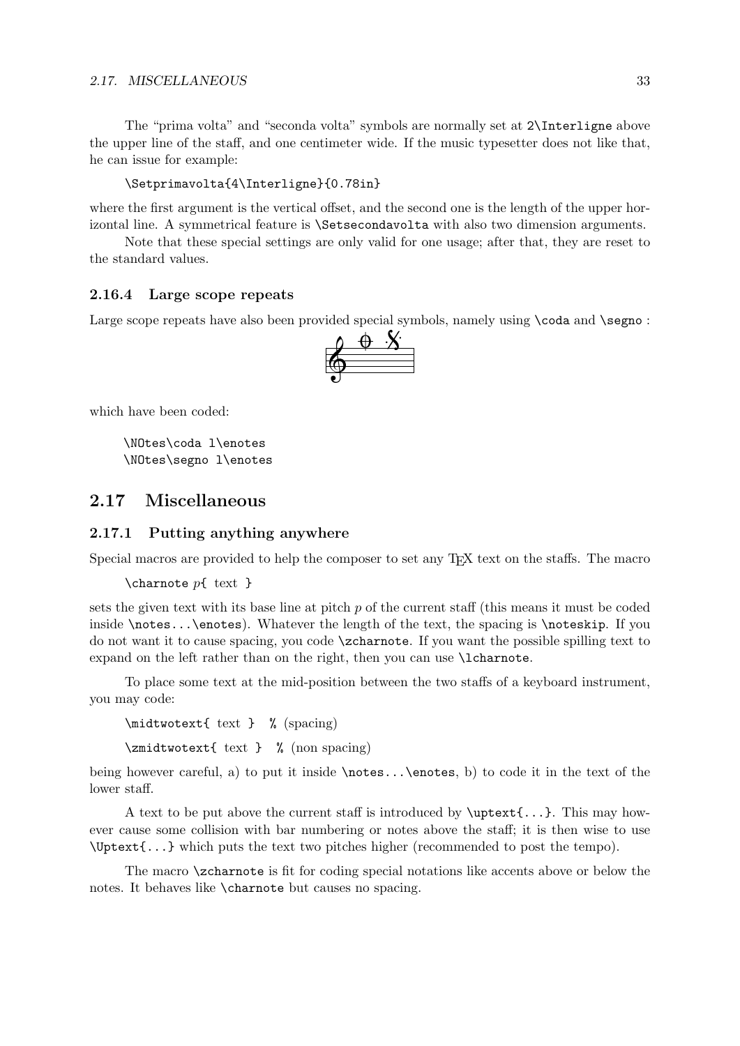The "prima volta" and "seconda volta" symbols are normally set at `2\Interligne` above the upper line of the staff, and one centimeter wide. If the music typesetter does not like that, he can issue for example:

```
\Setprimavolta{4\Interligne}{0.78in}
```

where the first argument is the vertical offset, and the second one is the length of the upper horizontal line. A symmetrical feature is `\Setsecondavolta` with also two dimension arguments.

Note that these special settings are only valid for one usage; after that, they are reset to the standard values.

### 2.16.4 Large scope repeats

Large scope repeats have also been provided special symbols, namely using `\coda` and `\segno` :

which have been coded:

```
\NOtes\coda l\enotes
\NOtes\segno l\enotes
```

## 2.17 Miscellaneous

### 2.17.1 Putting anything anywhere

Special macros are provided to help the composer to set any TEX text on the staffs. The macro

```
\charnote p{ text }
```

sets the given text with its base line at pitch $p$ of the current staff (this means it must be coded inside `\notes...\enotes`). Whatever the length of the text, the spacing is `\noteskip`. If you do not want it to cause spacing, you code `\zcharnote`. If you want the possible spilling text to expand on the left rather than on the right, then you can use `\lcharnote`.

To place some text at the mid-position between the two staffs of a keyboard instrument, you may code:

```
\midtwotext{ text }  % (spacing)
\zmidtwotext{ text }  % (non spacing)
```

being however careful, a) to put it inside `\notes...\enotes`, b) to code it in the text of the lower staff.

A text to be put above the current staff is introduced by `\uptext{...}`. This may however cause some collision with bar numbering or notes above the staff; it is then wise to use `\Uptext{...}` which puts the text two pitches higher (recommended to post the tempo).

The macro `\zcharnote` is fit for coding special notations like accents above or below the notes. It behaves like `\charnote` but causes no spacing.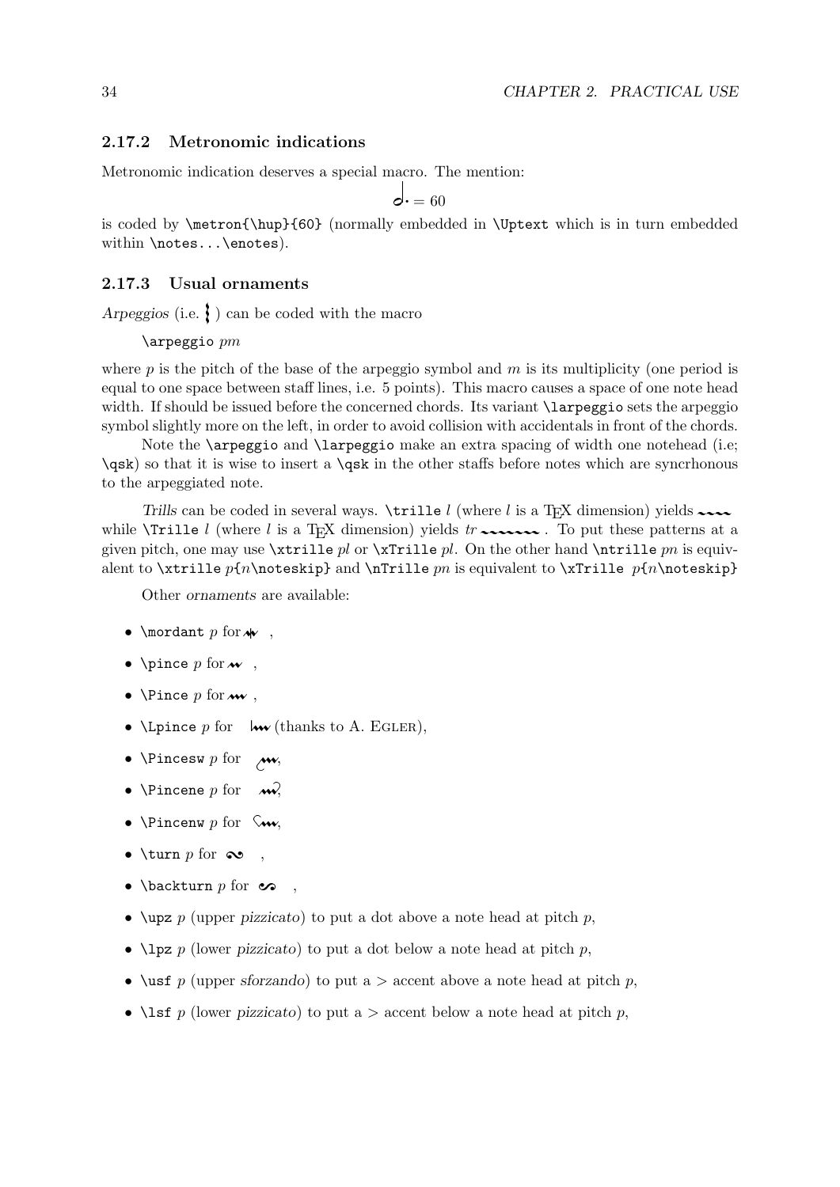### 2.17.2 Metronomic indications

Metronomic indication deserves a special macro. The mention:

= 60

is coded by `\metron{\hup}{60}` (normally embedded in `\Uptext` which is in turn embedded within `\notes...\enotes`).

### 2.17.3 Usual ornaments

*Arpeggios* (i.e. ) can be coded with the macro

`\arpeggio` *pm*

where *p* is the pitch of the base of the arpeggio symbol and *m* is its multiplicity (one period is equal to one space between staff lines, i.e. 5 points). This macro causes a space of one note head width. If should be issued before the concerned chords. Its variant `\larpeggio` sets the arpeggio symbol slightly more on the left, in order to avoid collision with accidentals in front of the chords.

Note the `\arpeggio` and `\larpeggio` make an extra spacing of width one notehead (i.e; `\qsk`) so that it is wise to insert a `\qsk` in the other staffs before notes which are syncrhonous to the arpeggiated note.

*Trills* can be coded in several ways. `\trille` *l* (where *l* is a TEX dimension) yields while `\Trille` *l* (where *l* is a TEX dimension) yields *tr* . To put these patterns at a given pitch, one may use `\xtrille` *pl* or `\xTrille` *pl*. On the other hand `\ntrille` *pn* is equivalent to `\xtrille` *p*`{`*n*`\noteskip}` and `\nTrille` *pn* is equivalent to `\xTrille` *p*`{`*n*`\noteskip}`

Other *ornaments* are available:

- `\mordant` *p* for ,
- `\pince` *p* for ,
- `\Pince` *p* for ,
- `\Lpince` *p* for (thanks to A. EGLER),
- `\Pincesw` *p* for ,
- `\Pincene` *p* for ,
- `\Pincenw` *p* for ,
- `\turn` *p* for ,
- `\backturn` *p* for ,
- `\upz` *p* (upper *pizzicato*) to put a dot above a note head at pitch *p*,
- `\lpz` *p* (lower *pizzicato*) to put a dot below a note head at pitch *p*,
- `\usf` *p* (upper *sforzando*) to put a > accent above a note head at pitch *p*,
- `\lsf` *p* (lower *pizzicato*) to put a > accent below a note head at pitch *p*,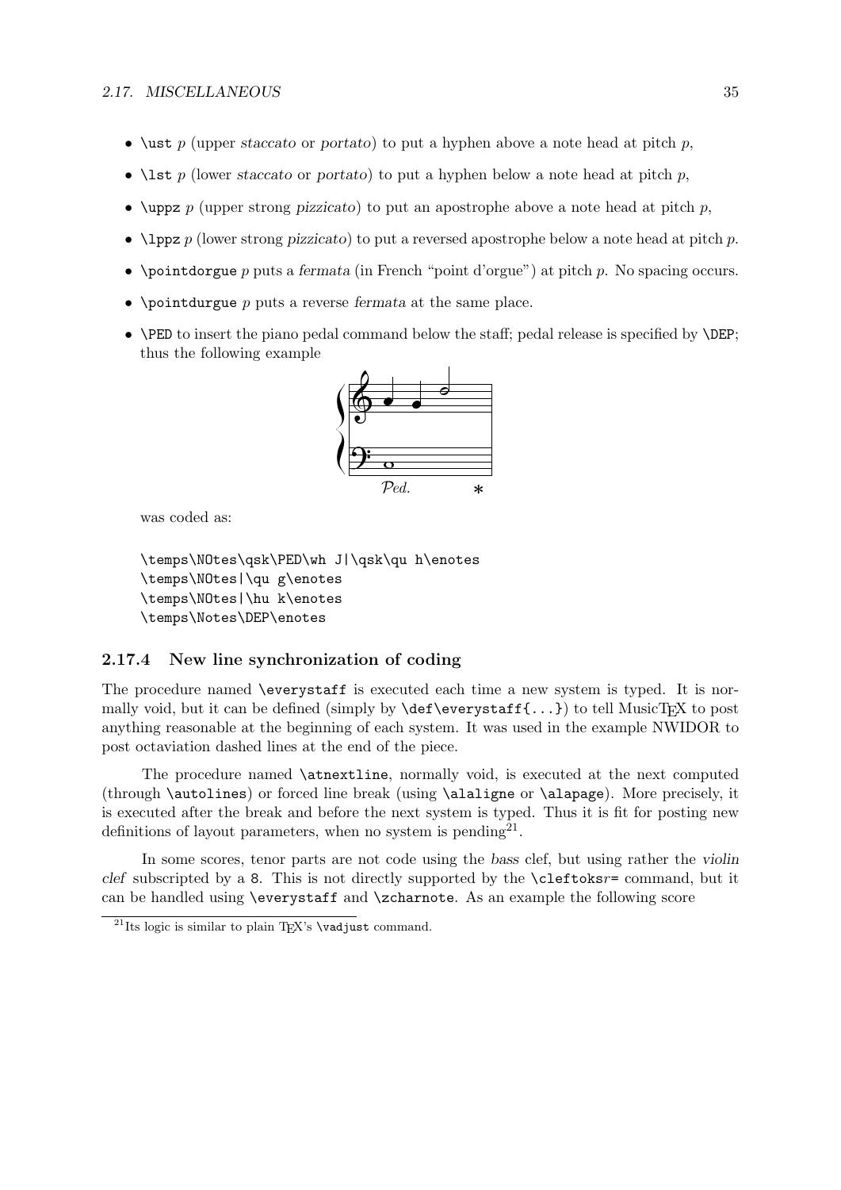- `\ust` *p* (upper *staccato* or *portato*) to put a hyphen above a note head at pitch *p*,
- `\lst` *p* (lower *staccato* or *portato*) to put a hyphen below a note head at pitch *p*,
- `\uppz` *p* (upper strong *pizzicato*) to put an apostrophe above a note head at pitch *p*,
- `\lppz` *p* (lower strong *pizzicato*) to put a reversed apostrophe below a note head at pitch *p*.
- `\pointdorgue` *p* puts a *fermata* (in French "point d'orgue") at pitch *p*. No spacing occurs.
- `\pointdurgue` *p* puts a reverse *fermata* at the same place.
- `\PED` to insert the piano pedal command below the staff; pedal release is specified by `\DEP`; thus the following example

  was coded as:

```
\temps\NOtes\qsk\PED\wh J|\qsk\qu h\enotes
\temps\NOtes|\qu g\enotes
\temps\NOtes|\hu k\enotes
\temps\Notes\DEP\enotes
```

### 2.17.4 New line synchronization of coding

The procedure named `\everystaff` is executed each time a new system is typed. It is normally void, but it can be defined (simply by `\def\everystaff{...}`) to tell MusicTEX to post anything reasonable at the beginning of each system. It was used in the example NWIDOR to post octaviation dashed lines at the end of the piece.

The procedure named `\atnextline`, normally void, is executed at the next computed (through `\autolines`) or forced line break (using `\alaligne` or `\alapage`). More precisely, it is executed after the break and before the next system is typed. Thus it is fit for posting new definitions of layout parameters, when no system is pending[21].

In some scores, tenor parts are not code using the *bass* clef, but using rather the *violin clef* subscripted by a 8. This is not directly supported by the `\cleftoks`*r*`=` command, but it can be handled using `\everystaff` and `\zcharnote`. As an example the following score

[21] Its logic is similar to plain TEX's `\vadjust` command.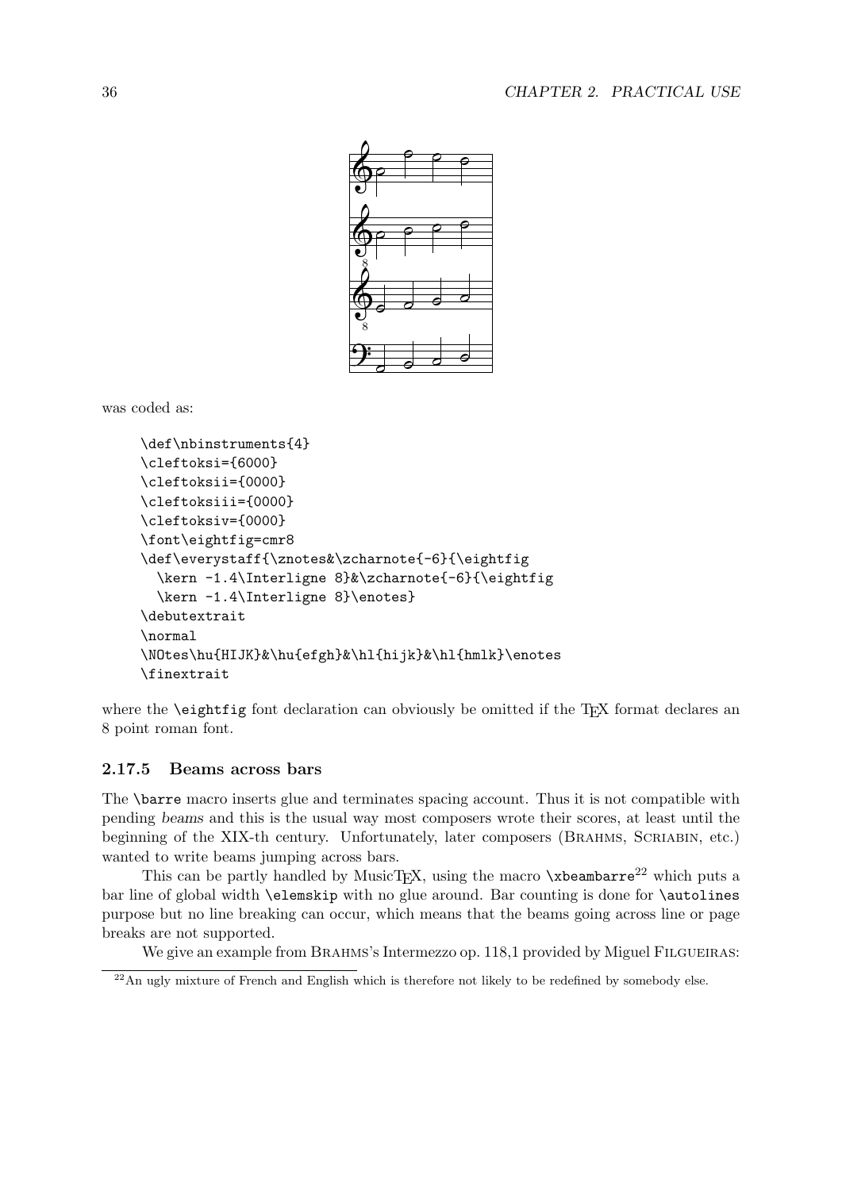was coded as:

```
\def\nbinstruments{4}
\cleftoksi={6000}
\cleftoksii={0000}
\cleftoksiii={0000}
\cleftoksiv={0000}
\font\eightfig=cmr8
\def\everystaff{\znotes&\zcharnote{-6}{\eightfig
  \kern -1.4\Interligne 8}&\zcharnote{-6}{\eightfig
  \kern -1.4\Interligne 8}\enotes}
\debutextrait
\normal
\NOtes\hu{HIJK}&\hu{efgh}&\hl{hijk}&\hl{hmlk}\enotes
\finextrait
```

where the `\eightfig` font declaration can obviously be omitted if the TEX format declares an 8 point roman font.

### 2.17.5 Beams across bars

The `\barre` macro inserts glue and terminates spacing account. Thus it is not compatible with pending *beams* and this is the usual way most composers wrote their scores, at least until the beginning of the XIX-th century. Unfortunately, later composers (Brahms, Scriabin, etc.) wanted to write beams jumping across bars.

This can be partly handled by MusicTEX, using the macro `\xbeambarre`[22] which puts a bar line of global width `\elemskip` with no glue around. Bar counting is done for `\autolines` purpose but no line breaking can occur, which means that the beams going across line or page breaks are not supported.

We give an example from Brahms's Intermezzo op. 118,1 provided by Miguel Filgueiras:

[22] An ugly mixture of French and English which is therefore not likely to be redefined by somebody else.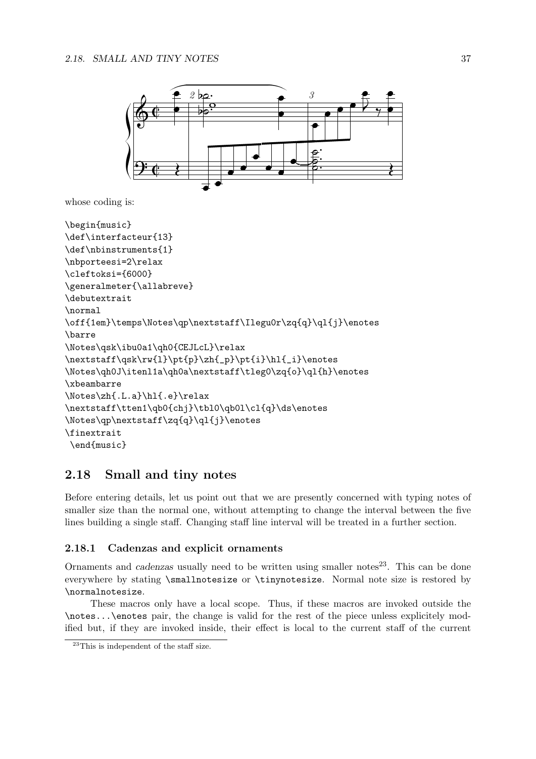whose coding is:

```
\begin{music}
\def\interfacteur{13}
\def\nbinstruments{1}
\nbporteesi=2\relax
\cleftoksi={6000}
\generalmeter{\allabreve}
\debutextrait
\normal
\off{1em}\temps\Notes\qp\nextstaff\Ilegu0r\zq{q}\ql{j}\enotes
\barre
\Notes\qsk\ibu0a1\qh0{CEJLcL}\relax
\nextstaff\qsk\rw{l}\pt{p}\zh{_p}\pt{i}\hl{_i}\enotes
\Notes\qh0J\itenl1a\qh0a\nextstaff\tleg0\zq{o}\ql{h}\enotes
\xbeambarre
\Notes\zh{.L.a}\hl{.e}\relax
\nextstaff\tten1\qb0{chj}\tbl0\qb0l\cl{q}\ds\enotes
\Notes\qp\nextstaff\zq{q}\ql{j}\enotes
\finextrait
 \end{music}
```

## 2.18 Small and tiny notes

Before entering details, let us point out that we are presently concerned with typing notes of smaller size than the normal one, without attempting to change the interval between the five lines building a single staff. Changing staff line interval will be treated in a further section.

### 2.18.1 Cadenzas and explicit ornaments

Ornaments and *cadenzas* usually need to be written using smaller notes[23]. This can be done everywhere by stating `\smallnotesize` or `\tinynotesize`. Normal note size is restored by `\normalnotesize`.

These macros only have a local scope. Thus, if these macros are invoked outside the `\notes...\enotes` pair, the change is valid for the rest of the piece unless explicitely modified but, if they are invoked inside, their effect is local to the current staff of the current

[23]This is independent of the staff size.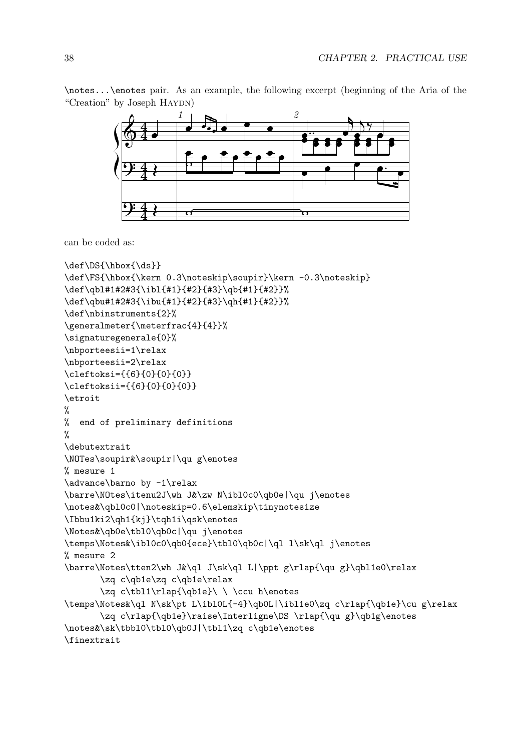`\notes...\enotes` pair. As an example, the following excerpt (beginning of the Aria of the "Creation" by Joseph Haydn)

can be coded as:

```
\def\DS{\hbox{\ds}}
\def\FS{\hbox{\kern 0.3\noteskip\soupir}\kern -0.3\noteskip}
\def\qbl#1#2#3{\ibl{#1}{#2}{#3}\qb{#1}{#2}}%
\def\qbu#1#2#3{\ibu{#1}{#2}{#3}\qh{#1}{#2}}%
\def\nbinstruments{2}%
\generalmeter{\meterfrac{4}{4}}%
\signaturegenerale{0}%
\nbporteesii=1\relax
\nbporteesii=2\relax
\cleftoksi={{6}{0}{0}{0}}
\cleftoksii={{6}{0}{0}{0}}
\etroit
%
%  end of preliminary definitions
%
\debutextrait
\NOTes\soupir&\soupir|\qu g\enotes
% mesure 1
\advance\barno by -1\relax
\barre\NOtes\itenu2J\wh J&\zw N\ibl0c0\qb0e|\qu j\enotes
\notes&\qbl0c0|\noteskip=0.6\elemskip\tinynotesize
\Ibbu1ki2\qh1{kj}\tqh1i\qsk\enotes
\Notes&\qb0e\tbl0\qb0c|\qu j\enotes
\temps\Notes&\ibl0c0\qb0{ece}\tbl0\qb0c|\ql l\sk\ql j\enotes
% mesure 2
\barre\Notes\tten2\wh J&\ql J\sk\ql L|\ppt g\rlap{\qu g}\qbl1e0\relax
       \zq c\qb1e\zq c\qb1e\relax
       \zq c\tbl1\rlap{\qb1e}\ \ \ccu h\enotes
\temps\Notes&\ql N\sk\pt L\ibl0L{-4}\qb0L|\ibl1e0\zq c\rlap{\qb1e}\cu g\relax
       \zq c\rlap{\qb1e}\raise\Interligne\DS \rlap{\qu g}\qb1g\enotes
\notes&\sk\tbbl0\tbl0\qb0J|\tbl1\zq c\qb1e\enotes
\finextrait
```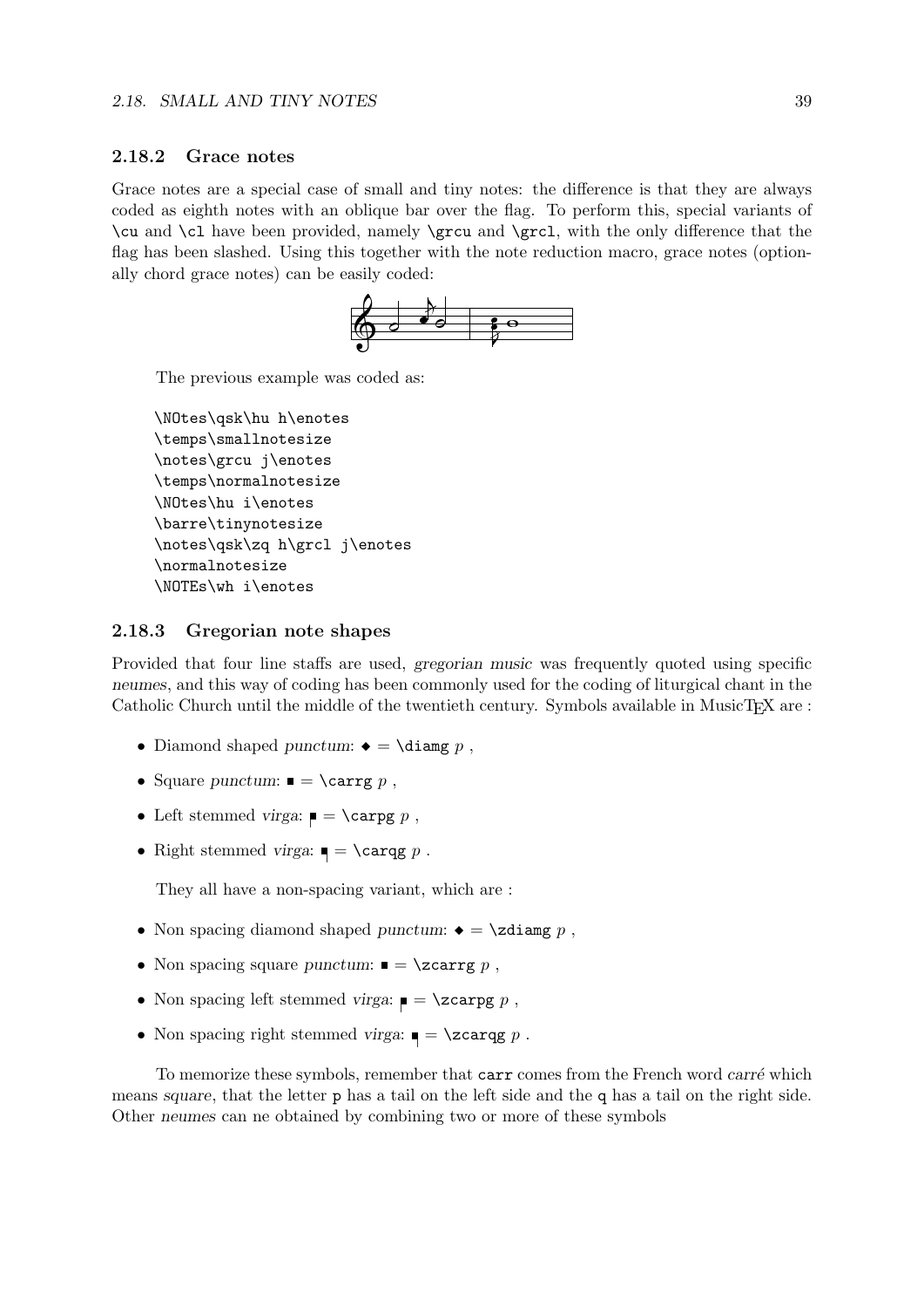### 2.18.2 Grace notes

Grace notes are a special case of small and tiny notes: the difference is that they are always coded as eighth notes with an oblique bar over the flag. To perform this, special variants of `\cu` and `\cl` have been provided, namely `\grcu` and `\grcl`, with the only difference that the flag has been slashed. Using this together with the note reduction macro, grace notes (optionally chord grace notes) can be easily coded:

The previous example was coded as:

```
\NOtes\qsk\hu h\enotes
\temps\smallnotesize
\notes\grcu j\enotes
\temps\normalnotesize
\NOtes\hu i\enotes
\barre\tinynotesize
\notes\qsk\zq h\grcl j\enotes
\normalnotesize
\NOTEs\wh i\enotes
```

### 2.18.3 Gregorian note shapes

Provided that four line staffs are used, *gregorian music* was frequently quoted using specific *neumes*, and this way of coding has been commonly used for the coding of liturgical chant in the Catholic Church until the middle of the twentieth century. Symbols available in MusicTEX are :

- Diamond shaped *punctum*: ◆ = `\diamg` *p* ,
- Square *punctum*: ■ = `\carrg` *p* ,
- Left stemmed *virga*: ■ = `\carpg` *p* ,
- Right stemmed *virga*: ■ = `\carqg` *p* .

They all have a non-spacing variant, which are :

- Non spacing diamond shaped *punctum*: ◆ = `\zdiamg` *p* ,
- Non spacing square *punctum*: ■ = `\zcarrg` *p* ,
- Non spacing left stemmed *virga*: ■ = `\zcarpg` *p* ,
- Non spacing right stemmed *virga*: ■ = `\zcarqg` *p* .

To memorize these symbols, remember that `carr` comes from the French word *carré* which means *square*, that the letter `p` has a tail on the left side and the `q` has a tail on the right side. Other *neumes* can ne obtained by combining two or more of these symbols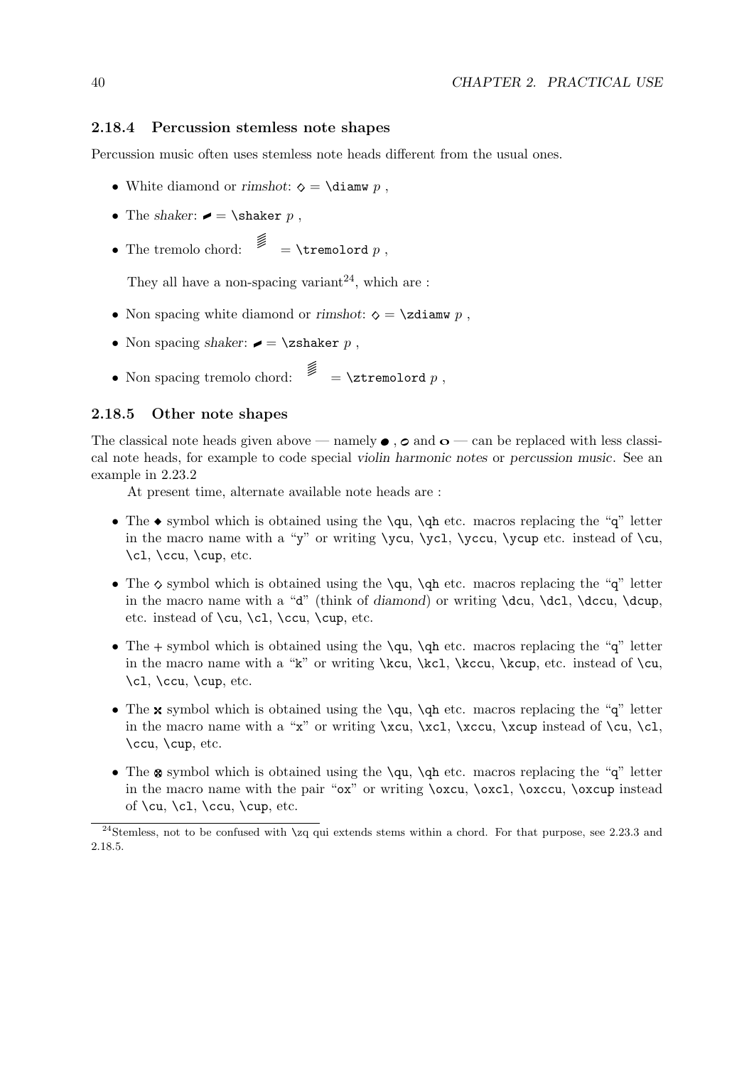### 2.18.4 Percussion stemless note shapes

Percussion music often uses stemless note heads different from the usual ones.

- White diamond or *rimshot*: ◇ = `\diamw` *p* ,
- The *shaker*: ▰ = `\shaker` *p* ,
- The tremolo chord: ≣ = `\tremolord` *p* ,

They all have a non-spacing variant[24], which are :

- Non spacing white diamond or *rimshot*: ◇ = `\zdiamw` *p* ,
- Non spacing *shaker*: ▰ = `\zshaker` *p* ,
- Non spacing tremolo chord: ≣ = `\ztremolord` *p* ,

### 2.18.5 Other note shapes

The classical note heads given above — namely ● , ○ and **o** — can be replaced with less classical note heads, for example to code special *violin harmonic notes* or *percussion music*. See an example in 2.23.2

At present time, alternate available note heads are :

- The ◆ symbol which is obtained using the `\qu`, `\qh` etc. macros replacing the "q" letter in the macro name with a "y" or writing `\ycu`, `\ycl`, `\yccu`, `\ycup` etc. instead of `\cu`, `\cl`, `\ccu`, `\cup`, etc.
- The ◇ symbol which is obtained using the `\qu`, `\qh` etc. macros replacing the "q" letter in the macro name with a "d" (think of *diamond*) or writing `\dcu`, `\dcl`, `\dccu`, `\dcup`, etc. instead of `\cu`, `\cl`, `\ccu`, `\cup`, etc.
- The + symbol which is obtained using the `\qu`, `\qh` etc. macros replacing the "q" letter in the macro name with a "k" or writing `\kcu`, `\kcl`, `\kccu`, `\kcup`, etc. instead of `\cu`, `\cl`, `\ccu`, `\cup`, etc.
- The ✖ symbol which is obtained using the `\qu`, `\qh` etc. macros replacing the "q" letter in the macro name with a "x" or writing `\xcu`, `\xcl`, `\xccu`, `\xcup` instead of `\cu`, `\cl`, `\ccu`, `\cup`, etc.
- The ⊗ symbol which is obtained using the `\qu`, `\qh` etc. macros replacing the "q" letter in the macro name with the pair "ox" or writing `\oxcu`, `\oxcl`, `\oxccu`, `\oxcup` instead of `\cu`, `\cl`, `\ccu`, `\cup`, etc.

[24] Stemless, not to be confused with `\zq` qui extends stems within a chord. For that purpose, see 2.23.3 and 2.18.5.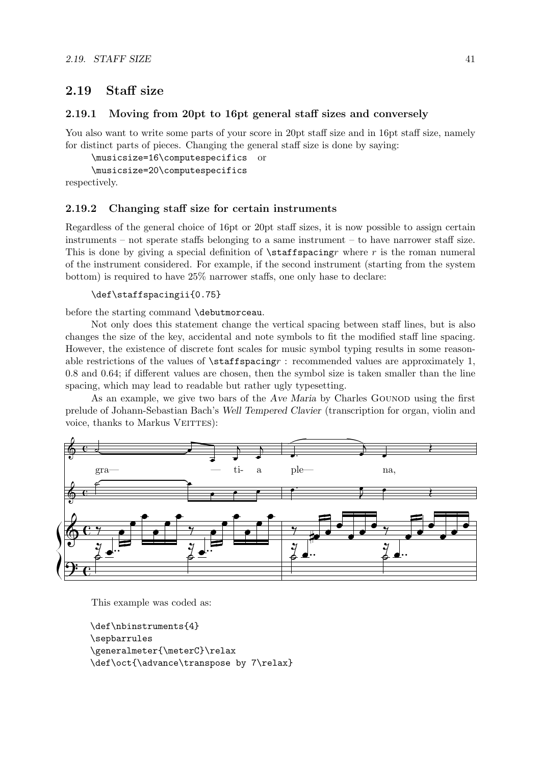## 2.19 Staff size

### 2.19.1 Moving from 20pt to 16pt general staff sizes and conversely

You also want to write some parts of your score in 20pt staff size and in 16pt staff size, namely for distinct parts of pieces. Changing the general staff size is done by saying:

`\musicsize=16\computespecifics` or

`\musicsize=20\computespecifics`

respectively.

### 2.19.2 Changing staff size for certain instruments

Regardless of the general choice of 16pt or 20pt staff sizes, it is now possible to assign certain instruments – not sperate staffs belonging to a same instrument – to have narrower staff size. This is done by giving a special definition of `\staffspacing`*r* where *r* is the roman numeral of the instrument considered. For example, if the second instrument (starting from the system bottom) is required to have 25% narrower staffs, one only hase to declare:

```
\def\staffspacingii{0.75}
```

before the starting command `\debutmorceau`.

Not only does this statement change the vertical spacing between staff lines, but is also changes the size of the key, accidental and note symbols to fit the modified staff line spacing. However, the existence of discrete font scales for music symbol typing results in some reasonable restrictions of the values of `\staffspacing`*r* : recommended values are approximately 1, 0.8 and 0.64; if different values are chosen, then the symbol size is taken smaller than the line spacing, which may lead to readable but rather ugly typesetting.

As an example, we give two bars of the *Ave Maria* by Charles GOUNOD using the first prelude of Johann-Sebastian Bach's *Well Tempered Clavier* (transcription for organ, violin and voice, thanks to Markus VEITTES):

This example was coded as:

```
\def\nbinstruments{4}
\sepbarrules
\generalmeter{\meterC}\relax
\def\oct{\advance\transpose by 7\relax}
```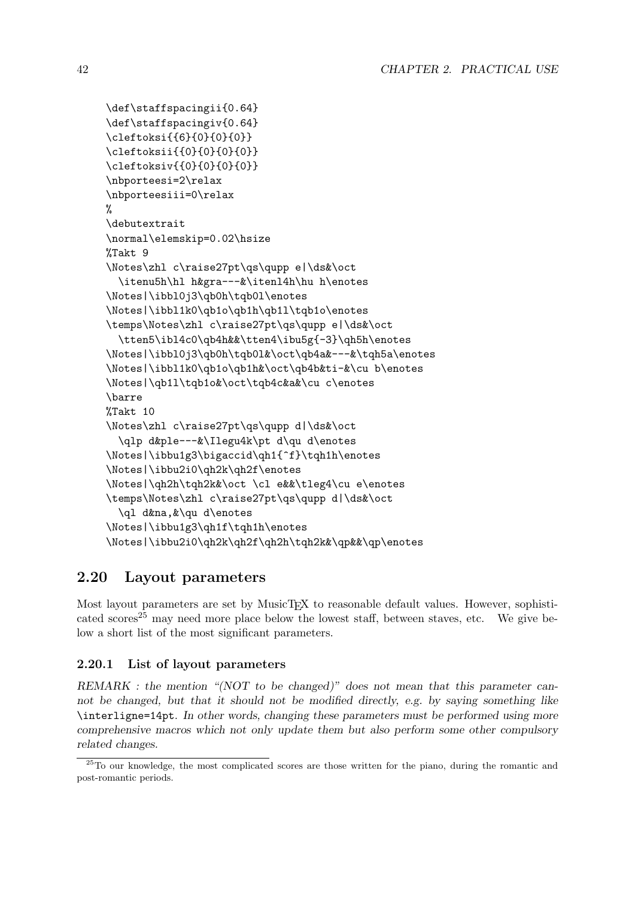```
\def\staffspacingii{0.64}
\def\staffspacingiv{0.64}
\cleftoksi{{6}{0}{0}{0}}
\cleftoksii{{0}{0}{0}{0}}
\cleftoksiv{{0}{0}{0}{0}}
\nbporteesi=2\relax
\nbporteesiii=0\relax
%
\debutextrait
\normal\elemskip=0.02\hsize
%Takt 9
\Notes\zhl c\raise27pt\qs\qupp e|\ds&\oct
  \itenu5h\hl h&gra---&\itenl4h\hu h\enotes
\Notes|\ibbl0j3\qb0h\tqb0l\enotes
\Notes|\ibbl1k0\qb1o\qb1h\qb1l\tqb1o\enotes
\temps\Notes\zhl c\raise27pt\qs\qupp e|\ds&\oct
  \tten5\ibl4c0\qb4h&&\tten4\ibu5g{-3}\qh5h\enotes
\Notes|\ibbl0j3\qb0h\tqb0l&\oct\qb4a&---&\tqh5a\enotes
\Notes|\ibbl1k0\qb1o\qb1h&\oct\qb4b&ti-&\cu b\enotes
\Notes|\qb1l\tqb1o&\oct\tqb4c&a&\cu c\enotes
\barre
%Takt 10
\Notes\zhl c\raise27pt\qs\qupp d|\ds&\oct
  \qlp d&ple---&\Ilegu4k\pt d\qu d\enotes
\Notes|\ibbu1g3\bigaccid\qh1{^f}\tqh1h\enotes
\Notes|\ibbu2i0\qh2k\qh2f\enotes
\Notes|\qh2h\tqh2k&\oct \cl e&&\tleg4\cu e\enotes
\temps\Notes\zhl c\raise27pt\qs\qupp d|\ds&\oct
  \ql d&na,&\qu d\enotes
\Notes|\ibbu1g3\qh1f\tqh1h\enotes
\Notes|\ibbu2i0\qh2k\qh2f\qh2h\tqh2k&\qp&&\qp\enotes
```

## 2.20 Layout parameters

Most layout parameters are set by MusicTEX to reasonable default values. However, sophisticated scores[25] may need more place below the lowest staff, between staves, etc. We give below a short list of the most significant parameters.

### 2.20.1 List of layout parameters

*REMARK : the mention "(NOT to be changed)" does not mean that this parameter cannot be changed, but that it should not be modified directly, e.g. by saying something like* `\interligne=14pt`*. In other words, changing these parameters must be performed using more comprehensive macros which not only update them but also perform some other compulsory related changes.*

[25] To our knowledge, the most complicated scores are those written for the piano, during the romantic and post-romantic periods.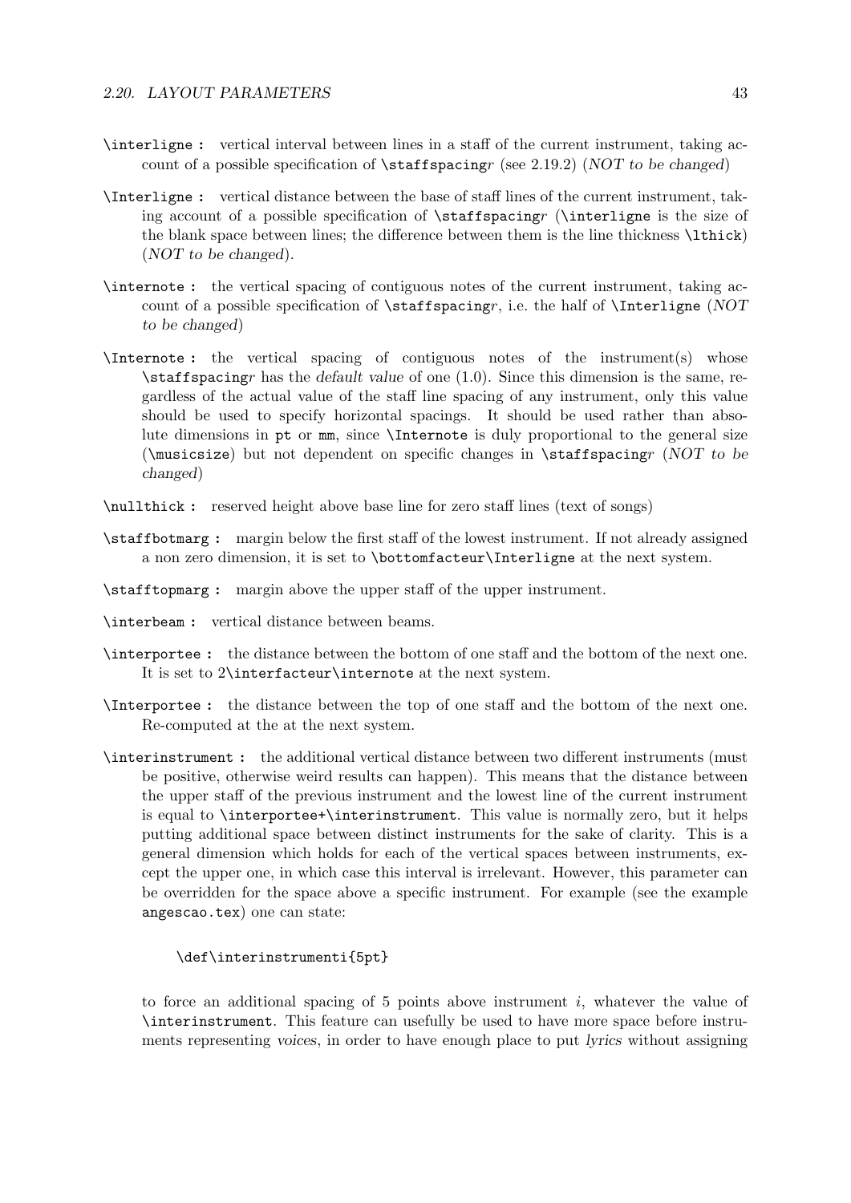`\interligne` **:** vertical interval between lines in a staff of the current instrument, taking account of a possible specification of `\staffspacing`*r* (see 2.19.2) (*NOT to be changed*)

`\Interligne` **:** vertical distance between the base of staff lines of the current instrument, taking account of a possible specification of `\staffspacing`*r* (`\interligne` is the size of the blank space between lines; the difference between them is the line thickness `\lthick`) (*NOT to be changed*).

`\internote` **:** the vertical spacing of contiguous notes of the current instrument, taking account of a possible specification of `\staffspacing`*r*, i.e. the half of `\Interligne` (*NOT to be changed*)

`\Internote` **:** the vertical spacing of contiguous notes of the instrument(s) whose `\staffspacing`*r* has the *default value* of one (1.0). Since this dimension is the same, regardless of the actual value of the staff line spacing of any instrument, only this value should be used to specify horizontal spacings. It should be used rather than absolute dimensions in `pt` or `mm`, since `\Internote` is duly proportional to the general size (`\musicsize`) but not dependent on specific changes in `\staffspacing`*r* (*NOT to be changed*)

`\nullthick` **:** reserved height above base line for zero staff lines (text of songs)

`\staffbotmarg` **:** margin below the first staff of the lowest instrument. If not already assigned a non zero dimension, it is set to `\bottomfacteur\Interligne` at the next system.

`\stafftopmarg` **:** margin above the upper staff of the upper instrument.

`\interbeam` **:** vertical distance between beams.

`\interportee` **:** the distance between the bottom of one staff and the bottom of the next one. It is set to `2\interfacteur\internote` at the next system.

`\Interportee` **:** the distance between the top of one staff and the bottom of the next one. Re-computed at the at the next system.

`\interinstrument` **:** the additional vertical distance between two different instruments (must be positive, otherwise weird results can happen). This means that the distance between the upper staff of the previous instrument and the lowest line of the current instrument is equal to `\interportee+\interinstrument`. This value is normally zero, but it helps putting additional space between distinct instruments for the sake of clarity. This is a general dimension which holds for each of the vertical spaces between instruments, except the upper one, in which case this interval is irrelevant. However, this parameter can be overridden for the space above a specific instrument. For example (see the example `angescao.tex`) one can state:

```
\def\interinstrumenti{5pt}
```

to force an additional spacing of 5 points above instrument $i$, whatever the value of `\interinstrument`. This feature can usefully be used to have more space before instruments representing *voices*, in order to have enough place to put *lyrics* without assigning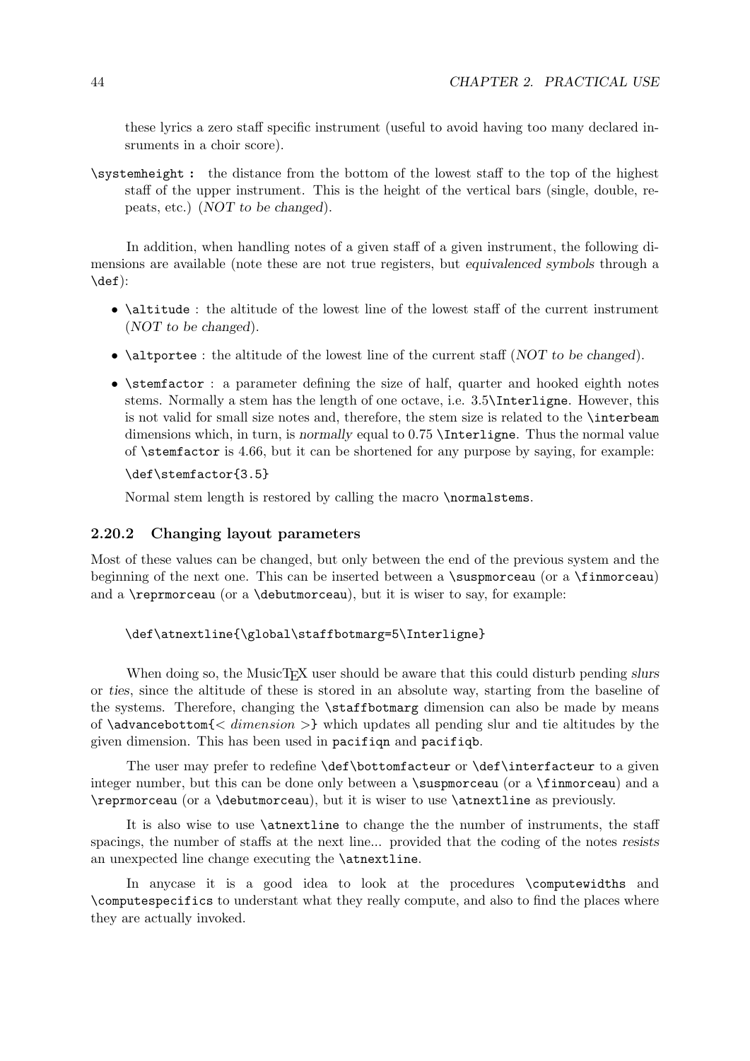these lyrics a zero staff specific instrument (useful to avoid having too many declared insruments in a choir score).

`\systemheight :` the distance from the bottom of the lowest staff to the top of the highest staff of the upper instrument. This is the height of the vertical bars (single, double, repeats, etc.) (*NOT to be changed*).

In addition, when handling notes of a given staff of a given instrument, the following dimensions are available (note these are not true registers, but *equivalenced symbols* through a `\def`):

- `\altitude` : the altitude of the lowest line of the lowest staff of the current instrument (*NOT to be changed*).
- `\altportee` : the altitude of the lowest line of the current staff (*NOT to be changed*).
- `\stemfactor` : a parameter defining the size of half, quarter and hooked eighth notes stems. Normally a stem has the length of one octave, i.e. 3.5`\Interligne`. However, this is not valid for small size notes and, therefore, the stem size is related to the `\interbeam` dimensions which, in turn, is *normally* equal to 0.75 `\Interligne`. Thus the normal value of `\stemfactor` is 4.66, but it can be shortened for any purpose by saying, for example:

  `\def\stemfactor{3.5}`

  Normal stem length is restored by calling the macro `\normalstems`.

### 2.20.2 Changing layout parameters

Most of these values can be changed, but only between the end of the previous system and the beginning of the next one. This can be inserted between a `\suspmorceau` (or a `\finmorceau`) and a `\reprmorceau` (or a `\debutmorceau`), but it is wiser to say, for example:

```
\def\atnextline{\global\staffbotmarg=5\Interligne}
```

When doing so, the MusicTEX user should be aware that this could disturb pending *slurs* or *ties*, since the altitude of these is stored in an absolute way, starting from the baseline of the systems. Therefore, changing the `\staffbotmarg` dimension can also be made by means of `\advancebottom{`< *dimension* >`}` which updates all pending slur and tie altitudes by the given dimension. This has been used in `pacifiqn` and `pacifiqb`.

The user may prefer to redefine `\def\bottomfacteur` or `\def\interfacteur` to a given integer number, but this can be done only between a `\suspmorceau` (or a `\finmorceau`) and a `\reprmorceau` (or a `\debutmorceau`), but it is wiser to use `\atnextline` as previously.

It is also wise to use `\atnextline` to change the the number of instruments, the staff spacings, the number of staffs at the next line... provided that the coding of the notes *resists* an unexpected line change executing the `\atnextline`.

In anycase it is a good idea to look at the procedures `\computewidths` and `\computespecifics` to understant what they really compute, and also to find the places where they are actually invoked.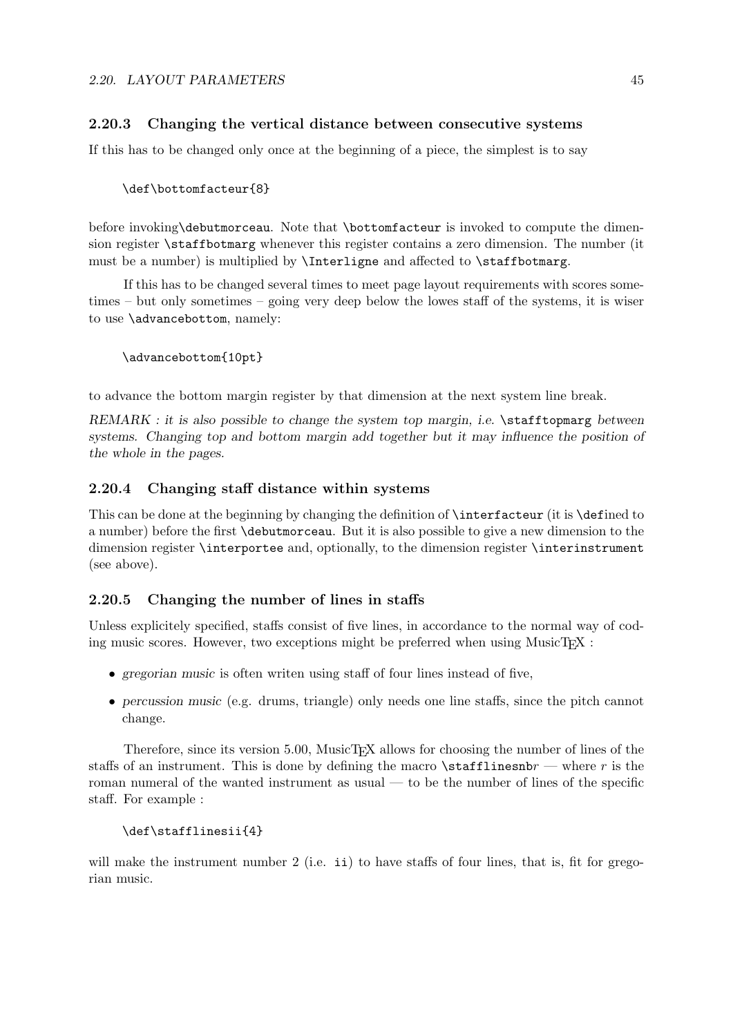### 2.20.3 Changing the vertical distance between consecutive systems

If this has to be changed only once at the beginning of a piece, the simplest is to say

```
\def\bottomfacteur{8}
```

before invoking`\debutmorceau`. Note that `\bottomfacteur` is invoked to compute the dimension register `\staffbotmarg` whenever this register contains a zero dimension. The number (it must be a number) is multiplied by `\Interligne` and affected to `\staffbotmarg`.

If this has to be changed several times to meet page layout requirements with scores sometimes – but only sometimes – going very deep below the lowes staff of the systems, it is wiser to use `\advancebottom`, namely:

```
\advancebottom{10pt}
```

to advance the bottom margin register by that dimension at the next system line break.

*REMARK : it is also possible to change the system top margin, i.e.* `\stafftopmarg` *between systems. Changing top and bottom margin add together but it may influence the position of the whole in the pages.*

### 2.20.4 Changing staff distance within systems

This can be done at the beginning by changing the definition of `\interfacteur` (it is `\def`ined to a number) before the first `\debutmorceau`. But it is also possible to give a new dimension to the dimension register `\interportee` and, optionally, to the dimension register `\interinstrument` (see above).

### 2.20.5 Changing the number of lines in staffs

Unless explicitely specified, staffs consist of five lines, in accordance to the normal way of coding music scores. However, two exceptions might be preferred when using MusicTEX :

- *gregorian music* is often writen using staff of four lines instead of five,
- *percussion music* (e.g. drums, triangle) only needs one line staffs, since the pitch cannot change.

Therefore, since its version 5.00, MusicTEX allows for choosing the number of lines of the staffs of an instrument. This is done by defining the macro `\stafflinesnb`*r* — where *r* is the roman numeral of the wanted instrument as usual — to be the number of lines of the specific staff. For example :

```
\def\stafflinesii{4}
```

will make the instrument number 2 (i.e. `ii`) to have staffs of four lines, that is, fit for gregorian music.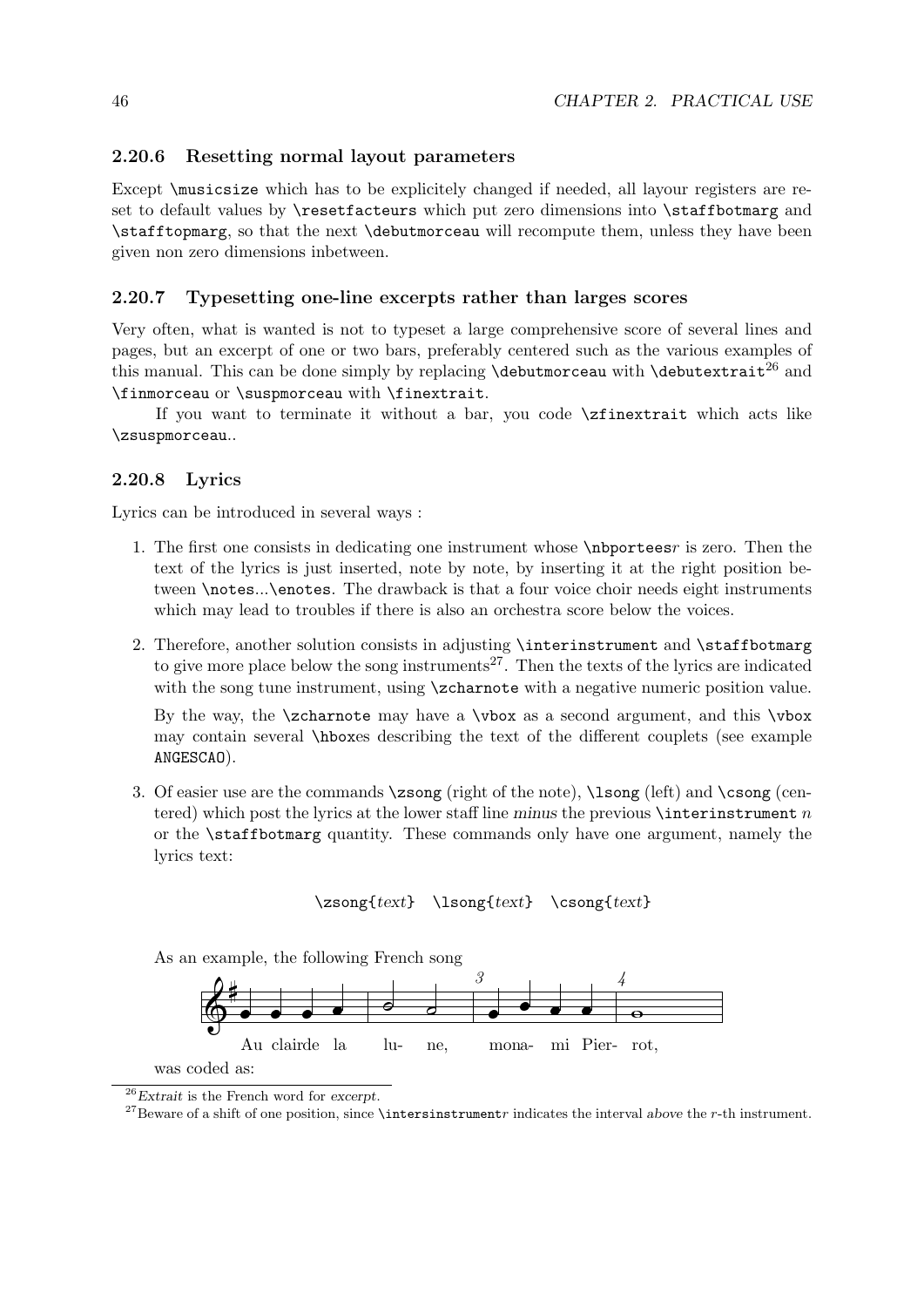### 2.20.6 Resetting normal layout parameters

Except `\musicsize` which has to be explicitely changed if needed, all layour registers are reset to default values by `\resetfacteurs` which put zero dimensions into `\staffbotmarg` and `\stafftopmarg`, so that the next `\debutmorceau` will recompute them, unless they have been given non zero dimensions inbetween.

### 2.20.7 Typesetting one-line excerpts rather than larges scores

Very often, what is wanted is not to typeset a large comprehensive score of several lines and pages, but an excerpt of one or two bars, preferably centered such as the various examples of this manual. This can be done simply by replacing `\debutmorceau` with `\debutextrait`[26] and `\finmorceau` or `\suspmorceau` with `\finextrait`.

If you want to terminate it without a bar, you code `\zfinextrait` which acts like `\zsuspmorceau`..

### 2.20.8 Lyrics

Lyrics can be introduced in several ways :

1. The first one consists in dedicating one instrument whose `\nbportees`*r* is zero. Then the text of the lyrics is just inserted, note by note, by inserting it at the right position between `\notes...\enotes`. The drawback is that a four voice choir needs eight instruments which may lead to troubles if there is also an orchestra score below the voices.

2. Therefore, another solution consists in adjusting `\interinstrument` and `\staffbotmarg` to give more place below the song instruments[27]. Then the texts of the lyrics are indicated with the song tune instrument, using `\zcharnote` with a negative numeric position value.

   By the way, the `\zcharnote` may have a `\vbox` as a second argument, and this `\vbox` may contain several `\hbox`es describing the text of the different couplets (see example `ANGESCAO`).

3. Of easier use are the commands `\zsong` (right of the note), `\lsong` (left) and `\csong` (centered) which post the lyrics at the lower staff line *minus* the previous `\interinstrument` *n* or the `\staffbotmarg` quantity. These commands only have one argument, namely the lyrics text:

   `\zsong{`*text*`}` `\lsong{`*text*`}` `\csong{`*text*`}`

As an example, the following French song

Au clairde la lu- ne, mona- mi Pier- rot,

was coded as:

---

[26] *Extrait* is the French word for *excerpt*.

[27] Beware of a shift of one position, since `\intersinstrument`*r* indicates the interval *above* the *r*-th instrument.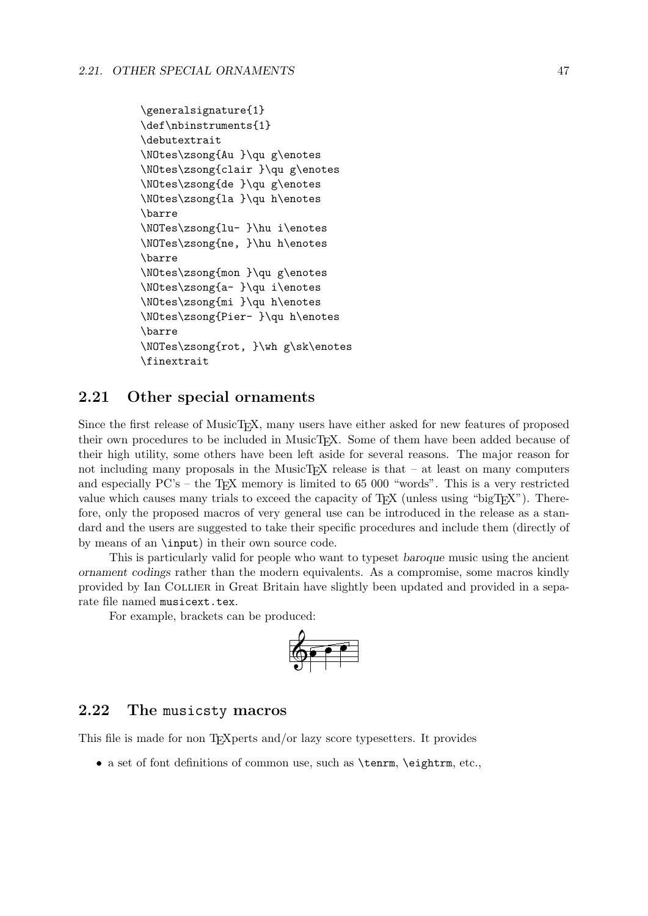```
\generalsignature{1}
\def\nbinstruments{1}
\debutextrait
\NOtes\zsong{Au }\qu g\enotes
\NOtes\zsong{clair }\qu g\enotes
\NOtes\zsong{de }\qu g\enotes
\NOtes\zsong{la }\qu h\enotes
\barre
\NOTes\zsong{lu- }\hu i\enotes
\NOTes\zsong{ne, }\hu h\enotes
\barre
\NOtes\zsong{mon }\qu g\enotes
\NOtes\zsong{a- }\qu i\enotes
\NOtes\zsong{mi }\qu h\enotes
\NOtes\zsong{Pier- }\qu h\enotes
\barre
\NOTes\zsong{rot, }\wh g\sk\enotes
\finextrait
```

## 2.21 Other special ornaments

Since the first release of MusicTEX, many users have either asked for new features of proposed their own procedures to be included in MusicTEX. Some of them have been added because of their high utility, some others have been left aside for several reasons. The major reason for not including many proposals in the MusicTEX release is that – at least on many computers and especially PC's – the TEX memory is limited to 65 000 "words". This is a very restricted value which causes many trials to exceed the capacity of TEX (unless using "bigTEX"). Therefore, only the proposed macros of very general use can be introduced in the release as a standard and the users are suggested to take their specific procedures and include them (directly of by means of an `\input`) in their own source code.

This is particularly valid for people who want to typeset *baroque* music using the ancient *ornament codings* rather than the modern equivalents. As a compromise, some macros kindly provided by Ian Collier in Great Britain have slightly been updated and provided in a separate file named `musicext.tex`.

For example, brackets can be produced:

## 2.22 The musicsty macros

This file is made for non TEXperts and/or lazy score typesetters. It provides

- a set of font definitions of common use, such as `\tenrm`, `\eightrm`, etc.,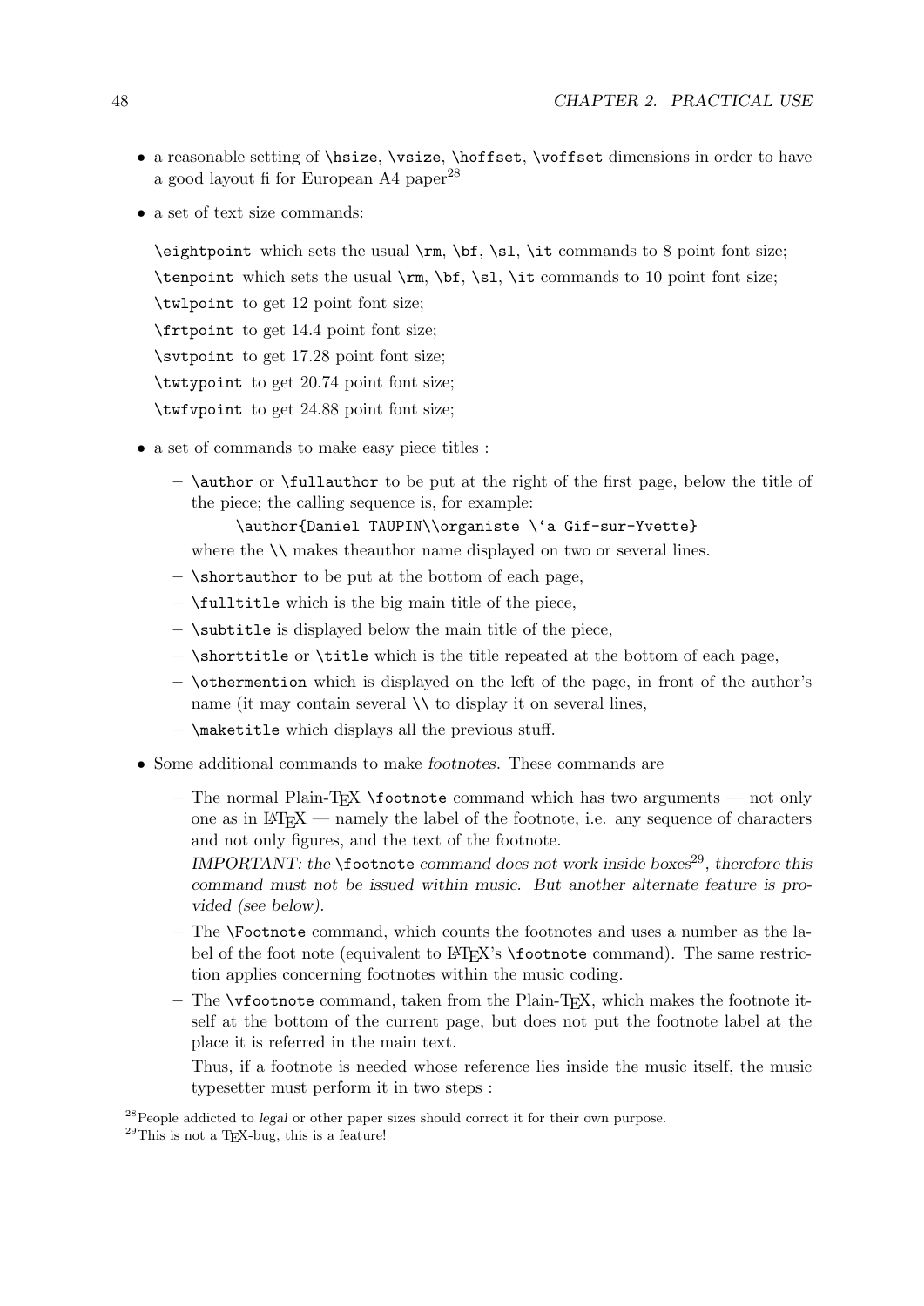- a reasonable setting of `\hsize`, `\vsize`, `\hoffset`, `\voffset` dimensions in order to have a good layout fi for European A4 paper[28]
- a set of text size commands:

  `\eightpoint` which sets the usual `\rm`, `\bf`, `\sl`, `\it` commands to 8 point font size;

  `\tenpoint` which sets the usual `\rm`, `\bf`, `\sl`, `\it` commands to 10 point font size;

  `\twlpoint` to get 12 point font size;

  `\frtpoint` to get 14.4 point font size;

  `\svtpoint` to get 17.28 point font size;

  `\twtypoint` to get 20.74 point font size;

  `\twfvpoint` to get 24.88 point font size;

- a set of commands to make easy piece titles :
  - `\author` or `\fullauthor` to be put at the right of the first page, below the title of the piece; the calling sequence is, for example:

    ```
    \author{Daniel TAUPIN\\organiste \'a Gif-sur-Yvette}
    ```

    where the `\\` makes theauthor name displayed on two or several lines.
  - `\shortauthor` to be put at the bottom of each page,
  - `\fulltitle` which is the big main title of the piece,
  - `\subtitle` is displayed below the main title of the piece,
  - `\shorttitle` or `\title` which is the title repeated at the bottom of each page,
  - `\othermention` which is displayed on the left of the page, in front of the author's name (it may contain several `\\` to display it on several lines,
  - `\maketitle` which displays all the previous stuff.
- Some additional commands to make *footnotes*. These commands are
  - The normal Plain-TEX `\footnote` command which has two arguments — not only one as in LATEX — namely the label of the footnote, i.e. any sequence of characters and not only figures, and the text of the footnote.

    *IMPORTANT: the* `\footnote` *command does not work inside boxes*[29]*, therefore this command must not be issued within music. But another alternate feature is provided (see below).*
  - The `\Footnote` command, which counts the footnotes and uses a number as the label of the foot note (equivalent to LATEX's `\footnote` command). The same restriction applies concerning footnotes within the music coding.
  - The `\vfootnote` command, taken from the Plain-TEX, which makes the footnote itself at the bottom of the current page, but does not put the footnote label at the place it is referred in the main text.

    Thus, if a footnote is needed whose reference lies inside the music itself, the music typesetter must perform it in two steps :

[28] People addicted to *legal* or other paper sizes should correct it for their own purpose.

[29] This is not a TEX-bug, this is a feature!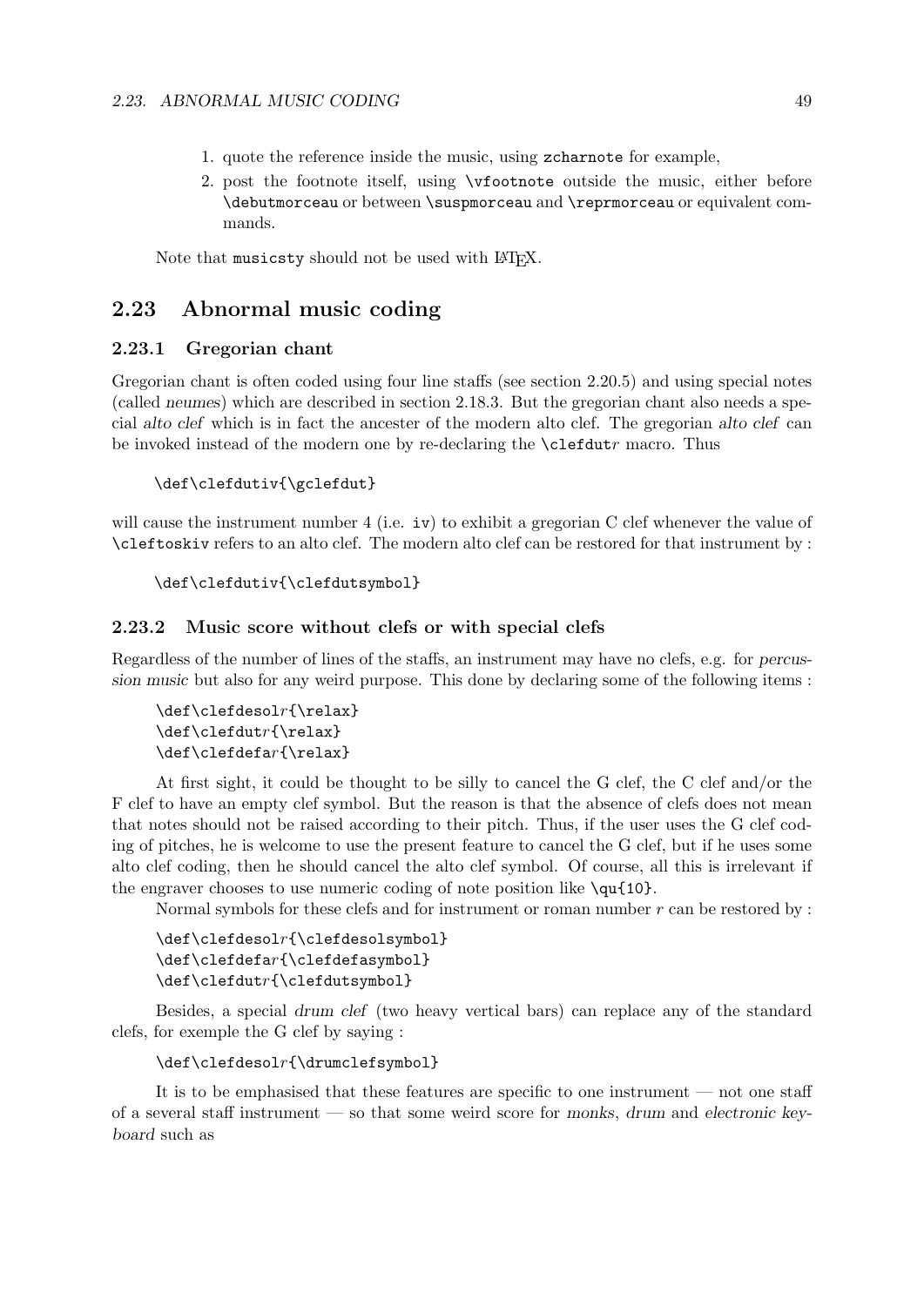1. quote the reference inside the music, using zcharnote for example,
2. post the footnote itself, using \vfootnote outside the music, either before \debutmorceau or between \suspmorceau and \reprmorceau or equivalent commands.

Note that musicsty should not be used with LaTeX.

## 2.23 Abnormal music coding

### 2.23.1 Gregorian chant

Gregorian chant is often coded using four line staffs (see section 2.20.5) and using special notes (called *neumes*) which are described in section 2.18.3. But the gregorian chant also needs a special *alto clef* which is in fact the ancester of the modern alto clef. The gregorian *alto clef* can be invoked instead of the modern one by re-declaring the \clefdut*r* macro. Thus

```
\def\clefdutiv{\gclefdut}
```

will cause the instrument number 4 (i.e. iv) to exhibit a gregorian C clef whenever the value of \cleftoskiv refers to an alto clef. The modern alto clef can be restored for that instrument by :

```
\def\clefdutiv{\clefdutsymbol}
```

### 2.23.2 Music score without clefs or with special clefs

Regardless of the number of lines of the staffs, an instrument may have no clefs, e.g. for *percussion music* but also for any weird purpose. This done by declaring some of the following items :

```
\def\clefdesolr{\relax}
\def\clefdutr{\relax}
\def\clefdefar{\relax}
```

At first sight, it could be thought to be silly to cancel the G clef, the C clef and/or the F clef to have an empty clef symbol. But the reason is that the absence of clefs does not mean that notes should not be raised according to their pitch. Thus, if the user uses the G clef coding of pitches, he is welcome to use the present feature to cancel the G clef, but if he uses some alto clef coding, then he should cancel the alto clef symbol. Of course, all this is irrelevant if the engraver chooses to use numeric coding of note position like \qu{10}.

Normal symbols for these clefs and for instrument or roman number *r* can be restored by :

```
\def\clefdesolr{\clefdesolsymbol}
\def\clefdefar{\clefdefasymbol}
\def\clefdutr{\clefdutsymbol}
```

Besides, a special *drum clef* (two heavy vertical bars) can replace any of the standard clefs, for exemple the G clef by saying :

```
\def\clefdesolr{\drumclefsymbol}
```

It is to be emphasised that these features are specific to one instrument — not one staff of a several staff instrument — so that some weird score for *monks*, *drum* and *electronic keyboard* such as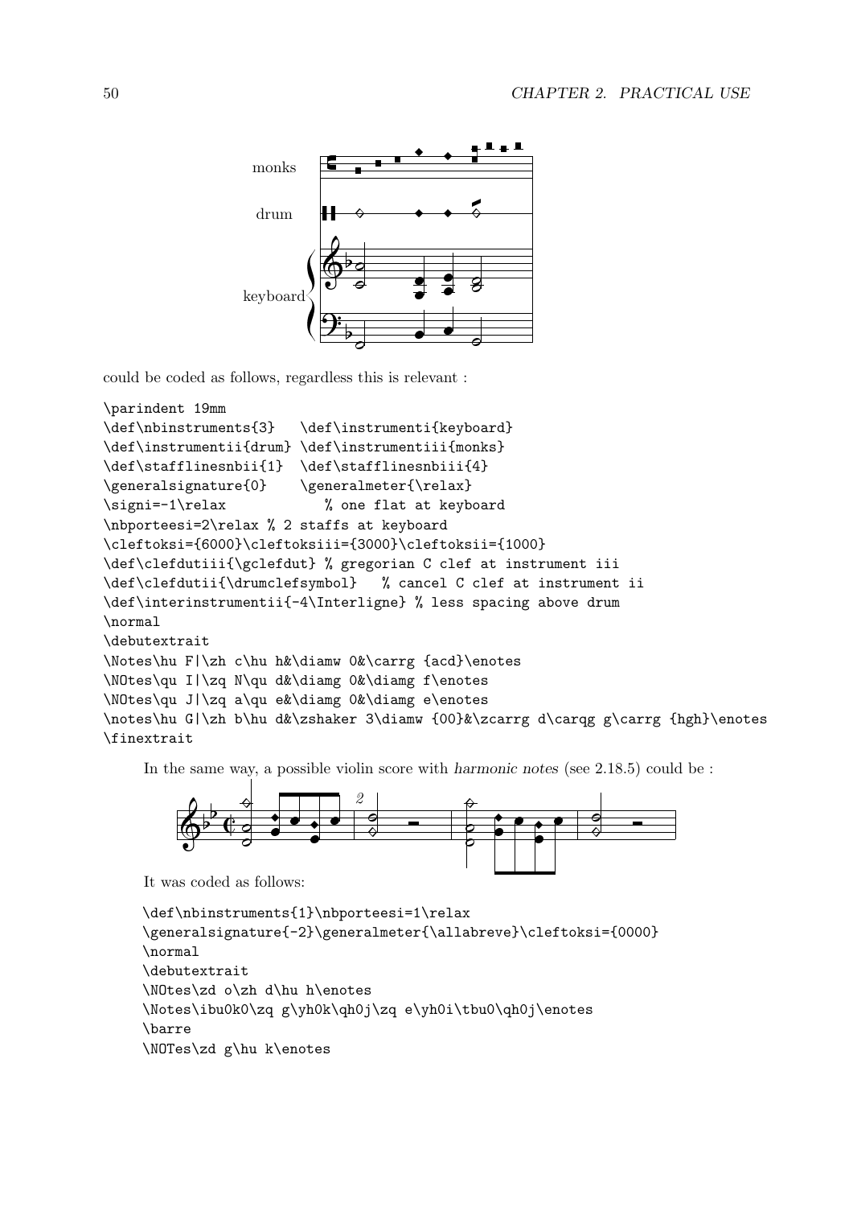could be coded as follows, regardless this is relevant :

```
\parindent 19mm
\def\nbinstruments{3}   \def\instrumenti{keyboard}
\def\instrumentii{drum} \def\instrumentiii{monks}
\def\stafflinesnbii{1}  \def\stafflinesnbiii{4}
\generalsignature{0}    \generalmeter{\relax}
\signi=-1\relax            % one flat at keyboard
\nbporteesi=2\relax % 2 staffs at keyboard
\cleftoksi={6000}\cleftoksiii={3000}\cleftoksii={1000}
\def\clefdutiii{\gclefdut} % gregorian C clef at instrument iii
\def\clefdutii{\drumclefsymbol}   % cancel C clef at instrument ii
\def\interinstrumentii{-4\Interligne} % less spacing above drum
\normal
\debutextrait
\Notes\hu F|\zh c\hu h&\diamw 0&\carrg {acd}\enotes
\NOtes\qu I|\zq N\qu d&\diamg 0&\diamg f\enotes
\NOtes\qu J|\zq a\qu e&\diamg 0&\diamg e\enotes
\notes\hu G|\zh b\hu d&\zshaker 3\diamw {00}&\zcarrg d\carqg g\carrg {hgh}\enotes
\finextrait
```

In the same way, a possible violin score with *harmonic notes* (see 2.18.5) could be :

It was coded as follows:

```
\def\nbinstruments{1}\nbporteesi=1\relax
\generalsignature{-2}\generalmeter{\allabreve}\cleftoksi={0000}
\normal
\debutextrait
\NOtes\zd o\zh d\hu h\enotes
\Notes\ibu0k0\zq g\yh0k\qh0j\zq e\yh0i\tbu0\qh0j\enotes
\barre
\NOTes\zd g\hu k\enotes
```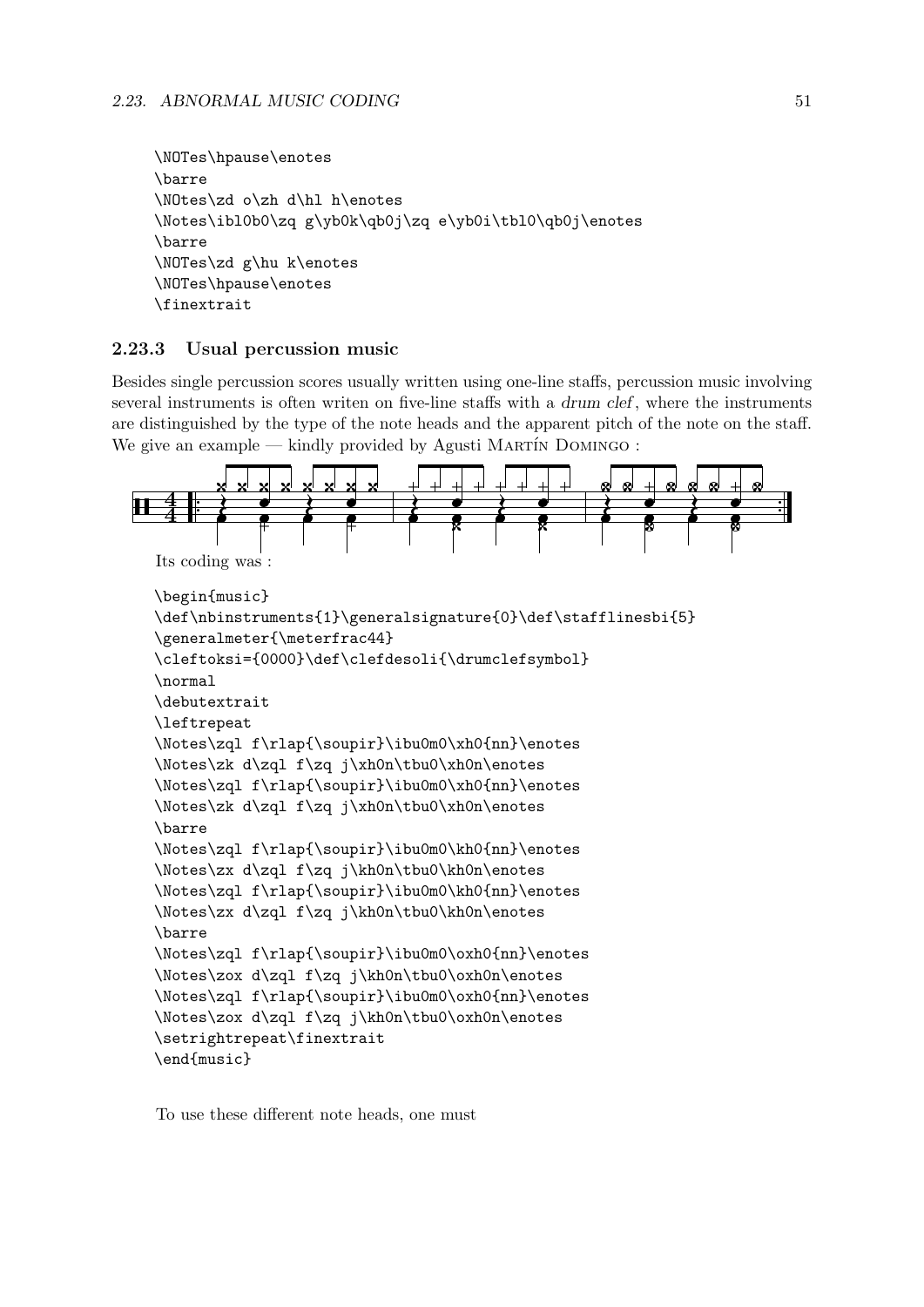```
\NOTes\hpause\enotes
\barre
\NOtes\zd o\zh d\hl h\enotes
\Notes\ibl0b0\zq g\yb0k\qb0j\zq e\yb0i\tbl0\qb0j\enotes
\barre
\NOTes\zd g\hu k\enotes
\NOTes\hpause\enotes
\finextrait
```

### 2.23.3 Usual percussion music

Besides single percussion scores usually written using one-line staffs, percussion music involving several instruments is often writen on five-line staffs with a *drum clef*, where the instruments are distinguished by the type of the note heads and the apparent pitch of the note on the staff. We give an example — kindly provided by Agusti Martín Domingo :

Its coding was :

```
\begin{music}
\def\nbinstruments{1}\generalsignature{0}\def\stafflinesbi{5}
\generalmeter{\meterfrac44}
\cleftoksi={0000}\def\clefdesoli{\drumclefsymbol}
\normal
\debutextrait
\leftrepeat
\Notes\zql f\rlap{\soupir}\ibu0m0\xh0{nn}\enotes
\Notes\zk d\zql f\zq j\xh0n\tbu0\xh0n\enotes
\Notes\zql f\rlap{\soupir}\ibu0m0\xh0{nn}\enotes
\Notes\zk d\zql f\zq j\xh0n\tbu0\xh0n\enotes
\barre
\Notes\zql f\rlap{\soupir}\ibu0m0\kh0{nn}\enotes
\Notes\zx d\zql f\zq j\kh0n\tbu0\kh0n\enotes
\Notes\zql f\rlap{\soupir}\ibu0m0\kh0{nn}\enotes
\Notes\zx d\zql f\zq j\kh0n\tbu0\kh0n\enotes
\barre
\Notes\zql f\rlap{\soupir}\ibu0m0\oxh0{nn}\enotes
\Notes\zox d\zql f\zq j\kh0n\tbu0\oxh0n\enotes
\Notes\zql f\rlap{\soupir}\ibu0m0\oxh0{nn}\enotes
\Notes\zox d\zql f\zq j\kh0n\tbu0\oxh0n\enotes
\setrightrepeat\finextrait
\end{music}
```

To use these different note heads, one must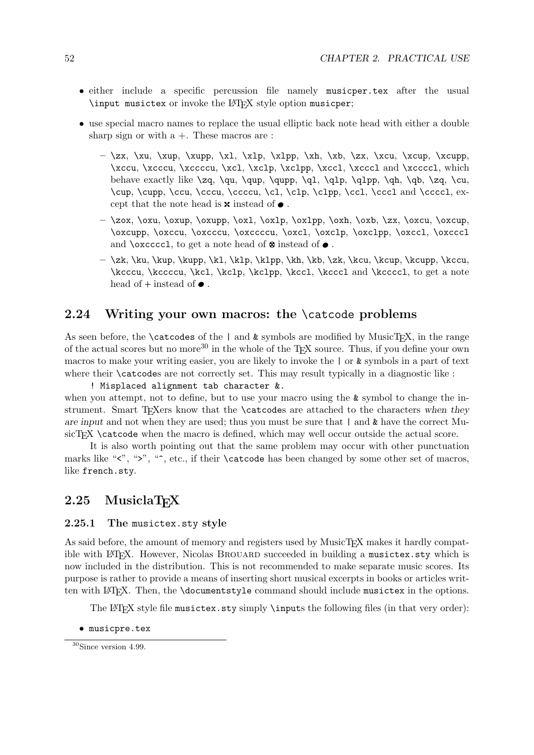- either include a specific percussion file namely `musicper.tex` after the usual `\input musictex` or invoke the LaTeX style option `musicper`;
- use special macro names to replace the usual elliptic back note head with either a double sharp sign or with a +. These macros are :
  - `\zx`, `\xu`, `\xup`, `\xupp`, `\xl`, `\xlp`, `\xlpp`, `\xh`, `\xb`, `\zx`, `\xcu`, `\xcup`, `\xcupp`, `\xccu`, `\xcccu`, `\xccccu`, `\xcl`, `\xclp`, `\xclpp`, `\xccl`, `\xcccl` and `\xccccl`, which behave exactly like `\zq`, `\qu`, `\qup`, `\qupp`, `\ql`, `\qlp`, `\qlpp`, `\qh`, `\qb`, `\zq`, `\cu`, `\cup`, `\cupp`, `\ccu`, `\cccu`, `\ccccu`, `\cl`, `\clp`, `\clpp`, `\ccl`, `\cccl` and `\ccccl`, except that the note head is ✖ instead of ●.
  - `\zox`, `\oxu`, `\oxup`, `\oxupp`, `\oxl`, `\oxlp`, `\oxlpp`, `\oxh`, `\oxb`, `\zx`, `\oxcu`, `\oxcup`, `\oxcupp`, `\oxccu`, `\oxcccu`, `\oxccccu`, `\oxcl`, `\oxclp`, `\oxclpp`, `\oxccl`, `\oxcccl` and `\oxccccl`, to get a note head of ⊗ instead of ●.
  - `\zk`, `\ku`, `\kup`, `\kupp`, `\kl`, `\klp`, `\klpp`, `\kh`, `\kb`, `\zk`, `\kcu`, `\kcup`, `\kcupp`, `\kccu`, `\kcccu`, `\kccccu`, `\kcl`, `\kclp`, `\kclpp`, `\kccl`, `\kcccl` and `\kccccl`, to get a note head of + instead of ●.

## 2.24 Writing your own macros: the `\catcode` problems

As seen before, the `\catcode`s of the `|` and `&` symbols are modified by MusicTeX, in the range of the actual scores but no more[30] in the whole of the TeX source. Thus, if you define your own macros to make your writing easier, you are likely to invoke the `|` or `&` symbols in a part of text where their `\catcode`s are not correctly set. This may result typically in a diagnostic like :

```
! Misplaced alignment tab character &.
```

when you attempt, not to define, but to use your macro using the `&` symbol to change the instrument. Smart TeXers know that the `\catcode`s are attached to the characters *when they are input* and not when they are used; thus you must be sure that `|` and `&` have the correct MusicTeX `\catcode` when the macro is defined, which may well occur outside the actual score.

It is also worth pointing out that the same problem may occur with other punctuation marks like "<", ">", "^", etc., if their `\catcode` has been changed by some other set of macros, like `french.sty`.

## 2.25 MusiclaTeX

### 2.25.1 The `musictex.sty` style

As said before, the amount of memory and registers used by MusicTeX makes it hardly compatible with LaTeX. However, Nicolas Brouard succeeded in building a `musictex.sty` which is now included in the distribution. This is not recommended to make separate music scores. Its purpose is rather to provide a means of inserting short musical excerpts in books or articles written with LaTeX. Then, the `\documentstyle` command should include `musictex` in the options.

The LaTeX style file `musictex.sty` simply `\input`s the following files (in that very order):

- `musicpre.tex`

[30] Since version 4.99.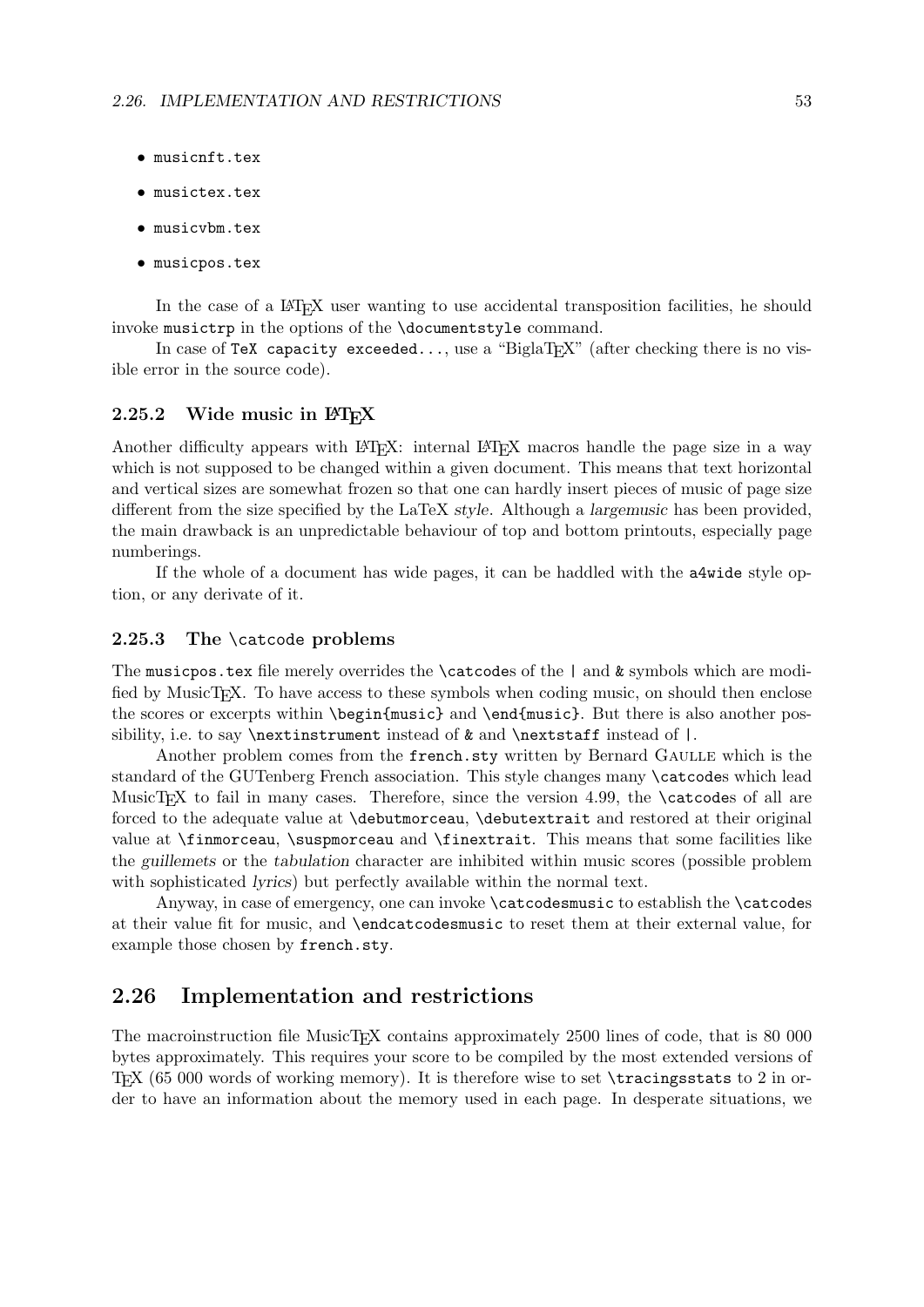- `musicnft.tex`
- `musictex.tex`
- `musicvbm.tex`
- `musicpos.tex`

In the case of a LaTeX user wanting to use accidental transposition facilities, he should invoke `musictrp` in the options of the `\documentstyle` command.

In case of `TeX capacity exceeded...`, use a "BiglaTeX" (after checking there is no visible error in the source code).

### 2.25.2 Wide music in LaTeX

Another difficulty appears with LaTeX: internal LaTeX macros handle the page size in a way which is not supposed to be changed within a given document. This means that text horizontal and vertical sizes are somewhat frozen so that one can hardly insert pieces of music of page size different from the size specified by the LaTeX *style*. Although a *largemusic* has been provided, the main drawback is an unpredictable behaviour of top and bottom printouts, especially page numberings.

If the whole of a document has wide pages, it can be haddled with the `a4wide` style option, or any derivate of it.

### 2.25.3 The `\catcode` problems

The `musicpos.tex` file merely overrides the `\catcode`s of the `|` and `&` symbols which are modified by MusicTeX. To have access to these symbols when coding music, on should then enclose the scores or excerpts within `\begin{music}` and `\end{music}`. But there is also another possibility, i.e. to say `\nextinstrument` instead of `&` and `\nextstaff` instead of `|`.

Another problem comes from the `french.sty` written by Bernard Gaulle which is the standard of the GUTenberg French association. This style changes many `\catcode`s which lead MusicTeX to fail in many cases. Therefore, since the version 4.99, the `\catcode`s of all are forced to the adequate value at `\debutmorceau`, `\debutextrait` and restored at their original value at `\finmorceau`, `\suspmorceau` and `\finextrait`. This means that some facilities like the *guillemets* or the *tabulation* character are inhibited within music scores (possible problem with sophisticated *lyrics*) but perfectly available within the normal text.

Anyway, in case of emergency, one can invoke `\catcodesmusic` to establish the `\catcode`s at their value fit for music, and `\endcatcodesmusic` to reset them at their external value, for example those chosen by `french.sty`.

## 2.26 Implementation and restrictions

The macroinstruction file MusicTeX contains approximately 2500 lines of code, that is 80 000 bytes approximately. This requires your score to be compiled by the most extended versions of TeX (65 000 words of working memory). It is therefore wise to set `\tracingsstats` to 2 in order to have an information about the memory used in each page. In desperate situations, we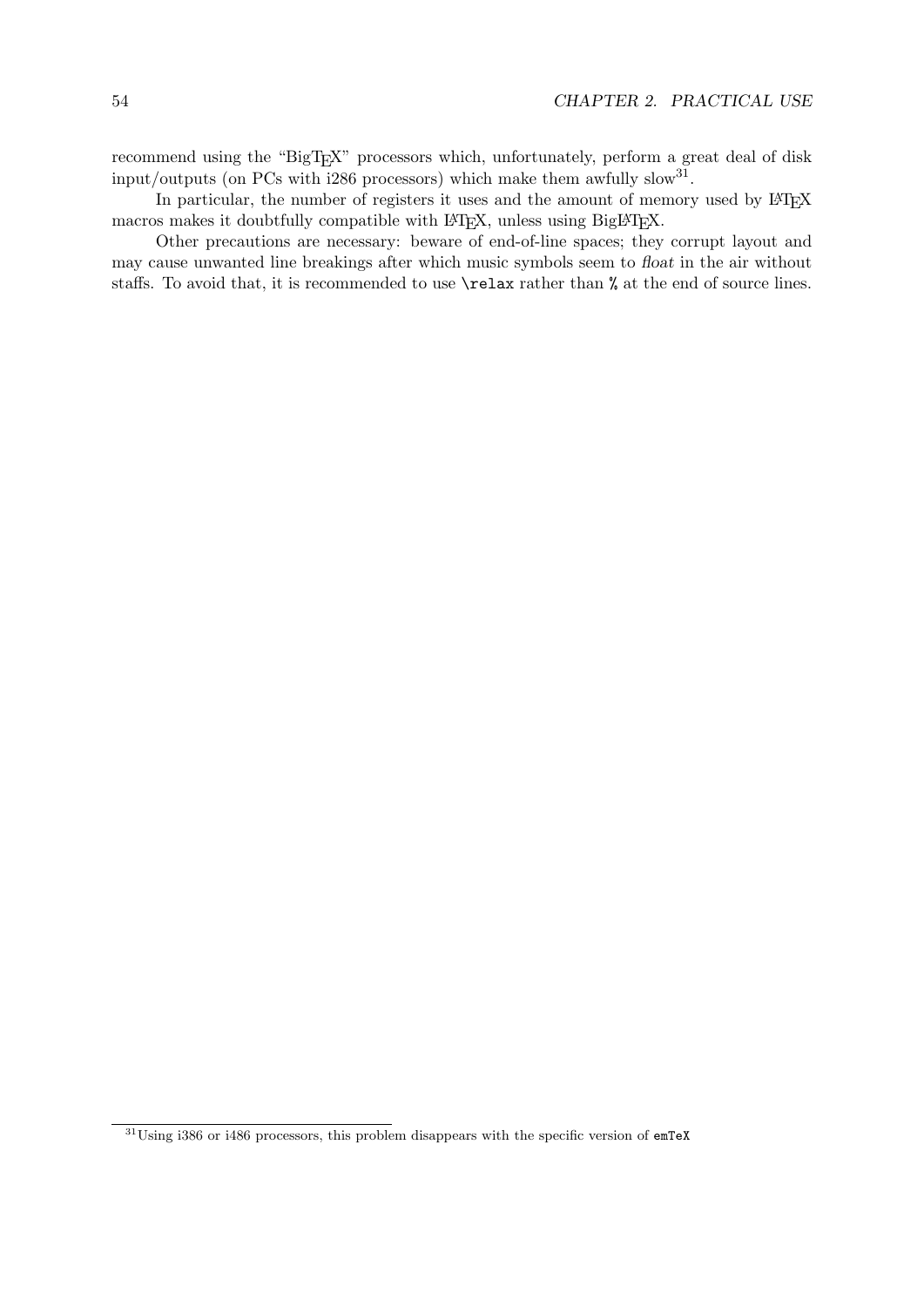recommend using the "BigTEX" processors which, unfortunately, perform a great deal of disk input/outputs (on PCs with i286 processors) which make them awfully slow[31].

In particular, the number of registers it uses and the amount of memory used by LATEX macros makes it doubtfully compatible with LATEX, unless using BigLATEX.

Other precautions are necessary: beware of end-of-line spaces; they corrupt layout and may cause unwanted line breakings after which music symbols seem to *float* in the air without staffs. To avoid that, it is recommended to use `\relax` rather than `%` at the end of source lines.

[31]Using i386 or i486 processors, this problem disappears with the specific version of `emTeX`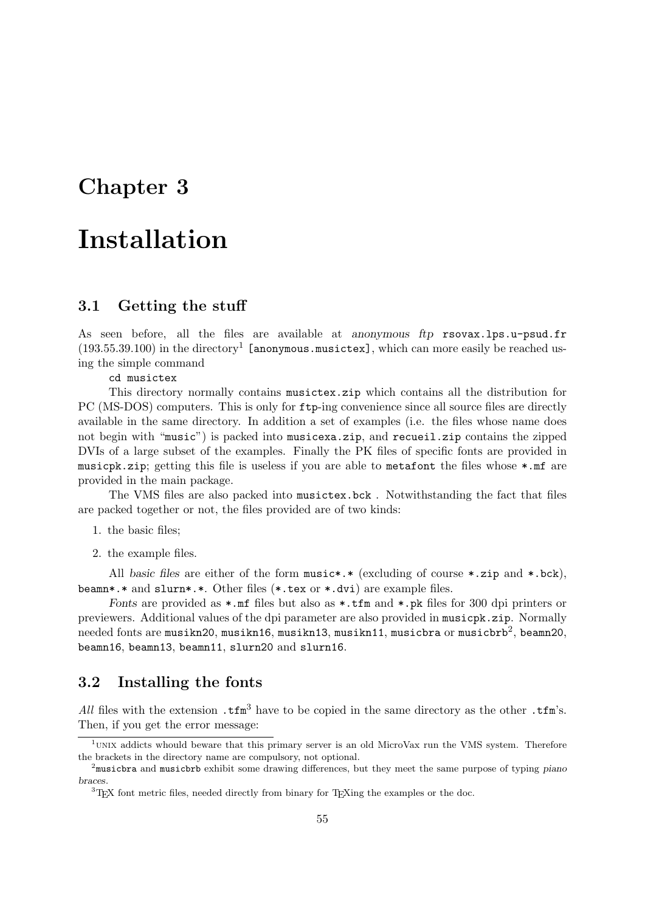# Chapter 3

# Installation

## 3.1 Getting the stuff

As seen before, all the files are available at *anonymous ftp* `rsovax.lps.u-psud.fr` (193.55.39.100) in the directory[1] `[anonymous.musictex]`, which can more easily be reached using the simple command

`cd musictex`

This directory normally contains `musictex.zip` which contains all the distribution for PC (MS-DOS) computers. This is only for `ftp`-ing convenience since all source files are directly available in the same directory. In addition a set of examples (i.e. the files whose name does not begin with "`music`") is packed into `musicexa.zip`, and `recueil.zip` contains the zipped DVIs of a large subset of the examples. Finally the PK files of specific fonts are provided in `musicpk.zip`; getting this file is useless if you are able to `metafont` the files whose `*.mf` are provided in the main package.

The VMS files are also packed into `musictex.bck` . Notwithstanding the fact that files are packed together or not, the files provided are of two kinds:

1. the basic files;
2. the example files.

All *basic files* are either of the form `music*.*` (excluding of course `*.zip` and `*.bck`), `beamn*.*` and `slurn*.*`. Other files (`*.tex` or `*.dvi`) are example files.

*Fonts* are provided as `*.mf` files but also as `*.tfm` and `*.pk` files for 300 dpi printers or previewers. Additional values of the dpi parameter are also provided in `musicpk.zip`. Normally needed fonts are `musikn20`, `musikn16`, `musikn13`, `musikn11`, `musicbra` or `musicbrb`[2], `beamn20`, `beamn16`, `beamn13`, `beamn11`, `slurn20` and `slurn16`.

## 3.2 Installing the fonts

*All* files with the extension `.tfm`[3] have to be copied in the same directory as the other `.tfm`'s. Then, if you get the error message:

---

[1] UNIX addicts whould beware that this primary server is an old MicroVax run the VMS system. Therefore the brackets in the directory name are compulsory, not optional.

[2] `musicbra` and `musicbrb` exhibit some drawing differences, but they meet the same purpose of typing *piano braces*.

[3] TEX font metric files, needed directly from binary for TEXing the examples or the doc.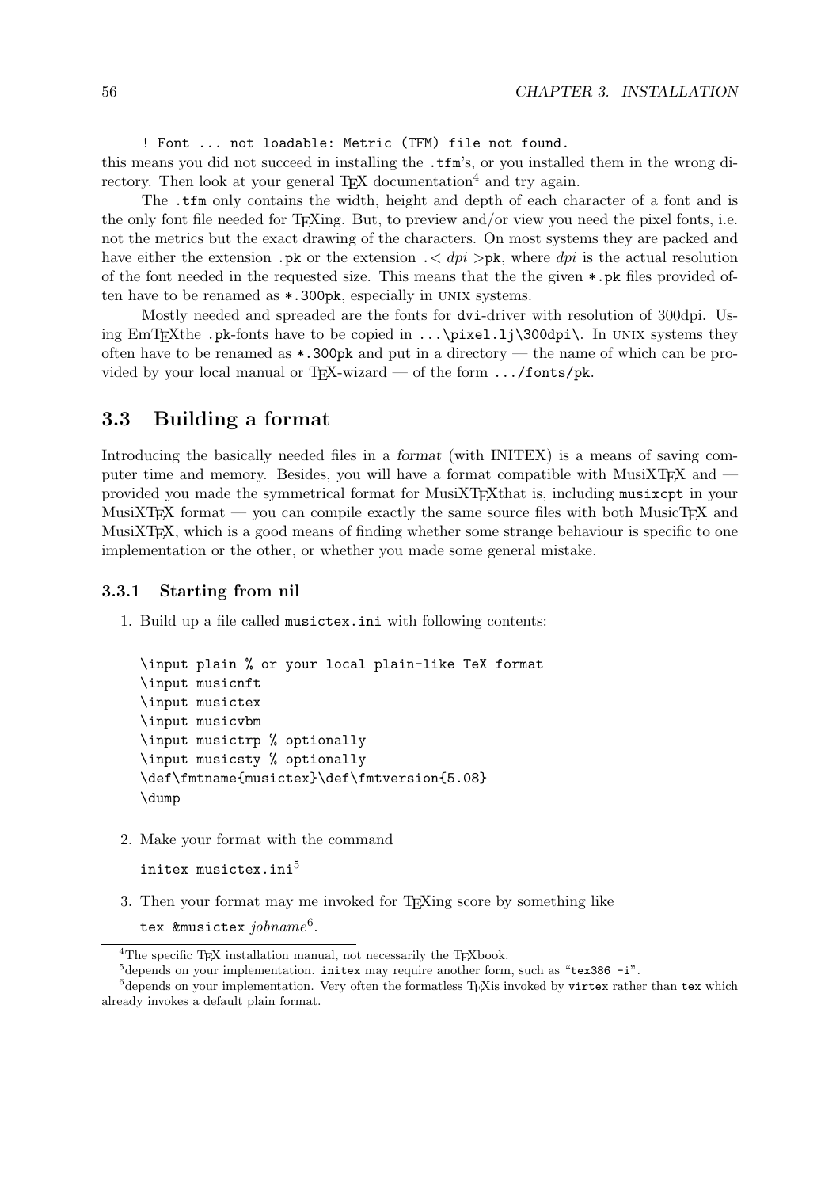```
! Font ... not loadable: Metric (TFM) file not found.
```

this means you did not succeed in installing the `.tfm`'s, or you installed them in the wrong directory. Then look at your general TEX documentation[4] and try again.

The `.tfm` only contains the width, height and depth of each character of a font and is the only font file needed for TEXing. But, to preview and/or view you need the pixel fonts, i.e. not the metrics but the exact drawing of the characters. On most systems they are packed and have either the extension `.pk` or the extension `.`< *dpi* >`pk`, where *dpi* is the actual resolution of the font needed in the requested size. This means that the the given `*.pk` files provided often have to be renamed as `*.300pk`, especially in UNIX systems.

Mostly needed and spreaded are the fonts for `dvi`-driver with resolution of 300dpi. Using EmTEXthe `.pk`-fonts have to be copied in `...\pixel.lj\300dpi\`. In UNIX systems they often have to be renamed as `*.300pk` and put in a directory — the name of which can be provided by your local manual or TEX-wizard — of the form `.../fonts/pk`.

## 3.3 Building a format

Introducing the basically needed files in a *format* (with INITEX) is a means of saving computer time and memory. Besides, you will have a format compatible with MusiXTEX and — provided you made the symmetrical format for MusiXTEXthat is, including `musixcpt` in your MusiXTEX format — you can compile exactly the same source files with both MusicTEX and MusiXTEX, which is a good means of finding whether some strange behaviour is specific to one implementation or the other, or whether you made some general mistake.

### 3.3.1 Starting from nil

1. Build up a file called `musictex.ini` with following contents:

```
\input plain % or your local plain-like TeX format
\input musicnft
\input musictex
\input musicvbm
\input musictrp % optionally
\input musicsty % optionally
\def\fmtname{musictex}\def\fmtversion{5.08}
\dump
```

2. Make your format with the command

   `initex musictex.ini`[5]

3. Then your format may me invoked for TEXing score by something like

   `tex &musictex` *jobname*[6].

---

[4] The specific TEX installation manual, not necessarily the TEXbook.

[5] depends on your implementation. `initex` may require another form, such as "`tex386 -i`".

[6] depends on your implementation. Very often the formatless TEXis invoked by `virtex` rather than `tex` which already invokes a default plain format.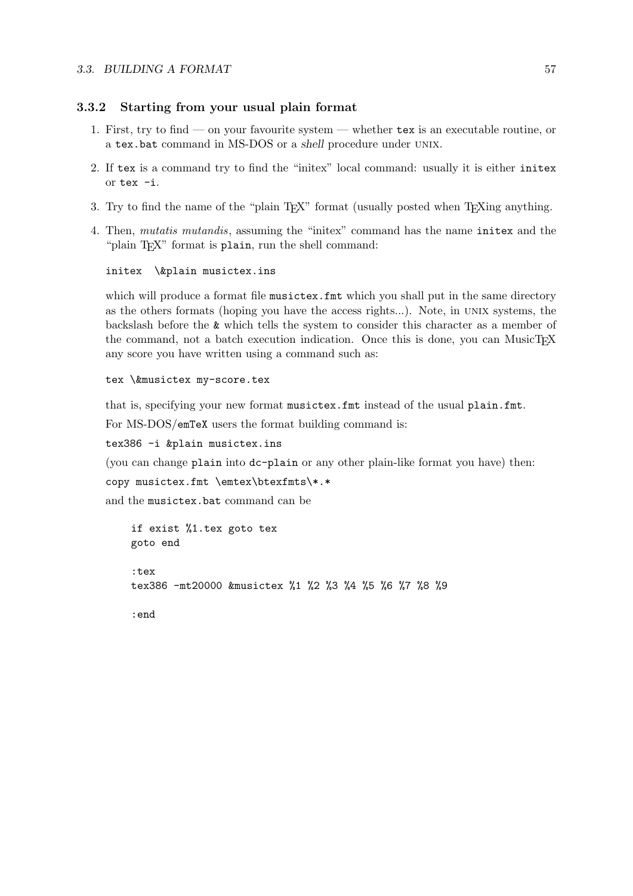### 3.3.2 Starting from your usual plain format

1. First, try to find — on your favourite system — whether `tex` is an executable routine, or a `tex.bat` command in MS-DOS or a *shell* procedure under UNIX.

2. If `tex` is a command try to find the "initex" local command: usually it is either `initex` or `tex -i`.

3. Try to find the name of the "plain TEX" format (usually posted when TEXing anything.

4. Then, *mutatis mutandis*, assuming the "initex" command has the name `initex` and the "plain TEX" format is `plain`, run the shell command:

   ```
   initex  \&plain musictex.ins
   ```

   which will produce a format file `musictex.fmt` which you shall put in the same directory as the others formats (hoping you have the access rights...). Note, in UNIX systems, the backslash before the `&` which tells the system to consider this character as a member of the command, not a batch execution indication. Once this is done, you can MusicTEX any score you have written using a command such as:

   ```
   tex \&musictex my-score.tex
   ```

   that is, specifying your new format `musictex.fmt` instead of the usual `plain.fmt`.

   For MS-DOS/`emTeX` users the format building command is:

   ```
   tex386 -i &plain musictex.ins
   ```

   (you can change `plain` into `dc-plain` or any other plain-like format you have) then:

   ```
   copy musictex.fmt \emtex\btexfmts\*.*
   ```

   and the `musictex.bat` command can be

   ```
   if exist %1.tex goto tex
   goto end

   :tex
   tex386 -mt20000 &musictex %1 %2 %3 %4 %5 %6 %7 %8 %9

   :end
   ```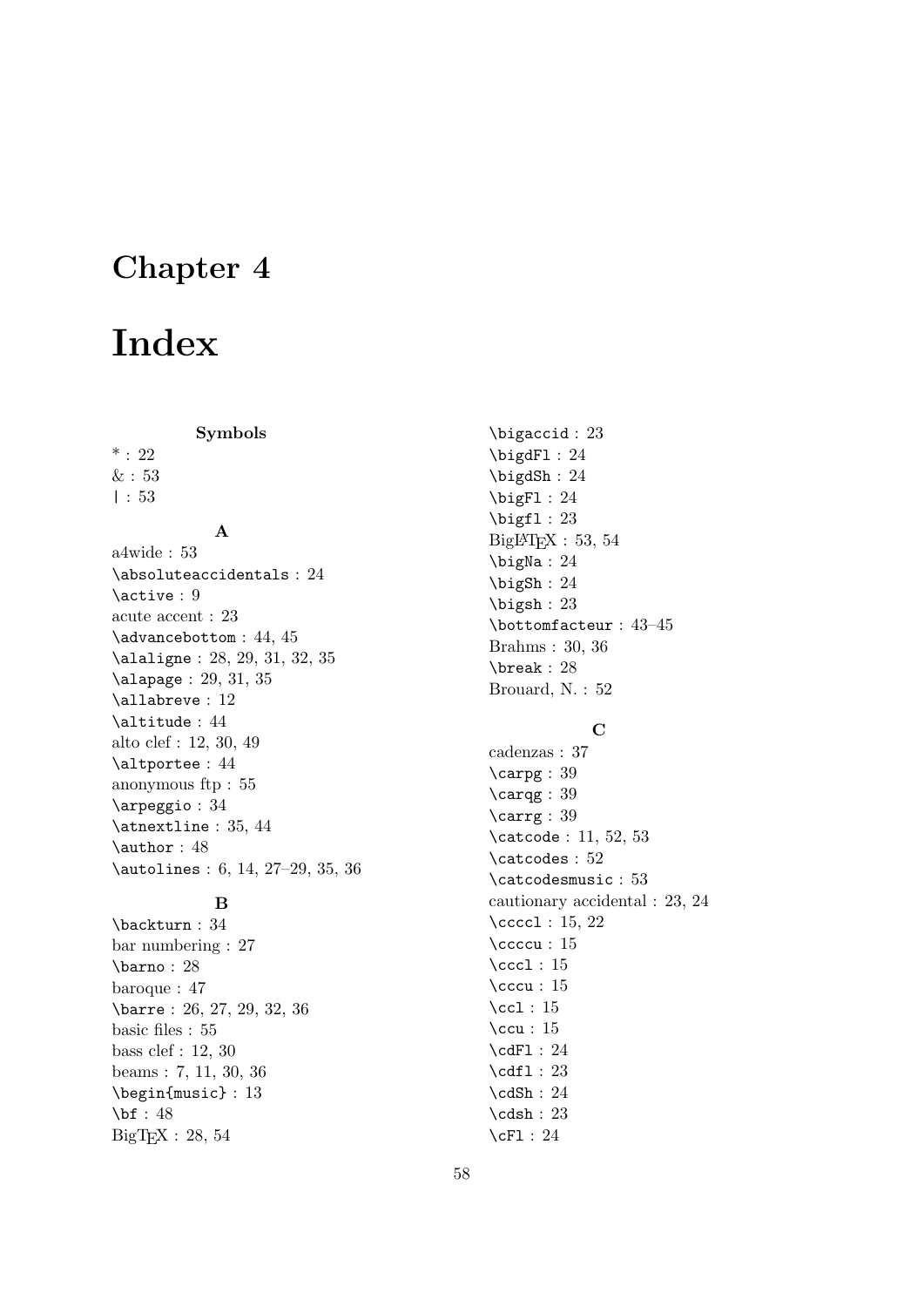# Chapter 4

# Index

**Symbols**

* : 22
& : 53
| : 53

**A**

a4wide : 53
\absoluteaccidentals : 24
\active : 9
acute accent : 23
\advancebottom : 44, 45
\alaligne : 28, 29, 31, 32, 35
\alapage : 29, 31, 35
\allabreve : 12
\altitude : 44
alto clef : 12, 30, 49
\altportee : 44
anonymous ftp : 55
\arpeggio : 34
\atnextline : 35, 44
\author : 48
\autolines : 6, 14, 27–29, 35, 36

**B**

\backturn : 34
bar numbering : 27
\barno : 28
baroque : 47
\barre : 26, 27, 29, 32, 36
basic files : 55
bass clef : 12, 30
beams : 7, 11, 30, 36
\begin{music} : 13
\bf : 48
BigTEX : 28, 54
\bigaccid : 23
\bigdFl : 24
\bigdSh : 24
\bigFl : 24
\bigfl : 23
BigLATEX : 53, 54
\bigNa : 24
\bigSh : 24
\bigsh : 23
\bottomfacteur : 43–45
Brahms : 30, 36
\break : 28
Brouard, N. : 52

**C**

cadenzas : 37
\carpg : 39
\carqg : 39
\carrg : 39
\catcode : 11, 52, 53
\catcodes : 52
\catcodesmusic : 53
cautionary accidental : 23, 24
\ccccl : 15, 22
\ccccu : 15
\cccl : 15
\cccu : 15
\ccl : 15
\ccu : 15
\cdFl : 24
\cdfl : 23
\cdSh : 24
\cdsh : 23
\cFl : 24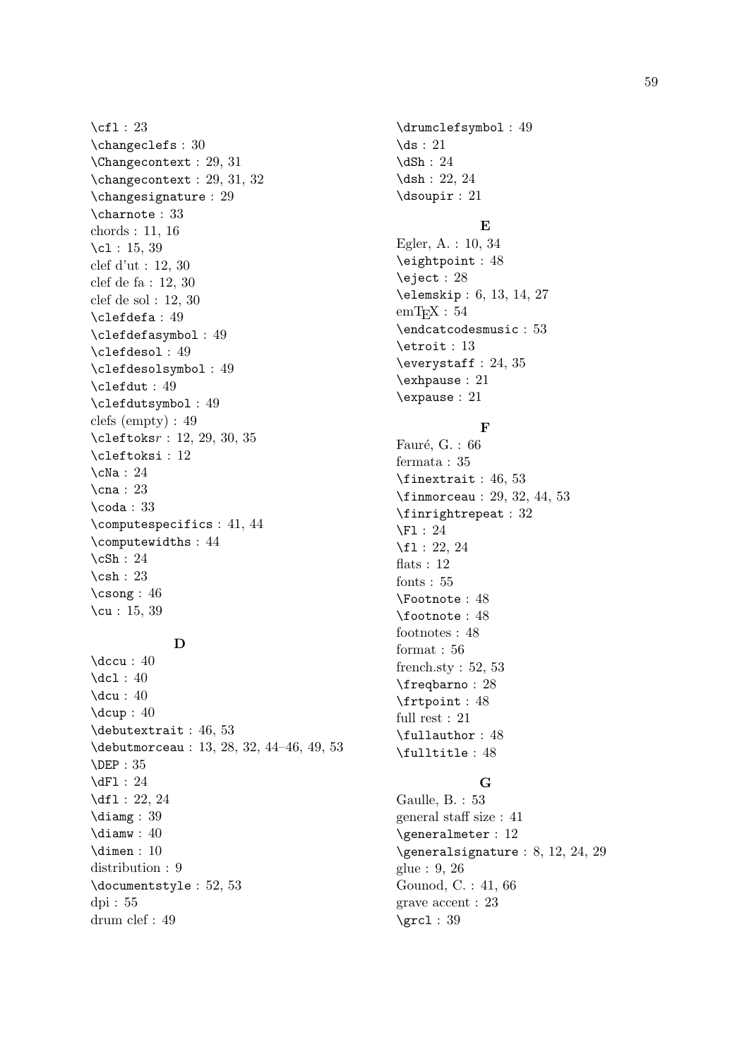\cfl : 23
\changeclefs : 30
\Changecontext : 29, 31
\changecontext : 29, 31, 32
\changesignature : 29
\charnote : 33
chords : 11, 16
\cl : 15, 39
clef d'ut : 12, 30
clef de fa : 12, 30
clef de sol : 12, 30
\clefdefa : 49
\clefdefasymbol : 49
\clefdesol : 49
\clefdesolsymbol : 49
\clefdut : 49
\clefdutsymbol : 49
clefs (empty) : 49
\cleftoks*r* : 12, 29, 30, 35
\cleftoksi : 12
\cNa : 24
\cna : 23
\coda : 33
\computespecifics : 41, 44
\computewidths : 44
\cSh : 24
\csh : 23
\csong : 46
\cu : 15, 39

### D

\dccu : 40
\dcl : 40
\dcu : 40
\dcup : 40
\debutextrait : 46, 53
\debutmorceau : 13, 28, 32, 44–46, 49, 53
\DEP : 35
\dFl : 24
\dfl : 22, 24
\diamg : 39
\diamw : 40
\dimen : 10
distribution : 9
\documentstyle : 52, 53
dpi : 55
drum clef : 49
\drumclefsymbol : 49
\ds : 21
\dSh : 24
\dsh : 22, 24
\dsoupir : 21

### E

Egler, A. : 10, 34
\eightpoint : 48
\eject : 28
\elemskip : 6, 13, 14, 27
emTEX : 54
\endcatcodesmusic : 53
\etroit : 13
\everystaff : 24, 35
\exhpause : 21
\expause : 21

### F

Fauré, G. : 66
fermata : 35
\finextrait : 46, 53
\finmorceau : 29, 32, 44, 53
\finrightrepeat : 32
\Fl : 24
\fl : 22, 24
flats : 12
fonts : 55
\Footnote : 48
\footnote : 48
footnotes : 48
format : 56
french.sty : 52, 53
\freqbarno : 28
\frtpoint : 48
full rest : 21
\fullauthor : 48
\fulltitle : 48

### G

Gaulle, B. : 53
general staff size : 41
\generalmeter : 12
\generalsignature : 8, 12, 24, 29
glue : 9, 26
Gounod, C. : 41, 66
grave accent : 23
\grcl : 39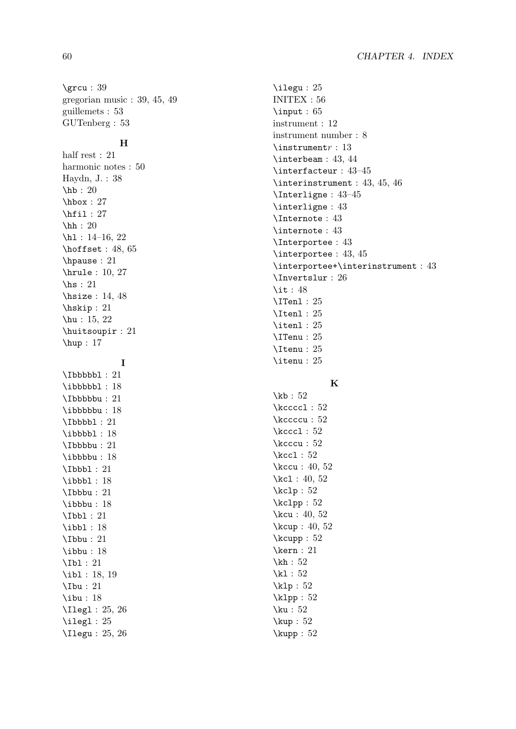\grcu : 39
gregorian music : 39, 45, 49
guillemets : 53
GUTenberg : 53

### H

half rest : 21
harmonic notes : 50
Haydn, J. : 38
\hb : 20
\hbox : 27
\hfil : 27
\hh : 20
\hl : 14–16, 22
\hoffset : 48, 65
\hpause : 21
\hrule : 10, 27
\hs : 21
\hsize : 14, 48
\hskip : 21
\hu : 15, 22
\huitsoupir : 21
\hup : 17

### I

\Ibbbbbl : 21
\ibbbbbl : 18
\Ibbbbbu : 21
\ibbbbbu : 18
\Ibbbbl : 21
\ibbbbl : 18
\Ibbbbu : 21
\ibbbbu : 18
\Ibbbl : 21
\ibbbl : 18
\Ibbbu : 21
\ibbbu : 18
\Ibbl : 21
\ibbl : 18
\Ibbu : 21
\ibbu : 18
\Ibl : 21
\ibl : 18, 19
\Ibu : 21
\ibu : 18
\Ilegl : 25, 26
\ilegl : 25
\Ilegu : 25, 26
\ilegu : 25
INITEX : 56
\input : 65
instrument : 12
instrument number : 8
\instrument*r* : 13
\interbeam : 43, 44
\interfacteur : 43–45
\interinstrument : 43, 45, 46
\Interligne : 43–45
\interligne : 43
\Internote : 43
\internote : 43
\Interportee : 43
\interportee : 43, 45
\interportee+\interinstrument : 43
\Invertslur : 26
\it : 48
\ITenl : 25
\Itenl : 25
\itenl : 25
\ITenu : 25
\Itenu : 25
\itenu : 25

### K

\kb : 52
\kccccl : 52
\kccccu : 52
\kcccl : 52
\kcccu : 52
\kccl : 52
\kccu : 40, 52
\kcl : 40, 52
\kclp : 52
\kclpp : 52
\kcu : 40, 52
\kcup : 40, 52
\kcupp : 52
\kern : 21
\kh : 52
\kl : 52
\klp : 52
\klpp : 52
\ku : 52
\kup : 52
\kupp : 52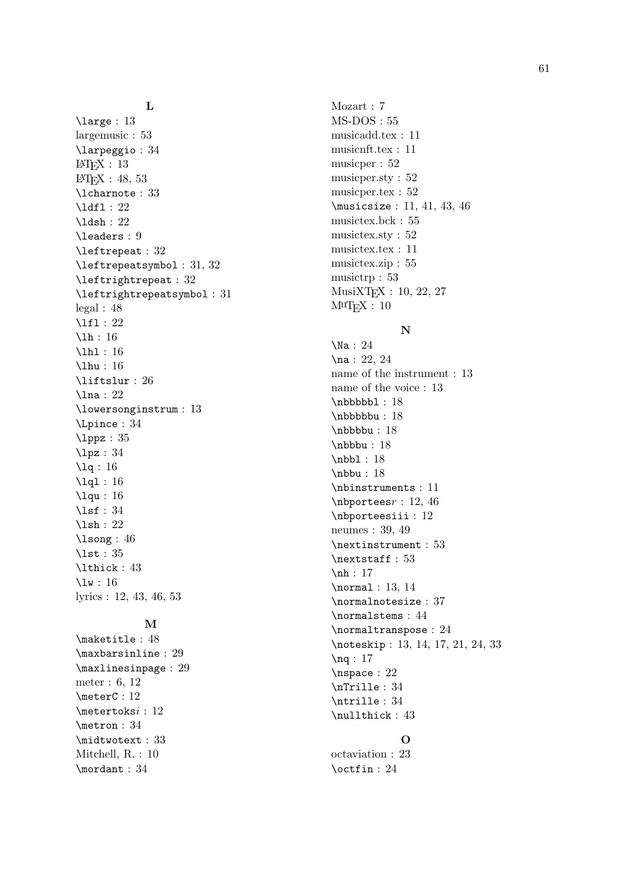## L

\large : 13
largemusic : 53
\larpeggio : 34
LaTeX : 13
LaTeX : 48, 53
\lcharnote : 33
\ldfl : 22
\ldsh : 22
\leaders : 9
\leftrepeat : 32
\leftrepeatsymbol : 31, 32
\leftrightrepeat : 32
\leftrightrepeatsymbol : 31
legal : 48
\lfl : 22
\lh : 16
\lhl : 16
\lhu : 16
\liftslur : 26
\lna : 22
\lowersonginstrum : 13
\Lpince : 34
\lppz : 35
\lpz : 34
\lq : 16
\lql : 16
\lqu : 16
\lsf : 34
\lsh : 22
\lsong : 46
\lst : 35
\lthick : 43
\lw : 16
lyrics : 12, 43, 46, 53

## M

\maketitle : 48
\maxbarsinline : 29
\maxlinesinpage : 29
meter : 6, 12
\meterC : 12
\metertoks*i* : 12
\metron : 34
\midtwotext : 33
Mitchell, R. : 10
\mordant : 34
Mozart : 7
MS-DOS : 55
musicadd.tex : 11
musicnft.tex : 11
musicper : 52
musicper.sty : 52
musicper.tex : 52
\musicsize : 11, 41, 43, 46
musictex.bck : 55
musictex.sty : 52
musictex.tex : 11
musictex.zip : 55
musictrp : 53
MusiXTEX : 10, 22, 27
MuTEX : 10

## N

\Na : 24
\na : 22, 24
name of the instrument : 13
name of the voice : 13
\nbbbbbl : 18
\nbbbbbu : 18
\nbbbbu : 18
\nbbbu : 18
\nbbl : 18
\nbbu : 18
\nbinstruments : 11
\nbporotees*r* : 12, 46
\nbporteesiii : 12
neumes : 39, 49
\nextinstrument : 53
\nextstaff : 53
\nh : 17
\normal : 13, 14
\normalnotesize : 37
\normalstems : 44
\normaltranspose : 24
\noteskip : 13, 14, 17, 21, 24, 33
\nq : 17
\nspace : 22
\nTrille : 34
\ntrille : 34
\nullthick : 43

## O

octaviation : 23
\octfin : 24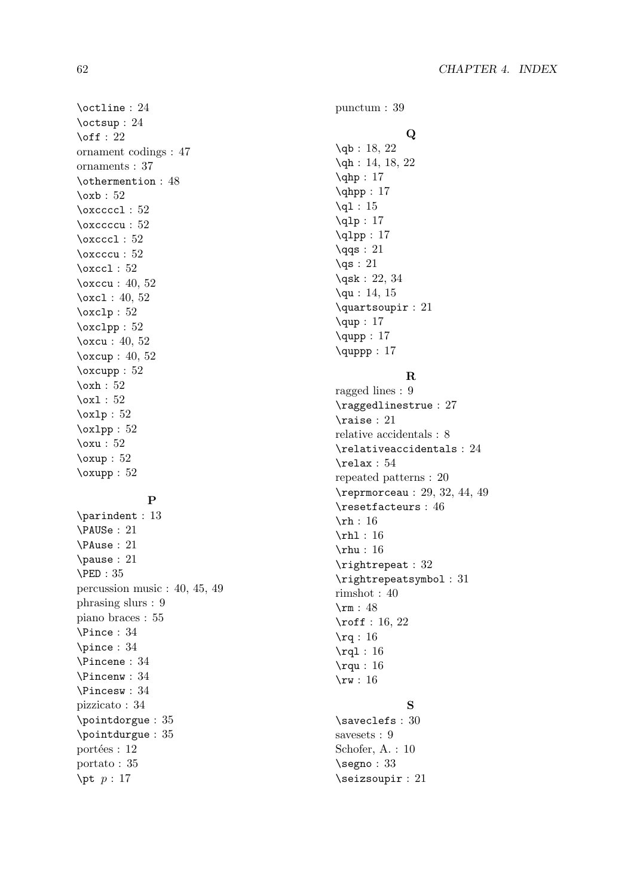\octline : 24
\octsup : 24
\off : 22
ornament codings : 47
ornaments : 37
\othermention : 48
\oxb : 52
\oxccccl : 52
\oxccccu : 52
\oxcccl : 52
\oxcccu : 52
\oxccl : 52
\oxccu : 40, 52
\oxcl : 40, 52
\oxclp : 52
\oxclpp : 52
\oxcu : 40, 52
\oxcup : 40, 52
\oxcupp : 52
\oxh : 52
\oxl : 52
\oxlp : 52
\oxlpp : 52
\oxu : 52
\oxup : 52
\oxupp : 52

**P**

\parindent : 13
\PAUSe : 21
\PAuse : 21
\pause : 21
\PED : 35
percussion music : 40, 45, 49
phrasing slurs : 9
piano braces : 55
\Pince : 34
\pince : 34
\Pincene : 34
\Pincenw : 34
\Pincesw : 34
pizzicato : 34
\pointdorgue : 35
\pointdurgue : 35
portées : 12
portato : 35
\pt *p* : 17
punctum : 39

**Q**

\qb : 18, 22
\qh : 14, 18, 22
\qhp : 17
\qhpp : 17
\ql : 15
\qlp : 17
\qlpp : 17
\qqs : 21
\qs : 21
\qsk : 22, 34
\qu : 14, 15
\quartsoupir : 21
\qup : 17
\qupp : 17
\quppp : 17

**R**

ragged lines : 9
\raggedlinestrue : 27
\raise : 21
relative accidentals : 8
\relativeaccidentals : 24
\relax : 54
repeated patterns : 20
\reprmorceau : 29, 32, 44, 49
\resetfacteurs : 46
\rh : 16
\rhl : 16
\rhu : 16
\rightrepeat : 32
\rightrepeatsymbol : 31
rimshot : 40
\rm : 48
\roff : 16, 22
\rq : 16
\rql : 16
\rqu : 16
\rw : 16

**S**

\saveclefs : 30
savesets : 9
Schofer, A. : 10
\segno : 33
\seizsoupir : 21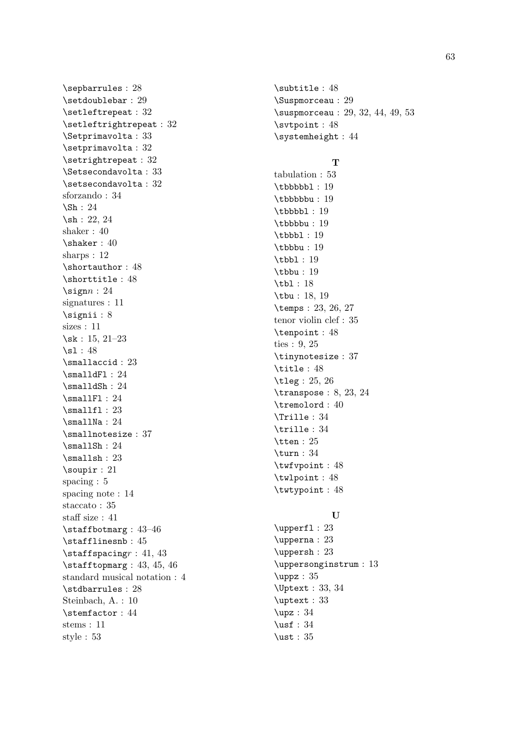\sepbarrules : 28
\setdoublebar : 29
\setleftrepeat : 32
\setleftrightrepeat : 32
\Setprimavolta : 33
\setprimavolta : 32
\setrightrepeat : 32
\Setsecondavolta : 33
\setsecondavolta : 32
sforzando : 34
\Sh : 24
\sh : 22, 24
shaker : 40
\shaker : 40
sharps : 12
\shortauthor : 48
\shorttitle : 48
\sign*n* : 24
signatures : 11
\signii : 8
sizes : 11
\sk : 15, 21–23
\sl : 48
\smallaccid : 23
\smalldFl : 24
\smalldSh : 24
\smallFl : 24
\smallfl : 23
\smallNa : 24
\smallnotesize : 37
\smallSh : 24
\smallsh : 23
\soupir : 21
spacing : 5
spacing note : 14
staccato : 35
staff size : 41
\staffbotmarg : 43–46
\stafflinesnb : 45
\staffspacing*r* : 41, 43
\stafftopmarg : 43, 45, 46
standard musical notation : 4
\stdbarrules : 28
Steinbach, A. : 10
\stemfactor : 44
stems : 11
style : 53

\subtitle : 48
\Suspmorceau : 29
\suspmorceau : 29, 32, 44, 49, 53
\svtpoint : 48
\systemheight : 44

**T**

tabulation : 53
\tbbbbbl : 19
\tbbbbbu : 19
\tbbbbl : 19
\tbbbbu : 19
\tbbbl : 19
\tbbbu : 19
\tbbl : 19
\tbbu : 19
\tbl : 18
\tbu : 18, 19
\temps : 23, 26, 27
tenor violin clef : 35
\tenpoint : 48
ties : 9, 25
\tinynotesize : 37
\title : 48
\tleg : 25, 26
\transpose : 8, 23, 24
\tremolord : 40
\Trille : 34
\trille : 34
\tten : 25
\turn : 34
\twfvpoint : 48
\twlpoint : 48
\twtypoint : 48

**U**

\upperfl : 23
\upperna : 23
\uppersh : 23
\uppersonginstrum : 13
\uppz : 35
\Uptext : 33, 34
\uptext : 33
\upz : 34
\usf : 34
\ust : 35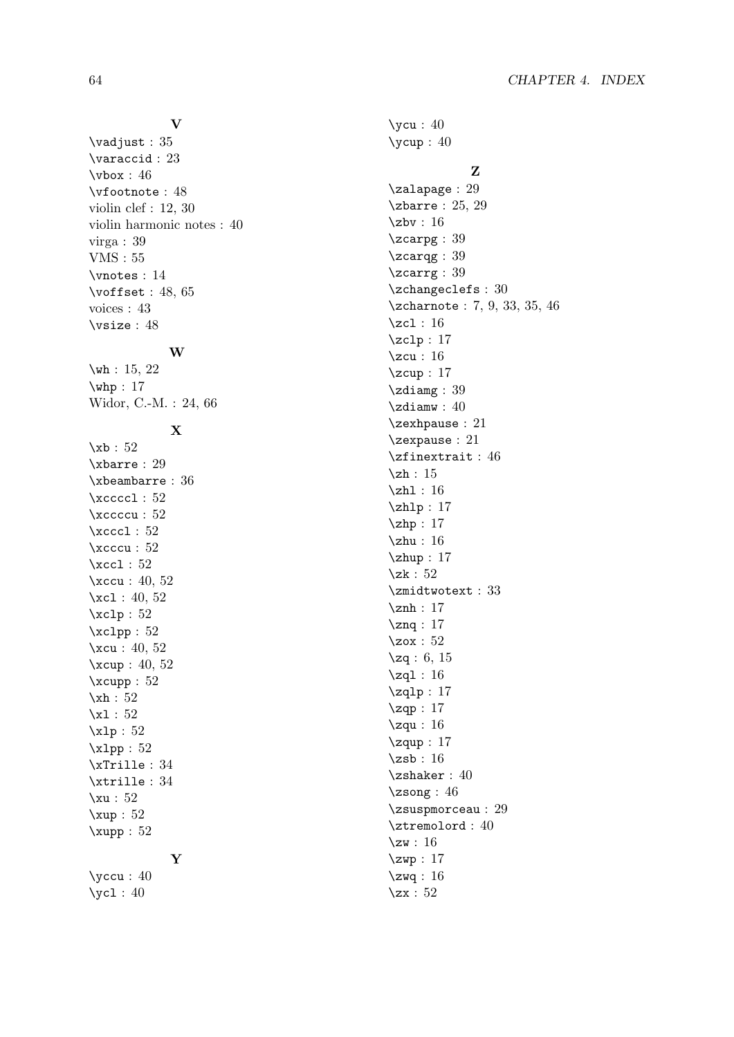### V

`\vadjust` : 35
`\varaccid` : 23
`\vbox` : 46
`\vfootnote` : 48
violin clef : 12, 30
violin harmonic notes : 40
virga : 39
VMS : 55
`\vnotes` : 14
`\voffset` : 48, 65
voices : 43
`\vsize` : 48

### W

`\wh` : 15, 22
`\whp` : 17
Widor, C.-M. : 24, 66

### X

`\xb` : 52
`\xbarre` : 29
`\xbeambarre` : 36
`\xccccl` : 52
`\xcccccu` : 52
`\xcccl` : 52
`\xcccu` : 52
`\xccl` : 52
`\xccu` : 40, 52
`\xcl` : 40, 52
`\xclp` : 52
`\xclpp` : 52
`\xcu` : 40, 52
`\xcup` : 40, 52
`\xcupp` : 52
`\xh` : 52
`\xl` : 52
`\xlp` : 52
`\xlpp` : 52
`\xTrille` : 34
`\xtrille` : 34
`\xu` : 52
`\xup` : 52
`\xupp` : 52

### Y

`\yccu` : 40
`\ycl` : 40
`\ycu` : 40
`\ycup` : 40

### Z

`\zalapage` : 29
`\zbarre` : 25, 29
`\zbv` : 16
`\zcarpg` : 39
`\zcarqg` : 39
`\zcarrg` : 39
`\zchangeclefs` : 30
`\zcharnote` : 7, 9, 33, 35, 46
`\zcl` : 16
`\zclp` : 17
`\zcu` : 16
`\zcup` : 17
`\zdiamg` : 39
`\zdiamw` : 40
`\zexhpause` : 21
`\zexpause` : 21
`\zfinextrait` : 46
`\zh` : 15
`\zhl` : 16
`\zhlp` : 17
`\zhp` : 17
`\zhu` : 16
`\zhup` : 17
`\zk` : 52
`\zmidtwotext` : 33
`\znh` : 17
`\znq` : 17
`\zox` : 52
`\zq` : 6, 15
`\zql` : 16
`\zqlp` : 17
`\zqp` : 17
`\zqu` : 16
`\zqup` : 17
`\zsb` : 16
`\zshaker` : 40
`\zsong` : 46
`\zsuspmorceau` : 29
`\ztremolord` : 40
`\zw` : 16
`\zwp` : 17
`\zwq` : 16
`\zx` : 52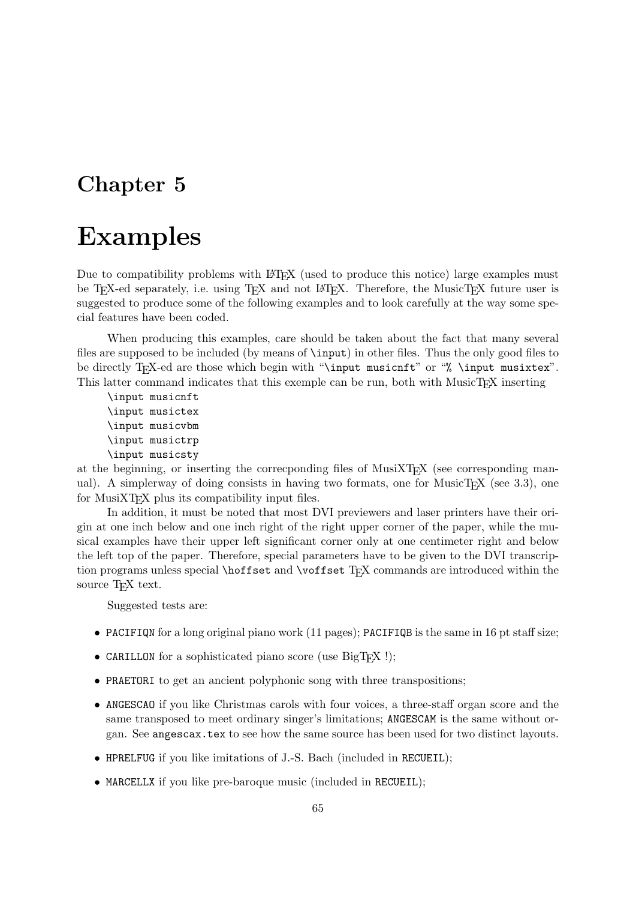# Chapter 5

# Examples

Due to compatibility problems with LaTeX (used to produce this notice) large examples must be TeX-ed separately, i.e. using TeX and not LaTeX. Therefore, the MusicTeX future user is suggested to produce some of the following examples and to look carefully at the way some special features have been coded.

When producing this examples, care should be taken about the fact that many several files are supposed to be included (by means of `\input`) in other files. Thus the only good files to be directly TeX-ed are those which begin with "`\input musicnft`" or "`% \input musixtex`". This latter command indicates that this exemple can be run, both with MusicTeX inserting

```
\input musicnft
\input musictex
\input musicvbm
\input musictrp
\input musicsty
```

at the beginning, or inserting the correcponding files of MusiXTeX (see corresponding manual). A simplerway of doing consists in having two formats, one for MusicTeX (see 3.3), one for MusiXTeX plus its compatibility input files.

In addition, it must be noted that most DVI previewers and laser printers have their origin at one inch below and one inch right of the right upper corner of the paper, while the musical examples have their upper left significant corner only at one centimeter right and below the left top of the paper. Therefore, special parameters have to be given to the DVI transcription programs unless special `\hoffset` and `\voffset` TeX commands are introduced within the source TeX text.

Suggested tests are:

- `PACIFIQN` for a long original piano work (11 pages); `PACIFIQB` is the same in 16 pt staff size;
- `CARILLON` for a sophisticated piano score (use BigTeX !);
- `PRAETORI` to get an ancient polyphonic song with three transpositions;
- `ANGESCAO` if you like Christmas carols with four voices, a three-staff organ score and the same transposed to meet ordinary singer's limitations; `ANGESCAM` is the same without organ. See `angescax.tex` to see how the same source has been used for two distinct layouts.
- `HPRELFUG` if you like imitations of J.-S. Bach (included in `RECUEIL`);
- `MARCELLX` if you like pre-baroque music (included in `RECUEIL`);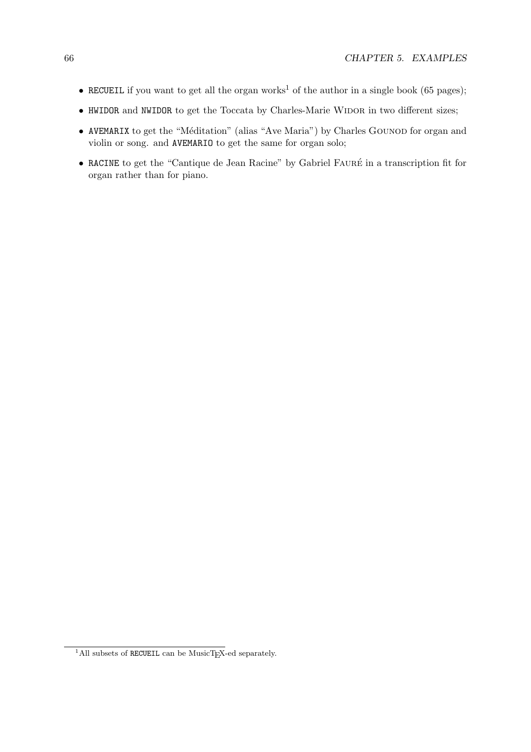- `RECUEIL` if you want to get all the organ works[1] of the author in a single book (65 pages);
- `HWIDOR` and `NWIDOR` to get the Toccata by Charles-Marie Widor in two different sizes;
- `AVEMARIX` to get the "Méditation" (alias "Ave Maria") by Charles Gounod for organ and violin or song. and `AVEMARIO` to get the same for organ solo;
- `RACINE` to get the "Cantique de Jean Racine" by Gabriel Fauré in a transcription fit for organ rather than for piano.

---

[1] All subsets of `RECUEIL` can be MusicTeX-ed separately.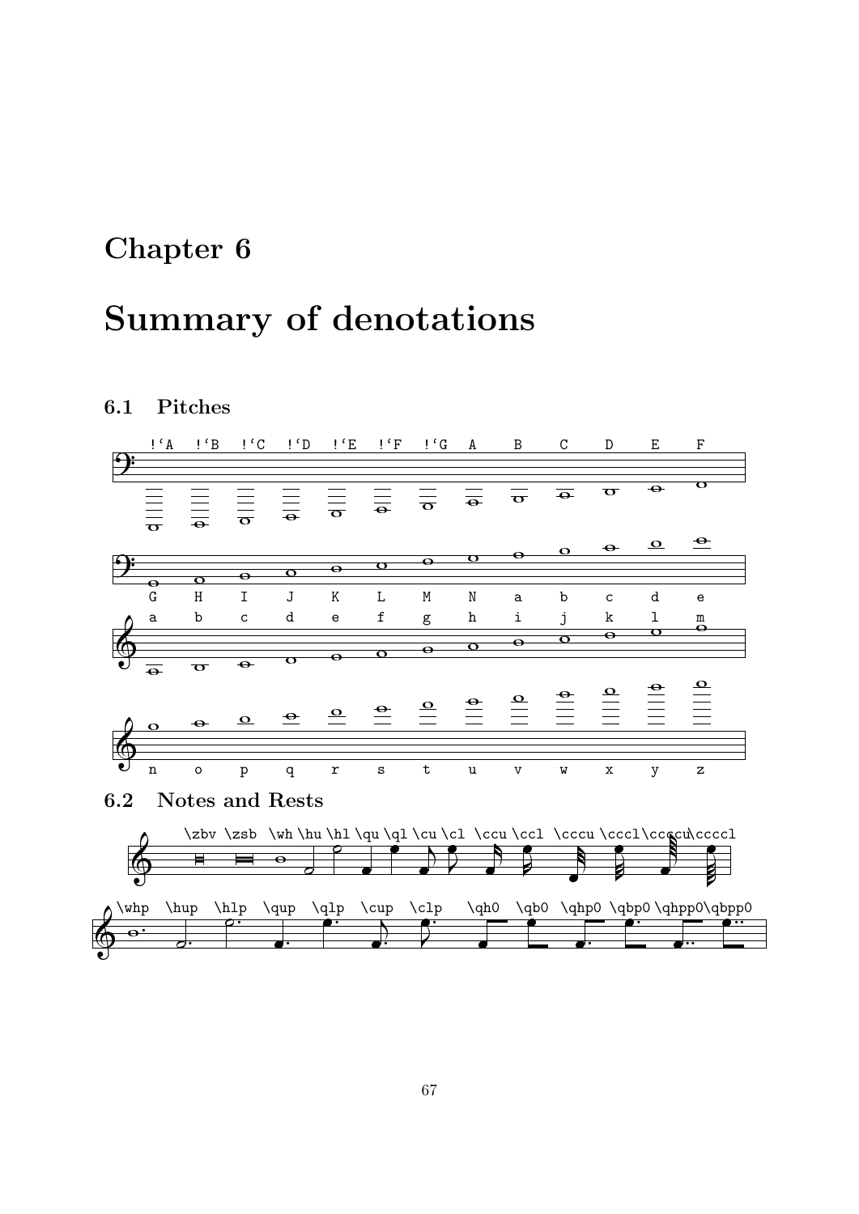# Chapter 6

# Summary of denotations

## 6.1 Pitches

!`A !`B !`C !`D !`E !`F !`G A B C D E F

G H I J K L M N a b c d e

a b c d e f g h i j k l m

n o p q r s t u v w x y z

## 6.2 Notes and Rests

\zbv \zsb \wh \hu \hl \qu \ql \cu \cl \ccu \ccl \cccu \cccl \ccccu \ccccl

\whp \hup \hlp \qup \qlp \cup \clp \qh0 \qb0 \qhp0 \qbp0 \qhpp0 \qbpp0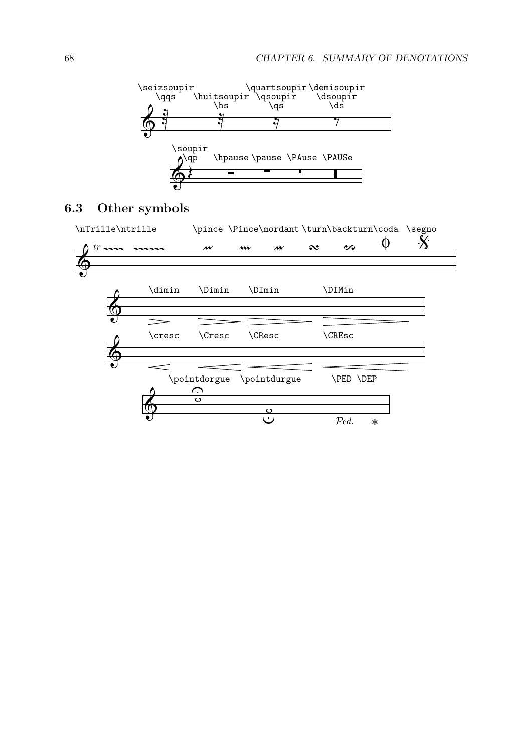\seizsoupir \qqs \huitsoupir \hs \quartsoupir \qsoupir \qs \demisoupir \dsoupir \ds

\soupir \qp \hpause \pause \PAuse \PAUSe

## 6.3 Other symbols

\nTrille \ntrille \pince \Pince \mordant \turn \backturn \coda \segno

*tr*

\dimin \Dimin \DImin \DIMin

\cresc \Cresc \CResc \CREsc

\pointdorgue \pointdurgue \PED \DEP

*Ped.* *